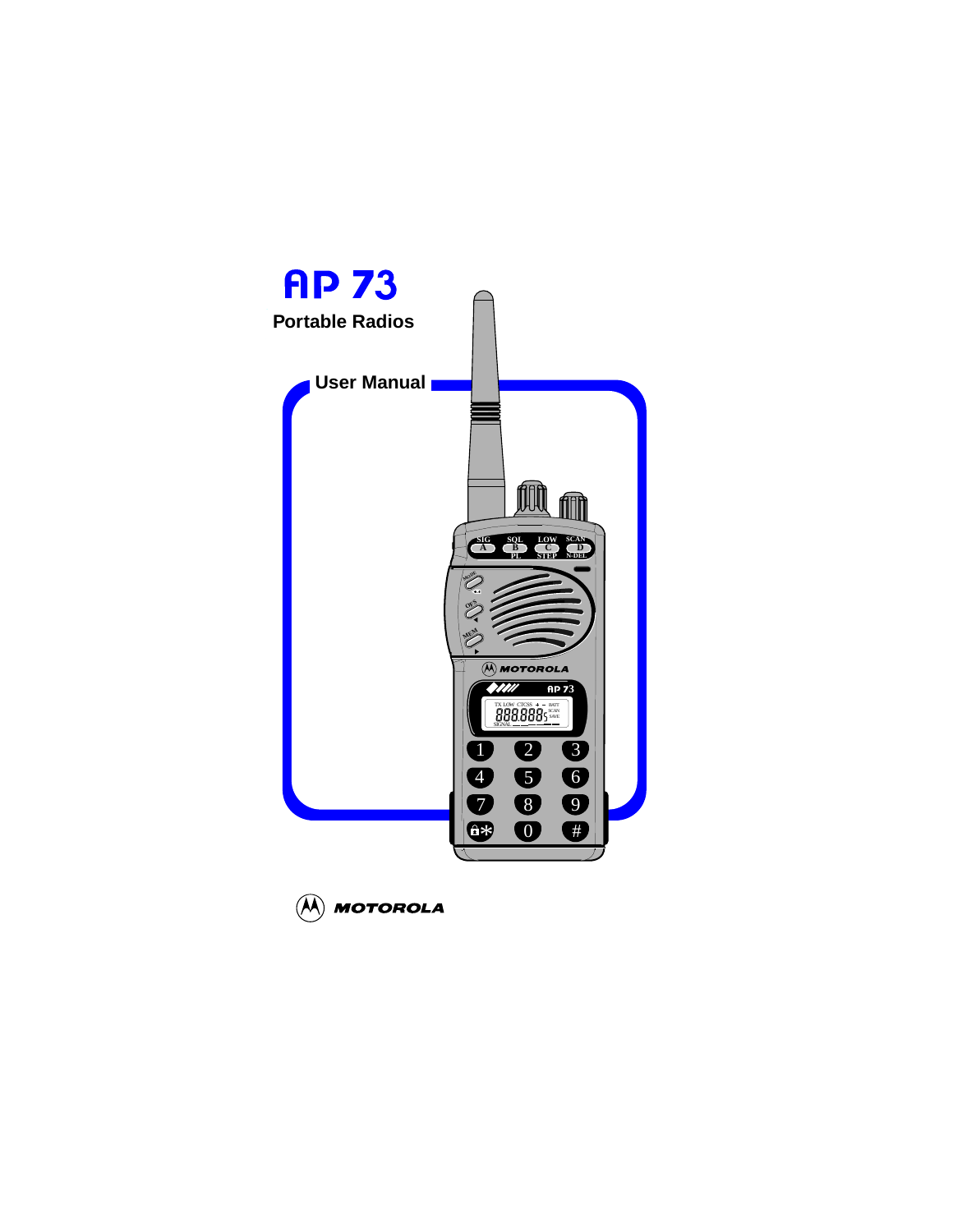# AP 73

**Portable Radios**

## User Manual

MOTOROLA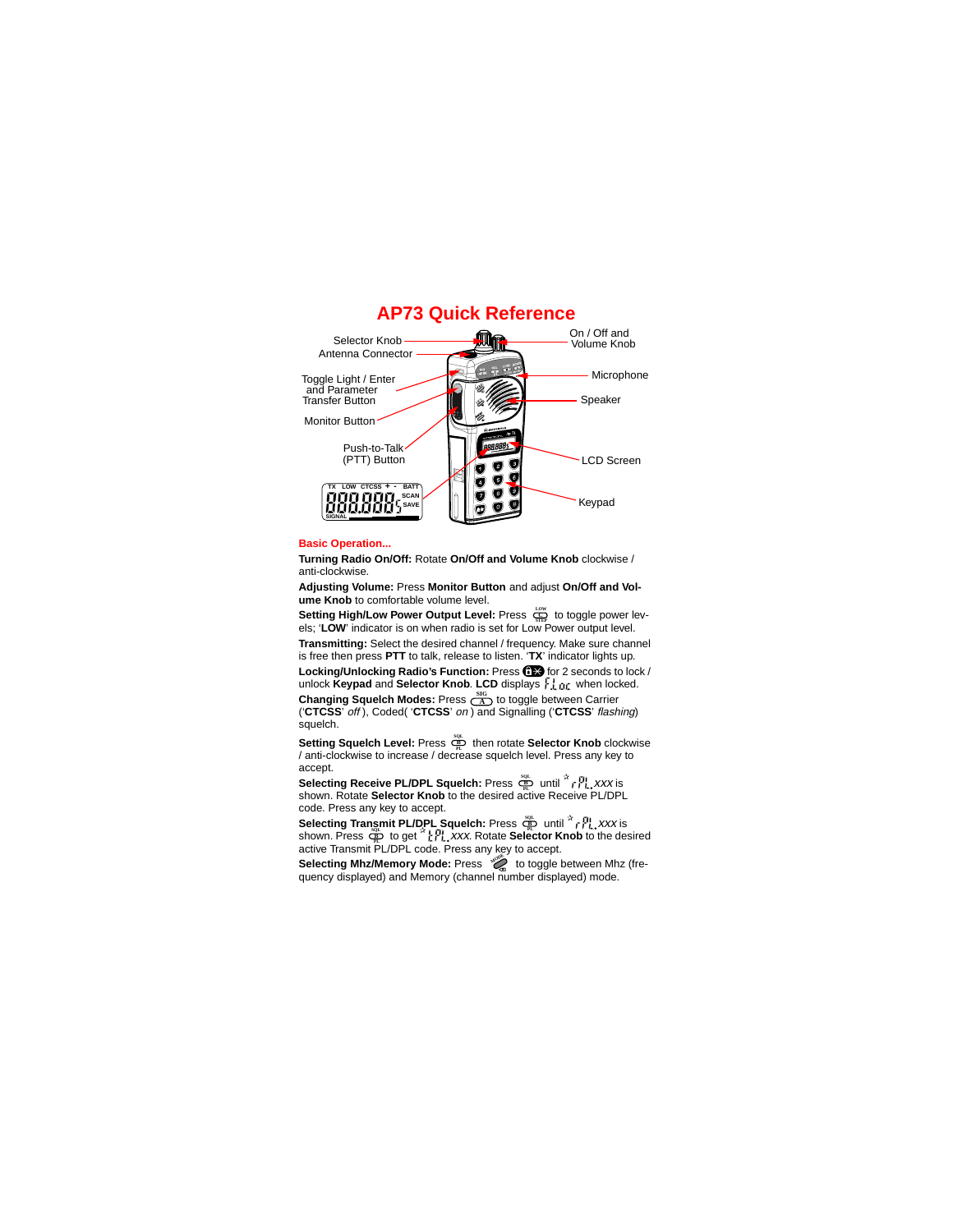# AP73 Quick Reference

Selector Knob
Antenna Connector
On / Off and Volume Knob
Toggle Light / Enter and Parameter Transfer Button
Microphone
Speaker
Monitor Button
Push-to-Talk (PTT) Button
LCD Screen
Keypad

### Basic Operation...

**Turning Radio On/Off:** Rotate **On/Off and Volume Knob** clockwise / anti-clockwise.

**Adjusting Volume:** Press **Monitor Button** and adjust **On/Off and Volume Knob** to comfortable volume level.

**Setting High/Low Power Output Level:** Press LOW/STEP to toggle power levels; '**LOW**' indicator is on when radio is set for Low Power output level.

**Transmitting:** Select the desired channel / frequency. Make sure channel is free then press **PTT** to talk, release to listen. '**TX**' indicator lights up.

**Locking/Unlocking Radio's Function:** Press the lock key for 2 seconds to lock / unlock **Keypad** and **Selector Knob**. **LCD** displays *FLoc* when locked.

**Changing Squelch Modes:** Press SIG/A to toggle between Carrier ('**CTCSS**' *off* ), Coded( '**CTCSS**' *on* ) and Signalling ('**CTCSS**' *flashing*) squelch.

**Setting Squelch Level:** Press SQL/B/PL then rotate **Selector Knob** clockwise / anti-clockwise to increase / decrease squelch level. Press any key to accept.

**Selecting Receive PL/DPL Squelch:** Press SQL/B/PL until *rPL.xxx* is shown. Rotate **Selector Knob** to the desired active Receive PL/DPL code. Press any key to accept.

**Selecting Transmit PL/DPL Squelch:** Press SQL/B/PL until *rPL.xxx* is shown. Press SQL/B/PL to get *tPL.xxx*. Rotate **Selector Knob** to the desired active Transmit PL/DPL code. Press any key to accept.

**Selecting Mhz/Memory Mode:** Press MODE to toggle between Mhz (frequency displayed) and Memory (channel number displayed) mode.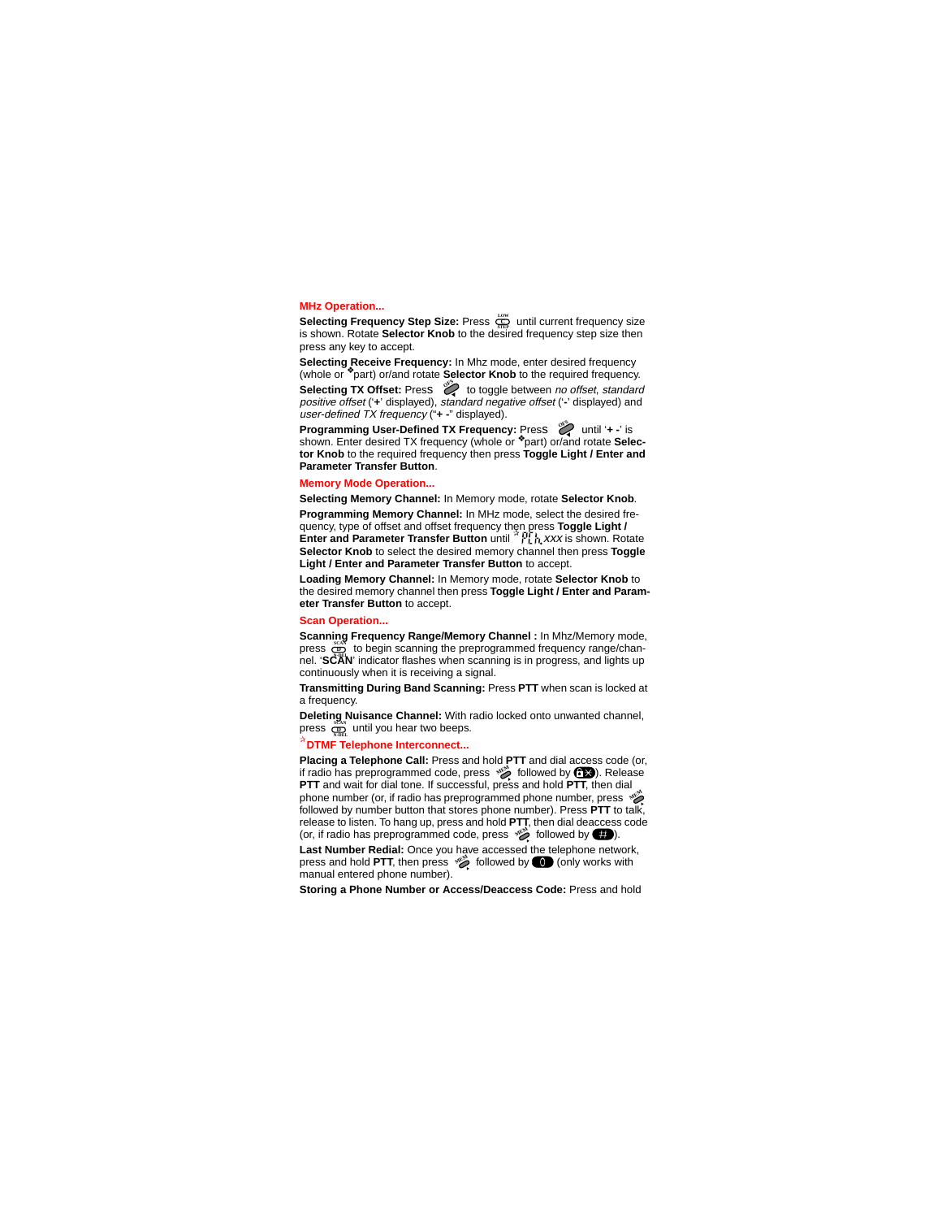## MHz Operation...

**Selecting Frequency Step Size:** Press LOW/STEP until current frequency size is shown. Rotate **Selector Knob** to the desired frequency step size then press any key to accept.

**Selecting Receive Frequency:** In Mhz mode, enter desired frequency (whole or ❖part) or/and rotate **Selector Knob** to the required frequency.

**Selecting TX Offset:** Press OFS to toggle between *no offset, standard positive offset* ('**+**' displayed), *standard negative offset* ('**-**' displayed) and *user-defined TX frequency* ("**+ -**" displayed).

**Programming User-Defined TX Frequency:** Press OFS until '**+ -**' is shown. Enter desired TX frequency (whole or ❖part) or/and rotate **Selector Knob** to the required frequency then press **Toggle Light / Enter and Parameter Transfer Button**.

## Memory Mode Operation...

**Selecting Memory Channel:** In Memory mode, rotate **Selector Knob**.

**Programming Memory Channel:** In MHz mode, select the desired frequency, type of offset and offset frequency then press **Toggle Light / Enter and Parameter Transfer Button** until ☆PrLh*xxx* is shown. Rotate **Selector Knob** to select the desired memory channel then press **Toggle Light / Enter and Parameter Transfer Button** to accept.

**Loading Memory Channel:** In Memory mode, rotate **Selector Knob** to the desired memory channel then press **Toggle Light / Enter and Parameter Transfer Button** to accept.

## Scan Operation...

**Scanning Frequency Range/Memory Channel :** In Mhz/Memory mode, press SCAN/N-DEL to begin scanning the preprogrammed frequency range/channel. '**SCAN**' indicator flashes when scanning is in progress, and lights up continuously when it is receiving a signal.

**Transmitting During Band Scanning:** Press **PTT** when scan is locked at a frequency.

**Deleting Nuisance Channel:** With radio locked onto unwanted channel, press SCAN/N-DEL until you hear two beeps.

## ☆DTMF Telephone Interconnect...

**Placing a Telephone Call:** Press and hold **PTT** and dial access code (or, if radio has preprogrammed code, press MEM followed by ✱). Release **PTT** and wait for dial tone. If successful, press and hold **PTT**, then dial phone number (or, if radio has preprogrammed phone number, press MEM followed by number button that stores phone number). Press **PTT** to talk, release to listen. To hang up, press and hold **PTT**, then dial deaccess code (or, if radio has preprogrammed code, press MEM followed by #).

**Last Number Redial:** Once you have accessed the telephone network, press and hold **PTT**, then press MEM followed by 0 (only works with manual entered phone number).

**Storing a Phone Number or Access/Deaccess Code:** Press and hold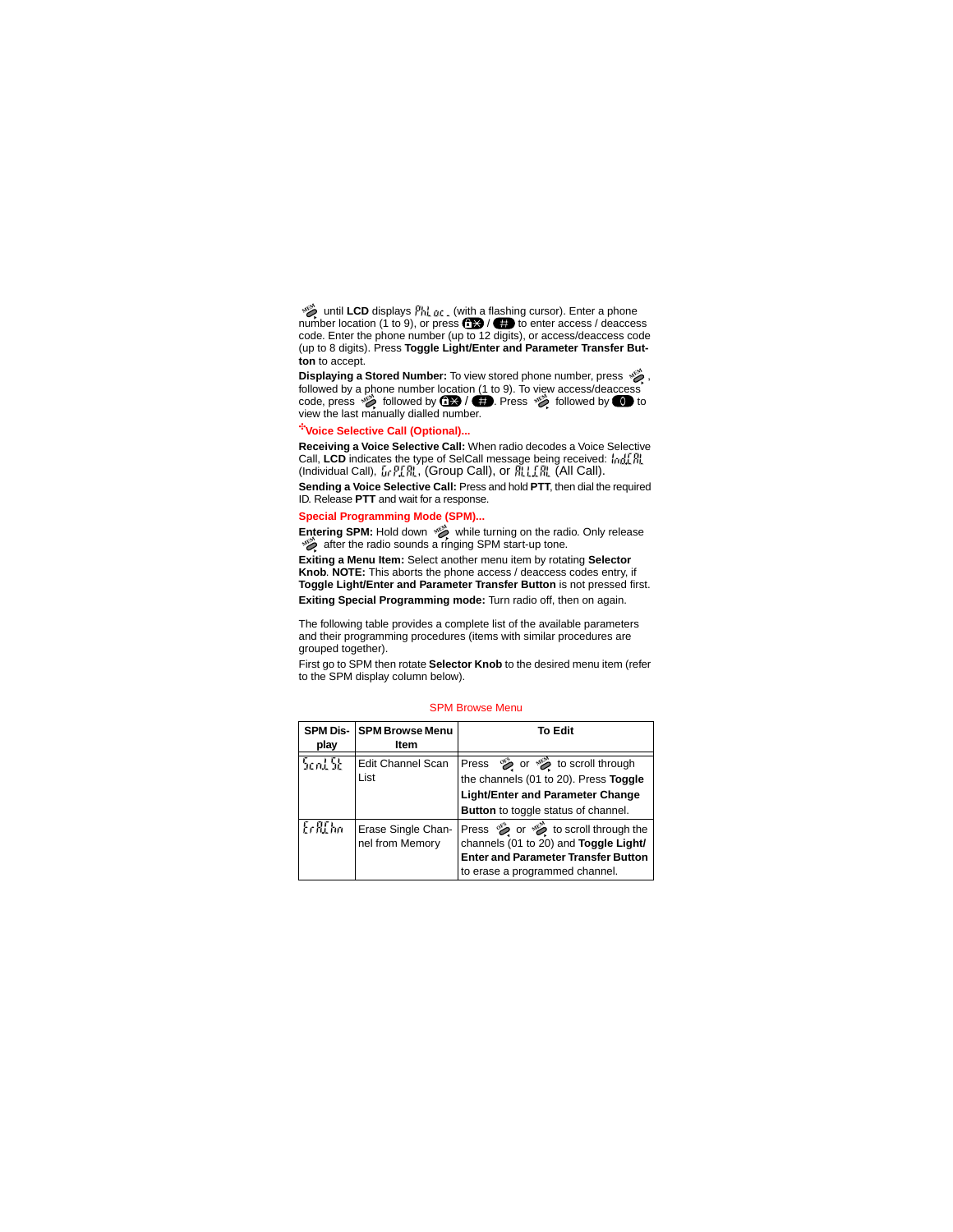MEM until **LCD** displays PhLoc_ (with a flashing cursor). Enter a phone number location (1 to 9), or press \*/# to enter access / deaccess code. Enter the phone number (up to 12 digits), or access/deaccess code (up to 8 digits). Press **Toggle Light/Enter and Parameter Transfer Button** to accept.

**Displaying a Stored Number:** To view stored phone number, press MEM, followed by a phone number location (1 to 9). To view access/deaccess code, press MEM followed by \* / #. Press MEM followed by 0 to view the last manually dialled number.

## Voice Selective Call (Optional)...

**Receiving a Voice Selective Call:** When radio decodes a Voice Selective Call, **LCD** indicates the type of SelCall message being received: IndCAL (Individual Call), GrPCAL, (Group Call), or ALLCAL (All Call).

**Sending a Voice Selective Call:** Press and hold **PTT**, then dial the required ID. Release **PTT** and wait for a response.

## Special Programming Mode (SPM)...

**Entering SPM:** Hold down MEM while turning on the radio. Only release MEM after the radio sounds a ringing SPM start-up tone.

**Exiting a Menu Item:** Select another menu item by rotating **Selector Knob**. **NOTE:** This aborts the phone access / deaccess codes entry, if **Toggle Light/Enter and Parameter Transfer Button** is not pressed first.

**Exiting Special Programming mode:** Turn radio off, then on again.

The following table provides a complete list of the available parameters and their programming procedures (items with similar procedures are grouped together).

First go to SPM then rotate **Selector Knob** to the desired menu item (refer to the SPM display column below).

SPM Browse Menu

| SPM Display | SPM Browse Menu Item | To Edit |
|---|---|---|
| ScnLSt | Edit Channel Scan List | Press OFS or MEM to scroll through the channels (01 to 20). Press **Toggle Light/Enter and Parameter Change Button** to toggle status of channel. |
| ErAChn | Erase Single Channel from Memory | Press OFS or MEM to scroll through the channels (01 to 20) and **Toggle Light/ Enter and Parameter Transfer Button** to erase a programmed channel. |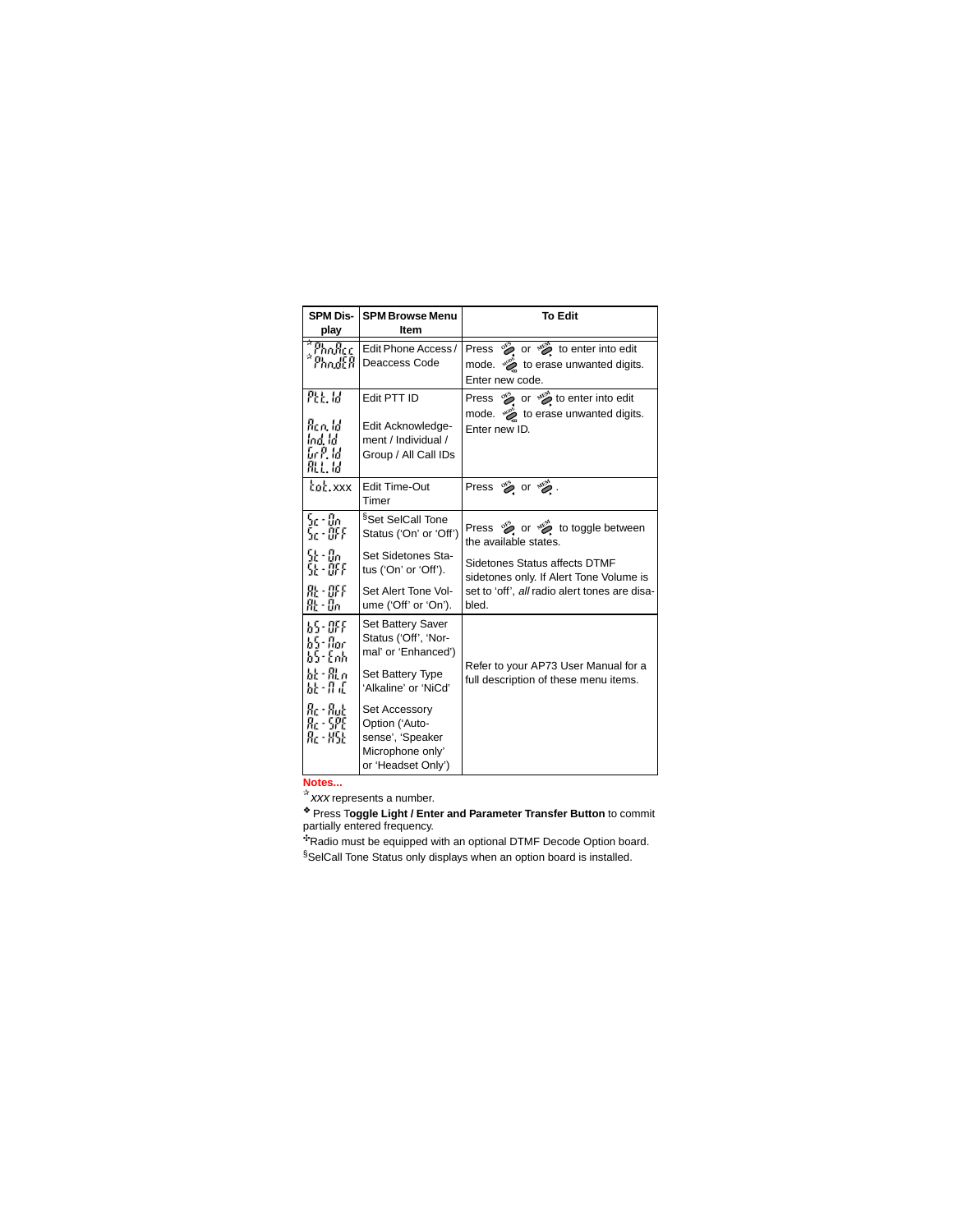| SPM Display | SPM Browse Menu Item | To Edit |
| --- | --- | --- |
| ☆PhnAcc ☆PhndEA | Edit Phone Access / Deaccess Code | Press OFS or MEM to enter into edit mode. MODE to erase unwanted digits. Enter new code. |
| Ptt.Id | Edit PTT ID | Press OFS or MEM to enter into edit mode. MODE to erase unwanted digits. Enter new ID. |
| Acn.Id Ind.Id GrP.Id ALL.Id | Edit Acknowledgement / Individual / Group / All Call IDs | |
| tot.xxx | Edit Time-Out Timer | Press OFS or MEM . |
| Sc - On Sc - OFF | §Set SelCall Tone Status (‘On’ or ‘Off’) | Press OFS or MEM to toggle between the available states. |
| St - On St - OFF | Set Sidetones Status (‘On’ or ‘Off’). | Sidetones Status affects DTMF sidetones only. If Alert Tone Volume is set to ‘off’, *all* radio alert tones are disabled. |
| At - OFF At - On | Set Alert Tone Volume (‘Off’ or ‘On’). | |
| bS - OFF bS - Nor bS - Enh | Set Battery Saver Status (‘Off’, ‘Normal’ or ‘Enhanced’) | Refer to your AP73 User Manual for a full description of these menu items. |
| bt - ALn bt - NiC | Set Battery Type ‘Alkaline’ or ‘NiCd’ | |
| Ac - Aut Ac - SPE Ac - HSt | Set Accessory Option (‘Autosense’, ‘Speaker Microphone only’ or ‘Headset Only’) | |

**Notes...**

☆ *xxx* represents a number.

❖ Press T**oggle Light / Enter and Parameter Transfer Button** to commit partially entered frequency.

✣ Radio must be equipped with an optional DTMF Decode Option board.

§ SelCall Tone Status only displays when an option board is installed.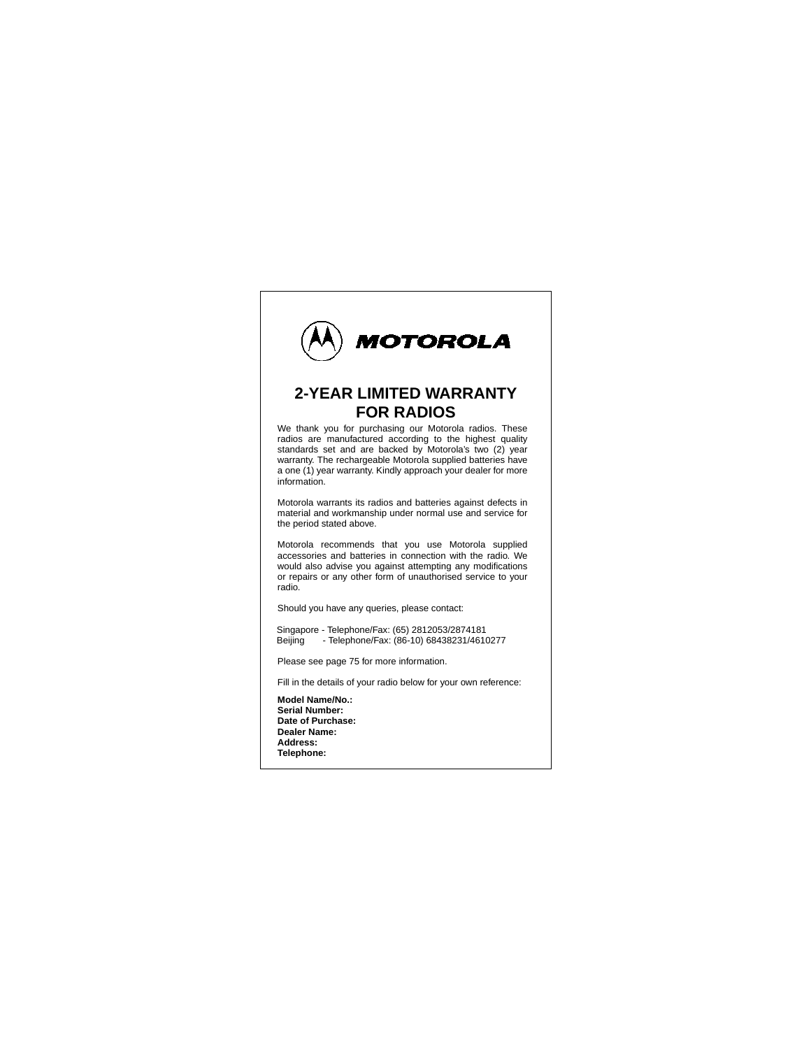**MOTOROLA**

# 2-YEAR LIMITED WARRANTY FOR RADIOS

We thank you for purchasing our Motorola radios. These radios are manufactured according to the highest quality standards set and are backed by Motorola's two (2) year warranty. The rechargeable Motorola supplied batteries have a one (1) year warranty. Kindly approach your dealer for more information.

Motorola warrants its radios and batteries against defects in material and workmanship under normal use and service for the period stated above.

Motorola recommends that you use Motorola supplied accessories and batteries in connection with the radio. We would also advise you against attempting any modifications or repairs or any other form of unauthorised service to your radio.

Should you have any queries, please contact:

Singapore - Telephone/Fax: (65) 2812053/2874181
Beijing - Telephone/Fax: (86-10) 68438231/4610277

Please see page 75 for more information.

Fill in the details of your radio below for your own reference:

**Model Name/No.:**
**Serial Number:**
**Date of Purchase:**
**Dealer Name:**
**Address:**
**Telephone:**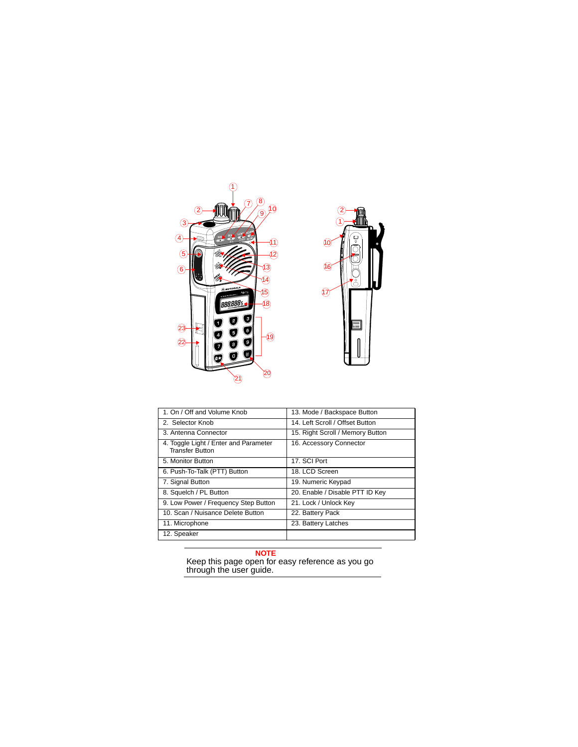| 1. On / Off and Volume Knob | 13. Mode / Backspace Button |
| --- | --- |
| 2. Selector Knob | 14. Left Scroll / Offset Button |
| 3. Antenna Connector | 15. Right Scroll / Memory Button |
| 4. Toggle Light / Enter and Parameter Transfer Button | 16. Accessory Connector |
| 5. Monitor Button | 17. SCI Port |
| 6. Push-To-Talk (PTT) Button | 18. LCD Screen |
| 7. Signal Button | 19. Numeric Keypad |
| 8. Squelch / PL Button | 20. Enable / Disable PTT ID Key |
| 9. Low Power / Frequency Step Button | 21. Lock / Unlock Key |
| 10. Scan / Nuisance Delete Button | 22. Battery Pack |
| 11. Microphone | 23. Battery Latches |
| 12. Speaker | |

**NOTE**

Keep this page open for easy reference as you go through the user guide.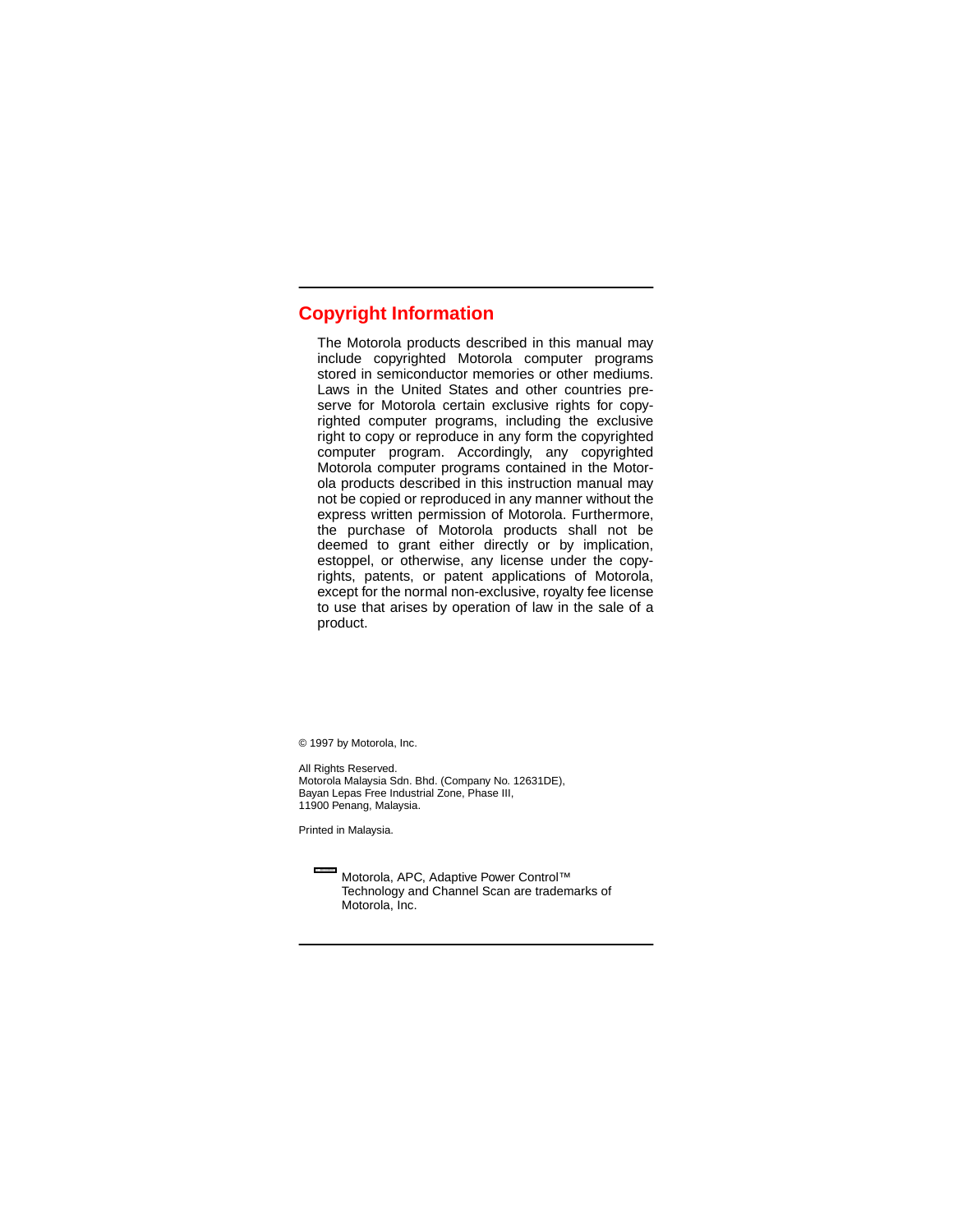## Copyright Information

The Motorola products described in this manual may include copyrighted Motorola computer programs stored in semiconductor memories or other mediums. Laws in the United States and other countries preserve for Motorola certain exclusive rights for copyrighted computer programs, including the exclusive right to copy or reproduce in any form the copyrighted computer program. Accordingly, any copyrighted Motorola computer programs contained in the Motorola products described in this instruction manual may not be copied or reproduced in any manner without the express written permission of Motorola. Furthermore, the purchase of Motorola products shall not be deemed to grant either directly or by implication, estoppel, or otherwise, any license under the copyrights, patents, or patent applications of Motorola, except for the normal non-exclusive, royalty fee license to use that arises by operation of law in the sale of a product.

© 1997 by Motorola, Inc.

All Rights Reserved.
Motorola Malaysia Sdn. Bhd. (Company No. 12631DE),
Bayan Lepas Free Industrial Zone, Phase III,
11900 Penang, Malaysia.

Printed in Malaysia.

Motorola, APC, Adaptive Power Control™ Technology and Channel Scan are trademarks of Motorola, Inc.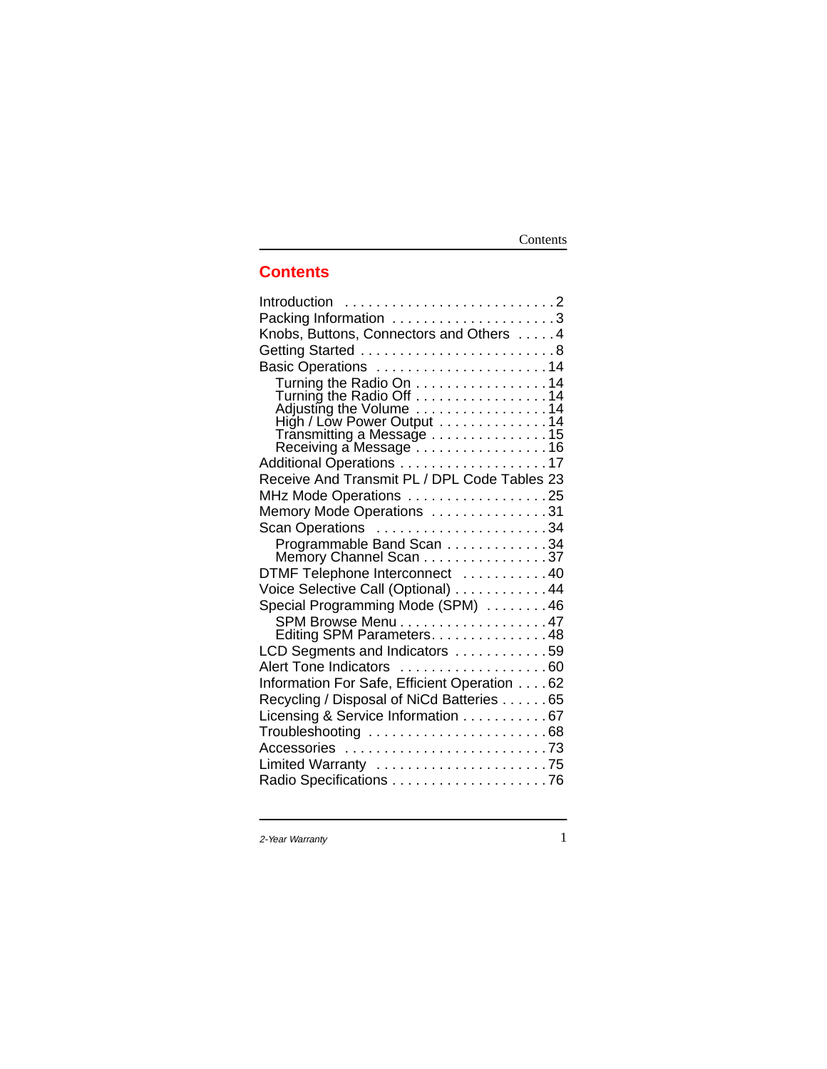# Contents

- Introduction . . . . . . . . . . . . . . . . . . . . . . . . . . 2
- Packing Information . . . . . . . . . . . . . . . . . . . . . 3
- Knobs, Buttons, Connectors and Others . . . . . 4
- Getting Started . . . . . . . . . . . . . . . . . . . . . . . . . 8
- Basic Operations . . . . . . . . . . . . . . . . . . . . . . 14
  - Turning the Radio On . . . . . . . . . . . . . . . . . 14
  - Turning the Radio Off . . . . . . . . . . . . . . . . . 14
  - Adjusting the Volume . . . . . . . . . . . . . . . . . 14
  - High / Low Power Output . . . . . . . . . . . . . . 14
  - Transmitting a Message . . . . . . . . . . . . . . . 15
  - Receiving a Message . . . . . . . . . . . . . . . . . 16
- Additional Operations . . . . . . . . . . . . . . . . . . . 17
- Receive And Transmit PL / DPL Code Tables 23
- MHz Mode Operations . . . . . . . . . . . . . . . . . . 25
- Memory Mode Operations . . . . . . . . . . . . . . . 31
- Scan Operations . . . . . . . . . . . . . . . . . . . . . . 34
  - Programmable Band Scan . . . . . . . . . . . . . 34
  - Memory Channel Scan . . . . . . . . . . . . . . . . 37
- DTMF Telephone Interconnect . . . . . . . . . . . 40
- Voice Selective Call (Optional) . . . . . . . . . . . 44
- Special Programming Mode (SPM) . . . . . . . . 46
  - SPM Browse Menu . . . . . . . . . . . . . . . . . . . 47
  - Editing SPM Parameters. . . . . . . . . . . . . . . 48
- LCD Segments and Indicators . . . . . . . . . . . . 59
- Alert Tone Indicators . . . . . . . . . . . . . . . . . . . 60
- Information For Safe, Efficient Operation . . . . 62
- Recycling / Disposal of NiCd Batteries . . . . . . 65
- Licensing & Service Information . . . . . . . . . . 67
- Troubleshooting . . . . . . . . . . . . . . . . . . . . . . . 68
- Accessories . . . . . . . . . . . . . . . . . . . . . . . . . . 73
- Limited Warranty . . . . . . . . . . . . . . . . . . . . . . 75
- Radio Specifications . . . . . . . . . . . . . . . . . . . . 76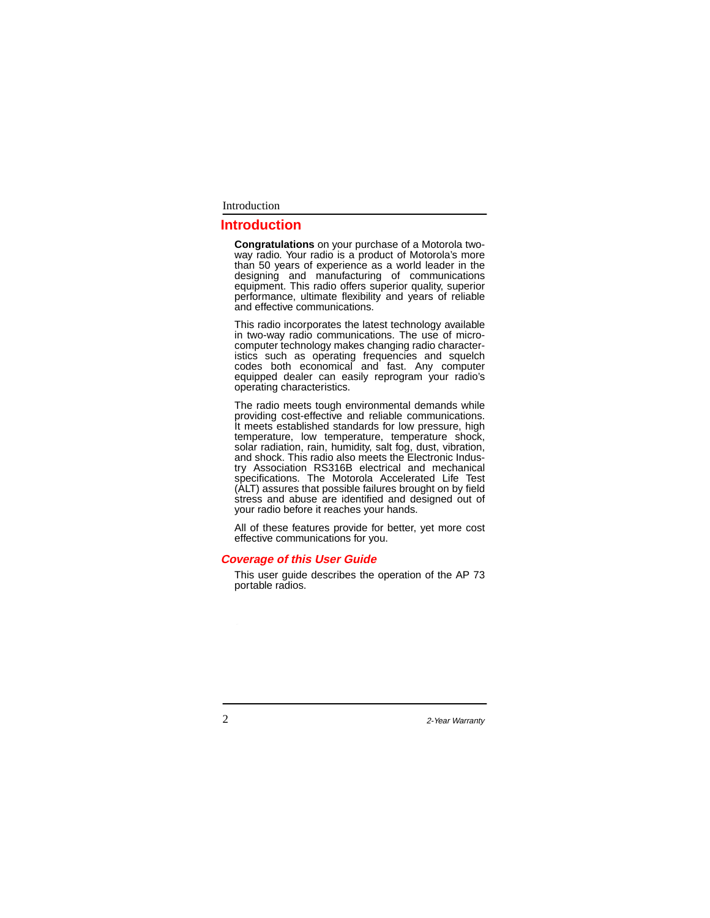# Introduction

**Congratulations** on your purchase of a Motorola two-way radio. Your radio is a product of Motorola's more than 50 years of experience as a world leader in the designing and manufacturing of communications equipment. This radio offers superior quality, superior performance, ultimate flexibility and years of reliable and effective communications.

This radio incorporates the latest technology available in two-way radio communications. The use of micro-computer technology makes changing radio characteristics such as operating frequencies and squelch codes both economical and fast. Any computer equipped dealer can easily reprogram your radio's operating characteristics.

The radio meets tough environmental demands while providing cost-effective and reliable communications. It meets established standards for low pressure, high temperature, low temperature, temperature shock, solar radiation, rain, humidity, salt fog, dust, vibration, and shock. This radio also meets the Electronic Industry Association RS316B electrical and mechanical specifications. The Motorola Accelerated Life Test (ALT) assures that possible failures brought on by field stress and abuse are identified and designed out of your radio before it reaches your hands.

All of these features provide for better, yet more cost effective communications for you.

## *Coverage of this User Guide*

This user guide describes the operation of the AP 73 portable radios.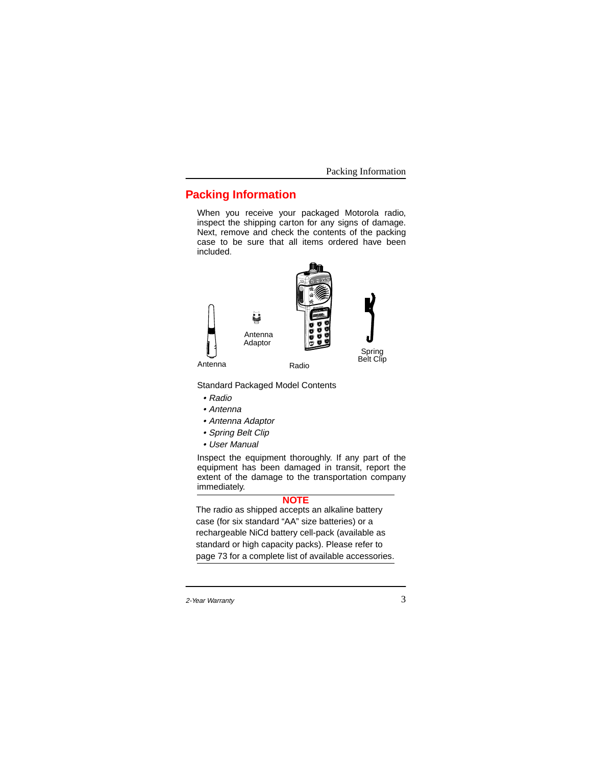## Packing Information

When you receive your packaged Motorola radio, inspect the shipping carton for any signs of damage. Next, remove and check the contents of the packing case to be sure that all items ordered have been included.

Antenna

Antenna Adaptor

Radio

Spring Belt Clip

Standard Packaged Model Contents

- *Radio*
- *Antenna*
- *Antenna Adaptor*
- *Spring Belt Clip*
- *User Manual*

Inspect the equipment thoroughly. If any part of the equipment has been damaged in transit, report the extent of the damage to the transportation company immediately.

**NOTE**

The radio as shipped accepts an alkaline battery case (for six standard “AA” size batteries) or a rechargeable NiCd battery cell-pack (available as standard or high capacity packs). Please refer to page 73 for a complete list of available accessories.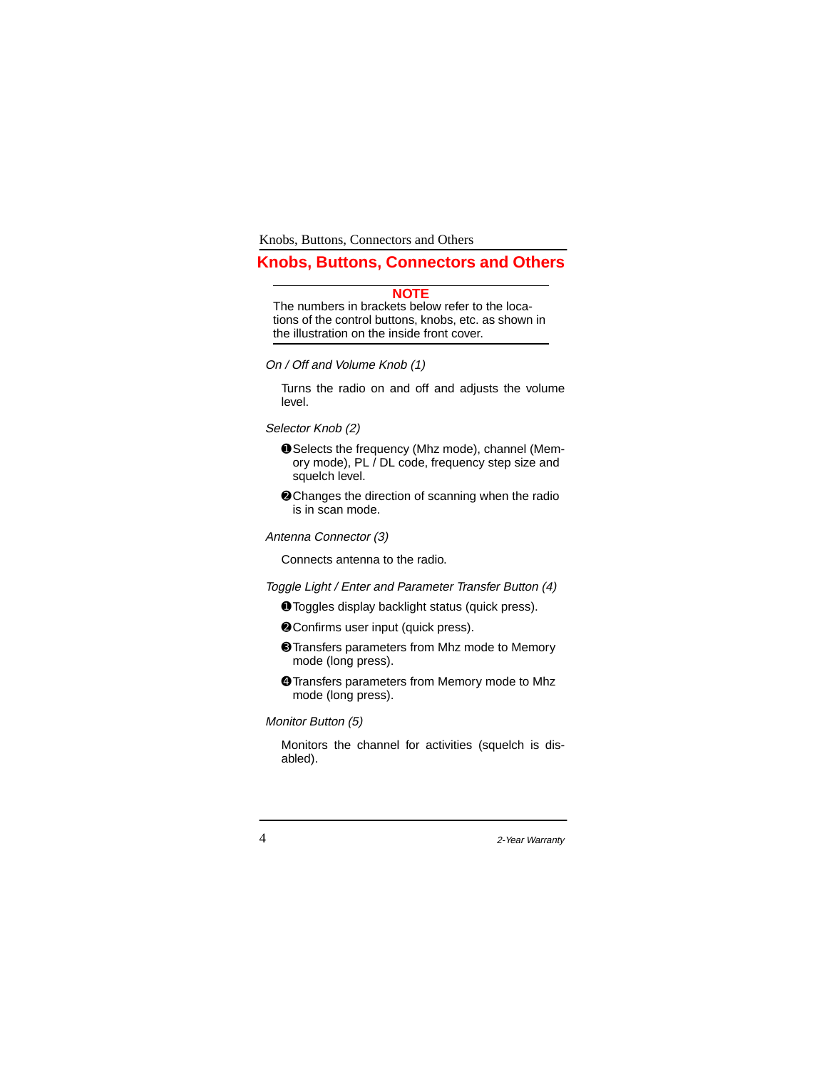# Knobs, Buttons, Connectors and Others

> **NOTE**
> The numbers in brackets below refer to the locations of the control buttons, knobs, etc. as shown in the illustration on the inside front cover.

*On / Off and Volume Knob (1)*

Turns the radio on and off and adjusts the volume level.

*Selector Knob (2)*

❶Selects the frequency (Mhz mode), channel (Memory mode), PL / DL code, frequency step size and squelch level.

❷Changes the direction of scanning when the radio is in scan mode.

*Antenna Connector (3)*

Connects antenna to the radio.

*Toggle Light / Enter and Parameter Transfer Button (4)*

❶Toggles display backlight status (quick press).

❷Confirms user input (quick press).

❸Transfers parameters from Mhz mode to Memory mode (long press).

❹Transfers parameters from Memory mode to Mhz mode (long press).

*Monitor Button (5)*

Monitors the channel for activities (squelch is disabled).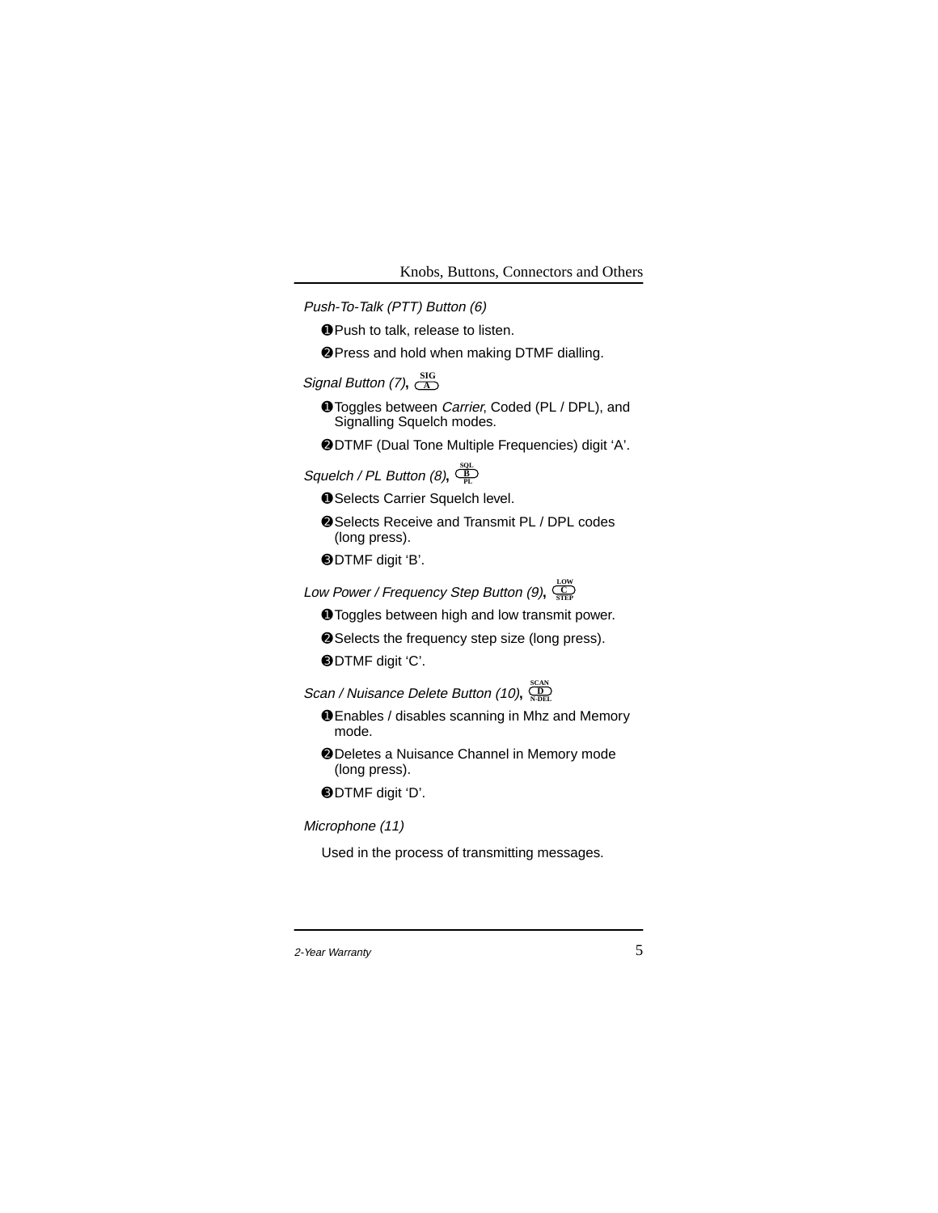*Push-To-Talk (PTT) Button (6)*

❶Push to talk, release to listen.

❷Press and hold when making DTMF dialling.

*Signal Button (7)*, **SIG / A**

❶Toggles between *Carrier*, Coded (PL / DPL), and Signalling Squelch modes.

❷DTMF (Dual Tone Multiple Frequencies) digit ‘A’.

*Squelch / PL Button (8)*, **SQL / B / PL**

❶Selects Carrier Squelch level.

❷Selects Receive and Transmit PL / DPL codes (long press).

❸DTMF digit ‘B’.

*Low Power / Frequency Step Button (9)*, **LOW / C / STEP**

❶Toggles between high and low transmit power.

❷Selects the frequency step size (long press).

❸DTMF digit ‘C’.

*Scan / Nuisance Delete Button (10)*, **SCAN / D / N-DEL**

❶Enables / disables scanning in Mhz and Memory mode.

❷Deletes a Nuisance Channel in Memory mode (long press).

❸DTMF digit ‘D’.

*Microphone (11)*

Used in the process of transmitting messages.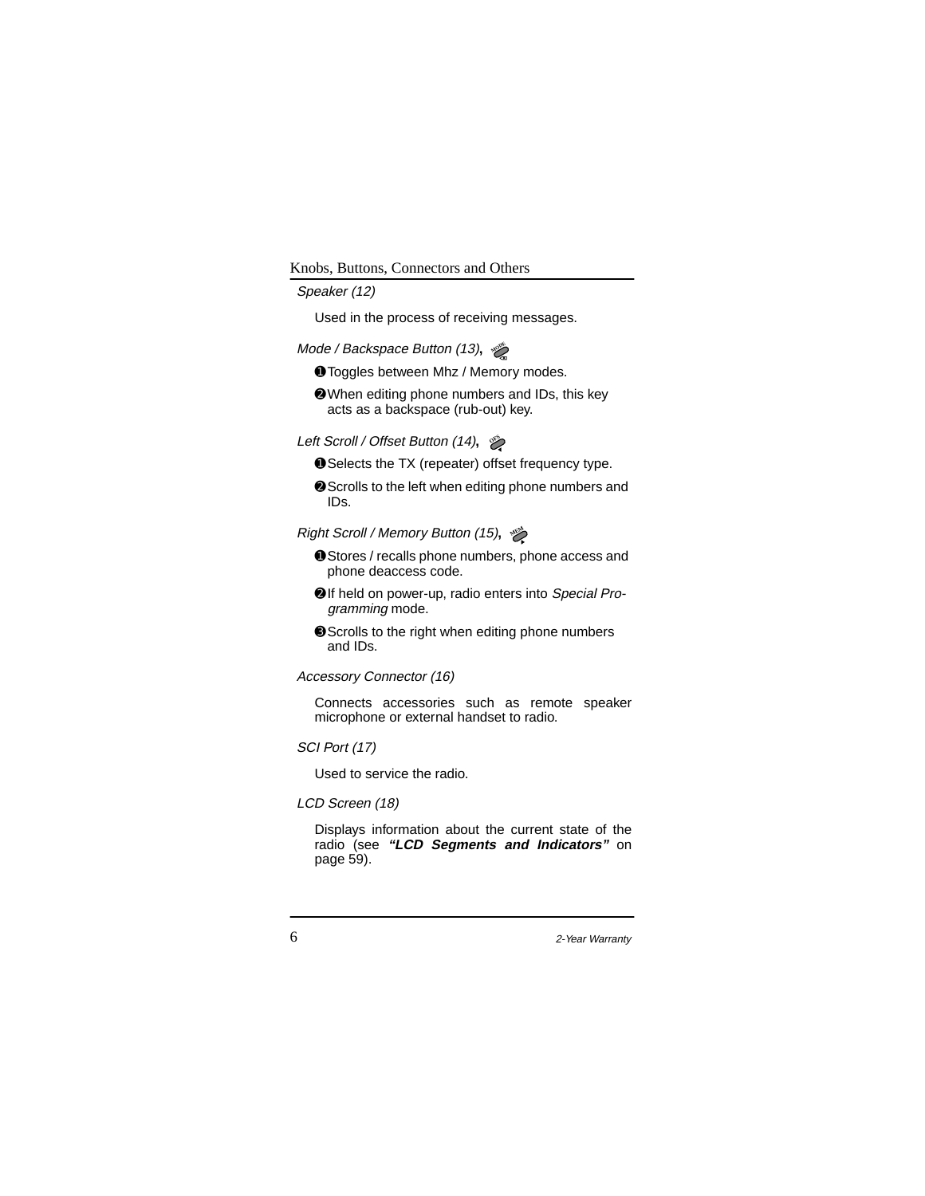*Speaker (12)*

Used in the process of receiving messages.

*Mode / Backspace Button (13)*,

❶Toggles between Mhz / Memory modes.

❷When editing phone numbers and IDs, this key acts as a backspace (rub-out) key.

*Left Scroll / Offset Button (14)*,

❶Selects the TX (repeater) offset frequency type.

❷Scrolls to the left when editing phone numbers and IDs.

*Right Scroll / Memory Button (15)*,

❶Stores / recalls phone numbers, phone access and phone deaccess code.

❷If held on power-up, radio enters into *Special Programming* mode.

❸Scrolls to the right when editing phone numbers and IDs.

*Accessory Connector (16)*

Connects accessories such as remote speaker microphone or external handset to radio.

*SCI Port (17)*

Used to service the radio.

*LCD Screen (18)*

Displays information about the current state of the radio (see ***"LCD Segments and Indicators"*** on page 59).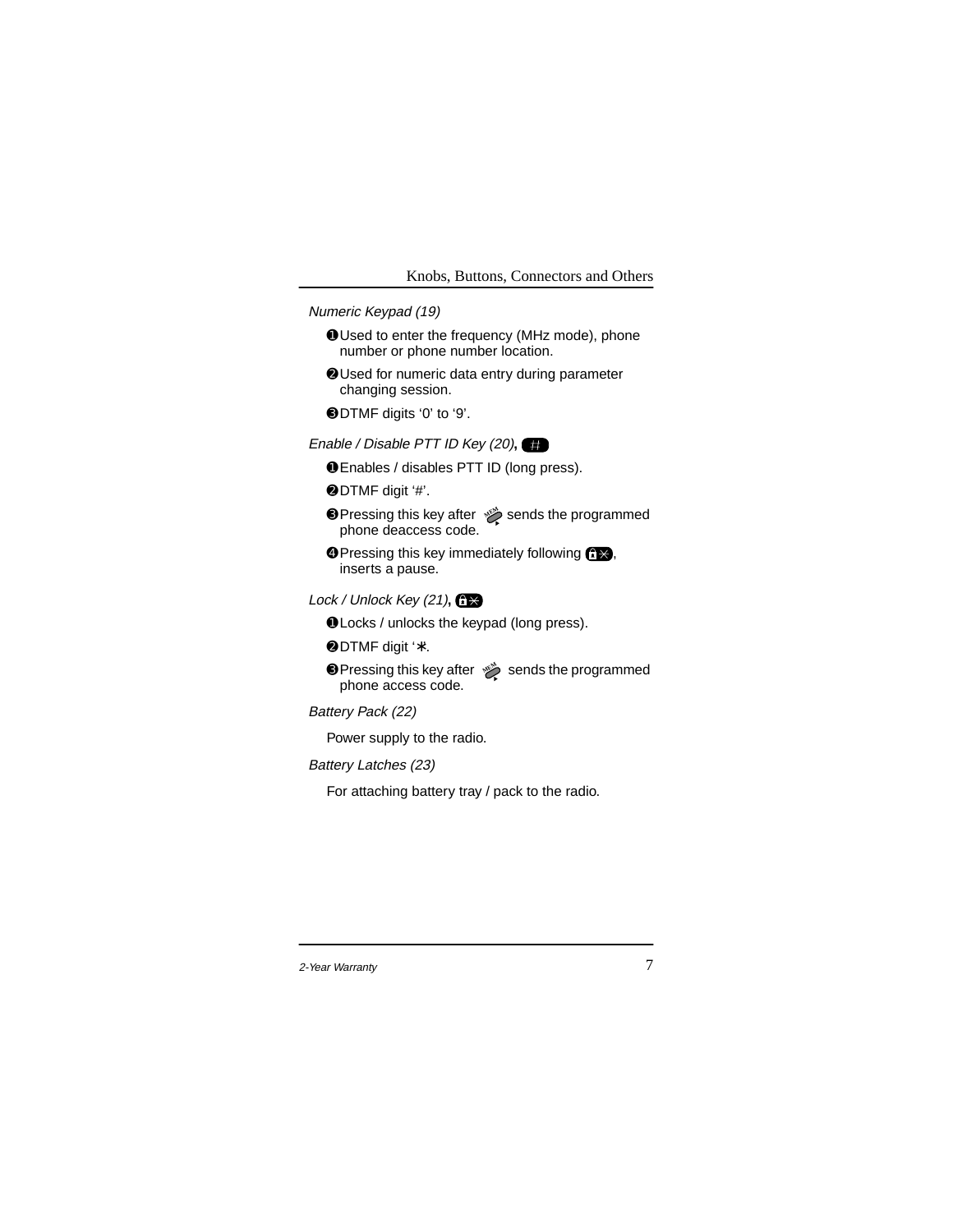*Numeric Keypad (19)*

❶Used to enter the frequency (MHz mode), phone number or phone number location.

❷Used for numeric data entry during parameter changing session.

❸DTMF digits ‘0’ to ‘9’.

*Enable / Disable PTT ID Key (20)*, #

❶Enables / disables PTT ID (long press).

❷DTMF digit ‘#’.

❸Pressing this key after MEM sends the programmed phone deaccess code.

❹Pressing this key immediately following 🔒✱, inserts a pause.

*Lock / Unlock Key (21)*, 🔒✱

❶Locks / unlocks the keypad (long press).

❷DTMF digit ‘✱.

❸Pressing this key after MEM sends the programmed phone access code.

*Battery Pack (22)*

Power supply to the radio.

*Battery Latches (23)*

For attaching battery tray / pack to the radio.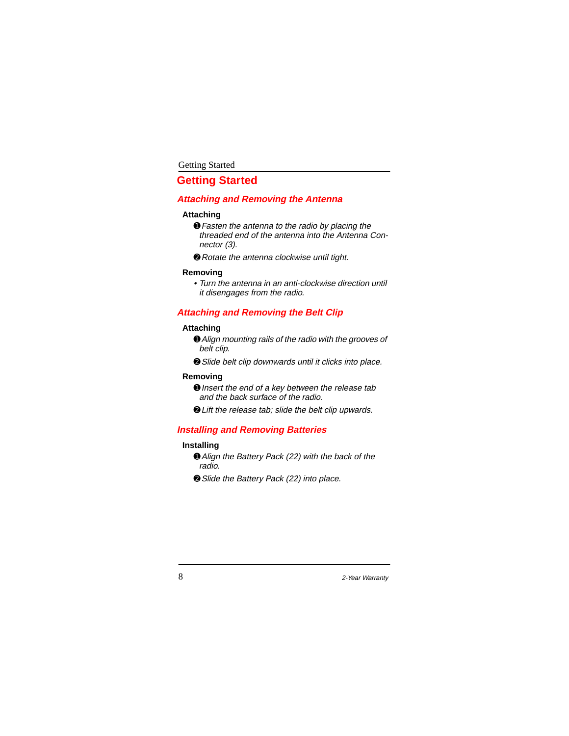# Getting Started

## Attaching and Removing the Antenna

### Attaching

➊ *Fasten the antenna to the radio by placing the threaded end of the antenna into the Antenna Connector (3).*

➋ *Rotate the antenna clockwise until tight.*

### Removing

- *Turn the antenna in an anti-clockwise direction until it disengages from the radio.*

## Attaching and Removing the Belt Clip

### Attaching

➊ *Align mounting rails of the radio with the grooves of belt clip.*

➋ *Slide belt clip downwards until it clicks into place.*

### Removing

➊ *Insert the end of a key between the release tab and the back surface of the radio.*

➋ *Lift the release tab; slide the belt clip upwards.*

## Installing and Removing Batteries

### Installing

➊ *Align the Battery Pack (22) with the back of the radio.*

➋ *Slide the Battery Pack (22) into place.*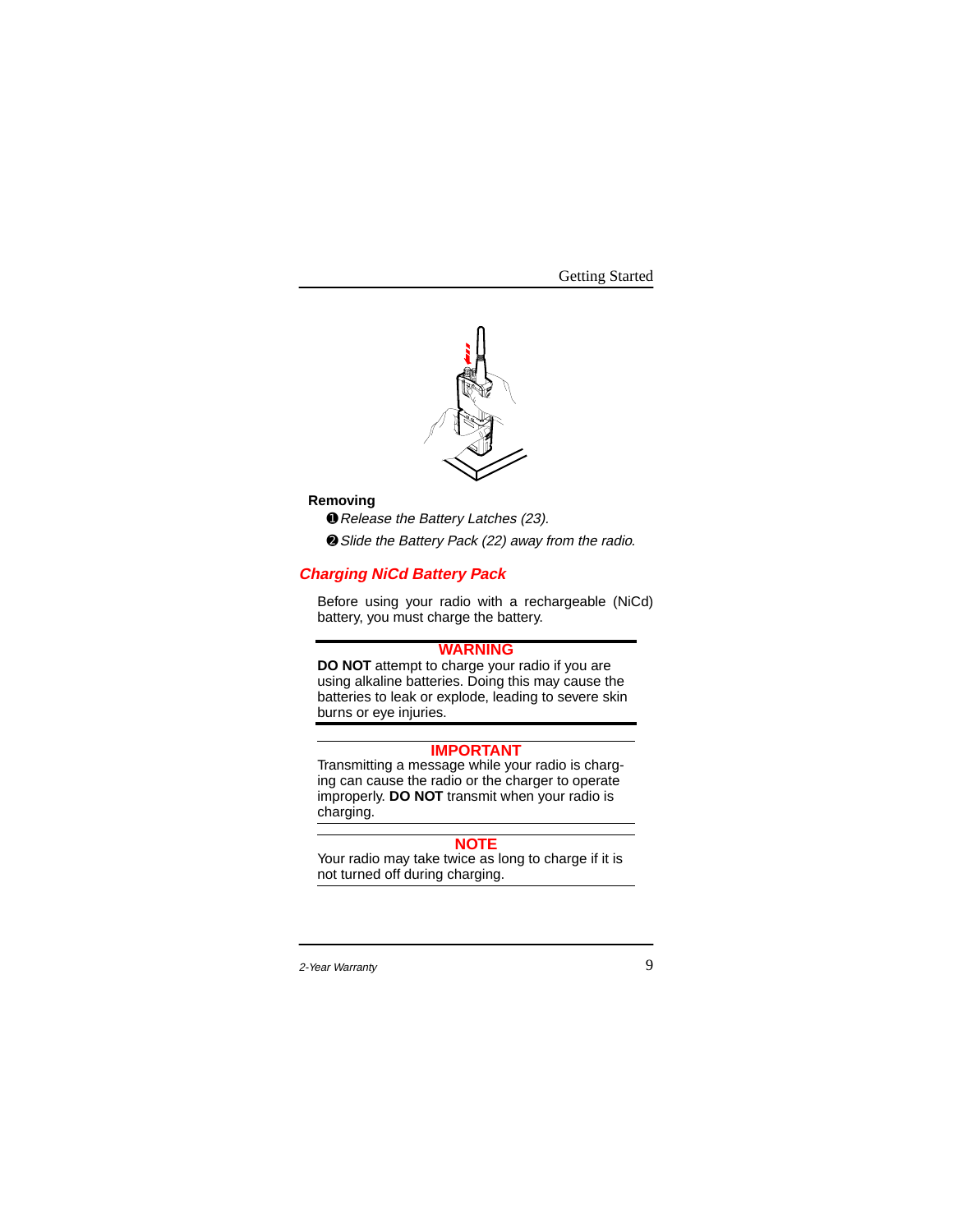**Removing**

❶ *Release the Battery Latches (23).*

❷ *Slide the Battery Pack (22) away from the radio.*

## *Charging NiCd Battery Pack*

Before using your radio with a rechargeable (NiCd) battery, you must charge the battery.

**WARNING**

**DO NOT** attempt to charge your radio if you are using alkaline batteries. Doing this may cause the batteries to leak or explode, leading to severe skin burns or eye injuries.

**IMPORTANT**

Transmitting a message while your radio is charging can cause the radio or the charger to operate improperly. **DO NOT** transmit when your radio is charging.

**NOTE**

Your radio may take twice as long to charge if it is not turned off during charging.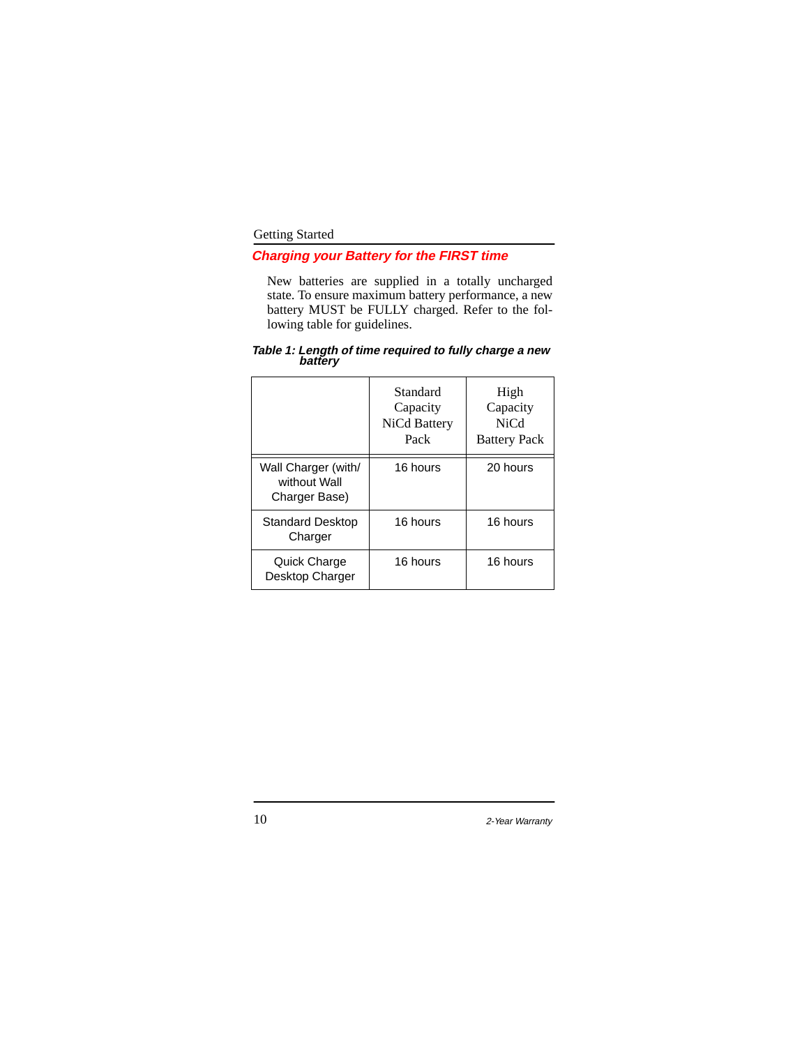## Charging your Battery for the FIRST time

New batteries are supplied in a totally uncharged state. To ensure maximum battery performance, a new battery MUST be FULLY charged. Refer to the following table for guidelines.

***Table 1: Length of time required to fully charge a new battery***

| | Standard Capacity NiCd Battery Pack | High Capacity NiCd Battery Pack |
|---|---|---|
| Wall Charger (with/ without Wall Charger Base) | 16 hours | 20 hours |
| Standard Desktop Charger | 16 hours | 16 hours |
| Quick Charge Desktop Charger | 16 hours | 16 hours |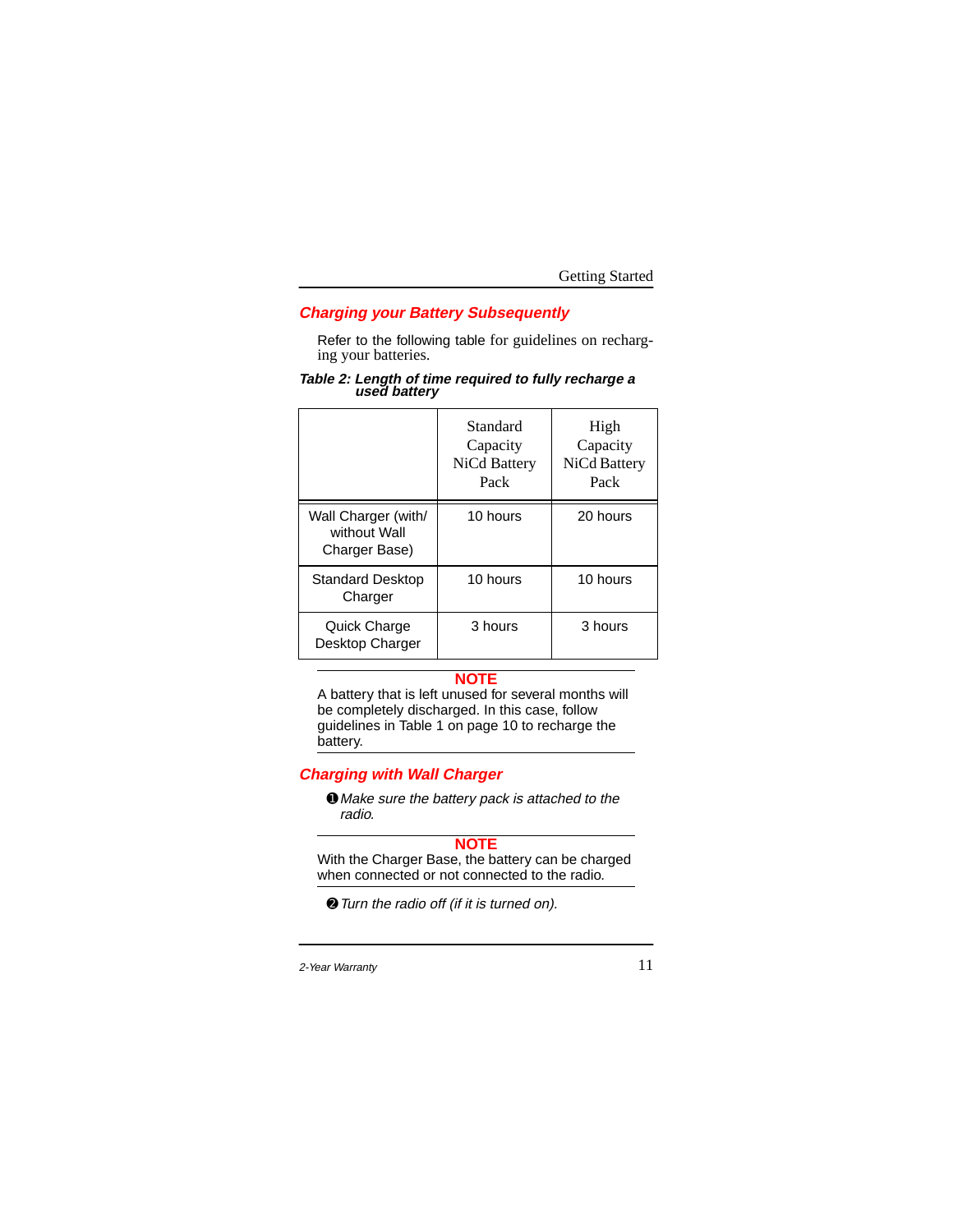## Charging your Battery Subsequently

Refer to the following table for guidelines on recharging your batteries.

***Table 2: Length of time required to fully recharge a used battery***

| | Standard Capacity NiCd Battery Pack | High Capacity NiCd Battery Pack |
|---|---|---|
| Wall Charger (with/ without Wall Charger Base) | 10 hours | 20 hours |
| Standard Desktop Charger | 10 hours | 10 hours |
| Quick Charge Desktop Charger | 3 hours | 3 hours |

**NOTE**

A battery that is left unused for several months will be completely discharged. In this case, follow guidelines in Table 1 on page 10 to recharge the battery.

## Charging with Wall Charger

➊ *Make sure the battery pack is attached to the radio.*

**NOTE**

With the Charger Base, the battery can be charged when connected or not connected to the radio.

➋ *Turn the radio off (if it is turned on).*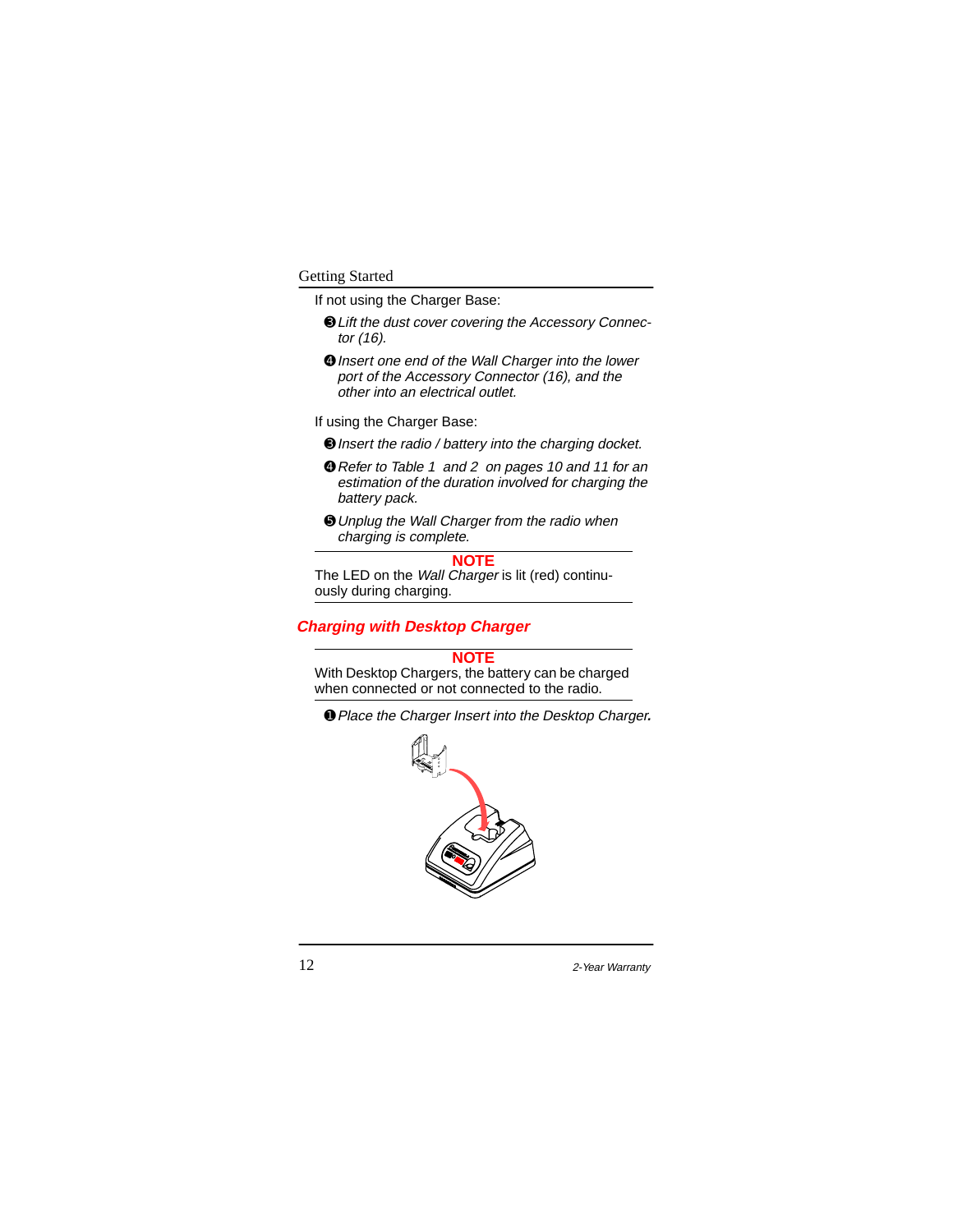If not using the Charger Base:

❸ *Lift the dust cover covering the Accessory Connector (16).*

❹ *Insert one end of the Wall Charger into the lower port of the Accessory Connector (16), and the other into an electrical outlet.*

If using the Charger Base:

❸ *Insert the radio / battery into the charging docket.*

❹ *Refer to Table 1 and 2 on pages 10 and 11 for an estimation of the duration involved for charging the battery pack.*

❺ *Unplug the Wall Charger from the radio when charging is complete.*

---

**NOTE**

The LED on the *Wall Charger* is lit (red) continuously during charging.

---

## Charging with Desktop Charger

---

**NOTE**

With Desktop Chargers, the battery can be charged when connected or not connected to the radio.

---

❶ *Place the Charger Insert into the Desktop Charger.*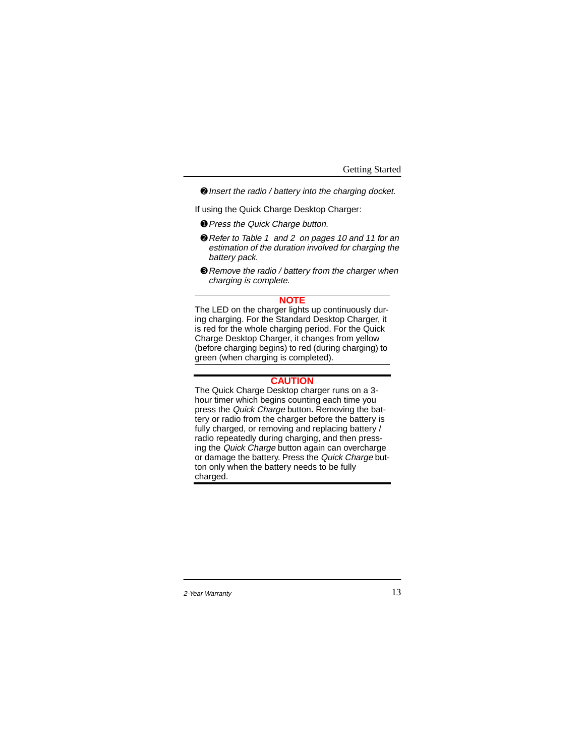❷ *Insert the radio / battery into the charging docket.*

If using the Quick Charge Desktop Charger:

❶ *Press the Quick Charge button.*

❷ *Refer to Table 1 and 2 on pages 10 and 11 for an estimation of the duration involved for charging the battery pack.*

❸ *Remove the radio / battery from the charger when charging is complete.*

---

**NOTE**

The LED on the charger lights up continuously during charging. For the Standard Desktop Charger, it is red for the whole charging period. For the Quick Charge Desktop Charger, it changes from yellow (before charging begins) to red (during charging) to green (when charging is completed).

---

**CAUTION**

The Quick Charge Desktop charger runs on a 3-hour timer which begins counting each time you press the *Quick Charge* button**.** Removing the battery or radio from the charger before the battery is fully charged, or removing and replacing battery / radio repeatedly during charging, and then pressing the *Quick Charge* button again can overcharge or damage the battery. Press the *Quick Charge* button only when the battery needs to be fully charged.

---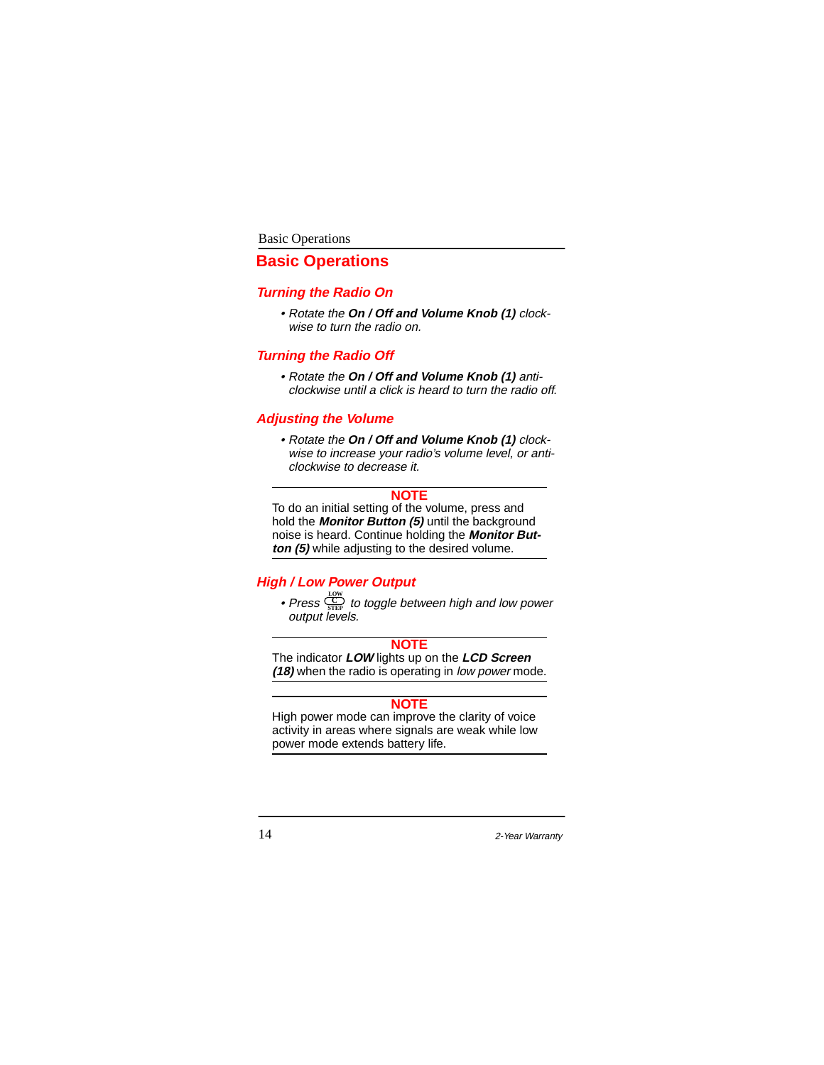# Basic Operations

## Turning the Radio On

- *Rotate the **On / Off and Volume Knob (1)** clockwise to turn the radio on.*

## Turning the Radio Off

- *Rotate the **On / Off and Volume Knob (1)** anticlockwise until a click is heard to turn the radio off.*

## Adjusting the Volume

- *Rotate the **On / Off and Volume Knob (1)** clockwise to increase your radio's volume level, or anticlockwise to decrease it.*

---

**NOTE**

To do an initial setting of the volume, press and hold the ***Monitor Button (5)*** until the background noise is heard. Continue holding the ***Monitor Button (5)*** while adjusting to the desired volume.

---

## High / Low Power Output

- *Press LOW/C/STEP to toggle between high and low power output levels.*

---

**NOTE**

The indicator ***LOW*** lights up on the ***LCD Screen (18)*** when the radio is operating in *low power* mode.

---

**NOTE**

High power mode can improve the clarity of voice activity in areas where signals are weak while low power mode extends battery life.

---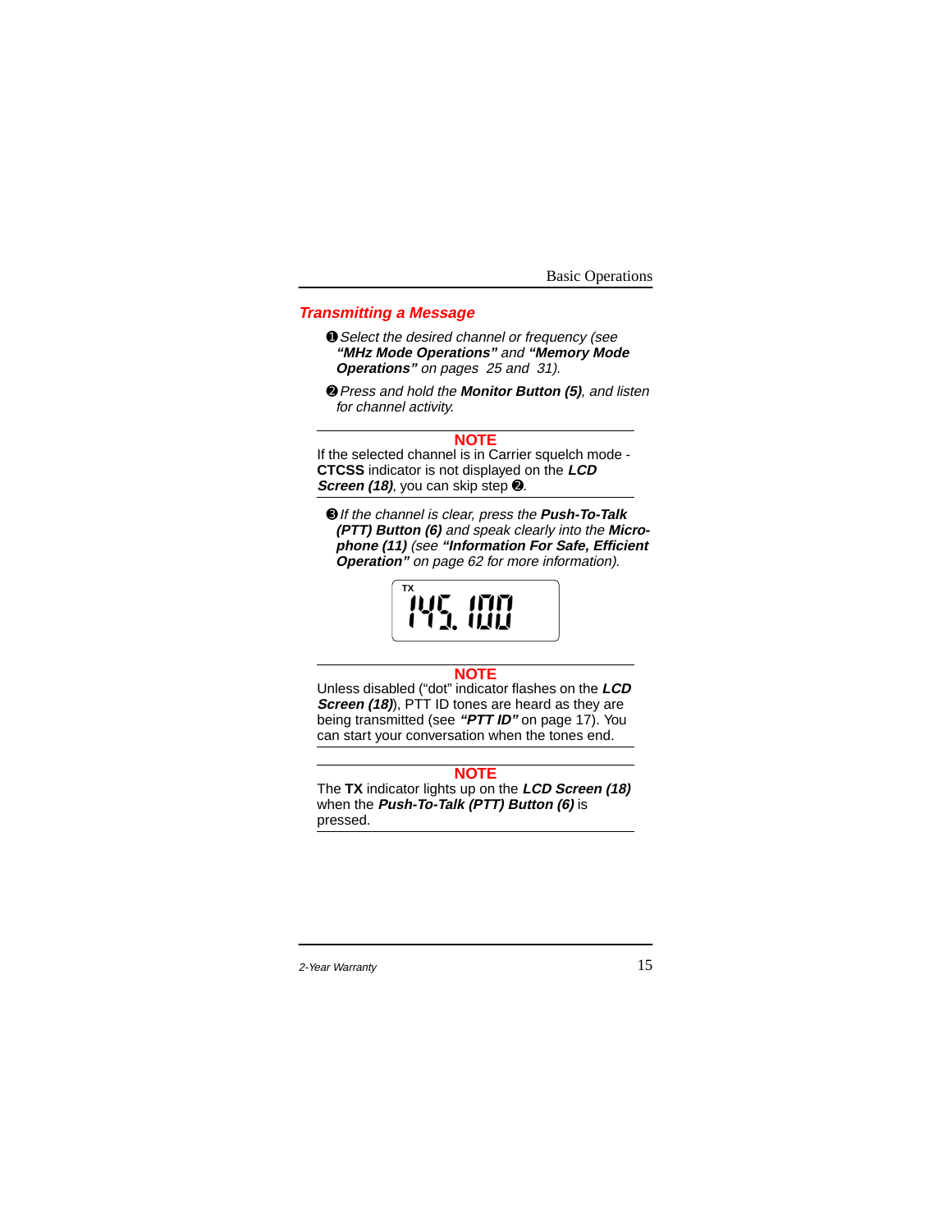## Transmitting a Message

❶ *Select the desired channel or frequency (see **"MHz Mode Operations"** and **"Memory Mode Operations"** on pages 25 and 31).*

❷ *Press and hold the **Monitor Button (5)**, and listen for channel activity.*

---

**NOTE**

If the selected channel is in Carrier squelch mode - **CTCSS** indicator is not displayed on the ***LCD Screen (18)***, you can skip step ❷.

---

❸ *If the channel is clear, press the **Push-To-Talk (PTT) Button (6)** and speak clearly into the **Microphone (11)** (see **"Information For Safe, Efficient Operation"** on page 62 for more information).*

TX 145.100

---

**NOTE**

Unless disabled ("dot" indicator flashes on the ***LCD Screen (18)***), PTT ID tones are heard as they are being transmitted (see ***"PTT ID"*** on page 17). You can start your conversation when the tones end.

---

**NOTE**

The **TX** indicator lights up on the ***LCD Screen (18)*** when the ***Push-To-Talk (PTT) Button (6)*** is pressed.

---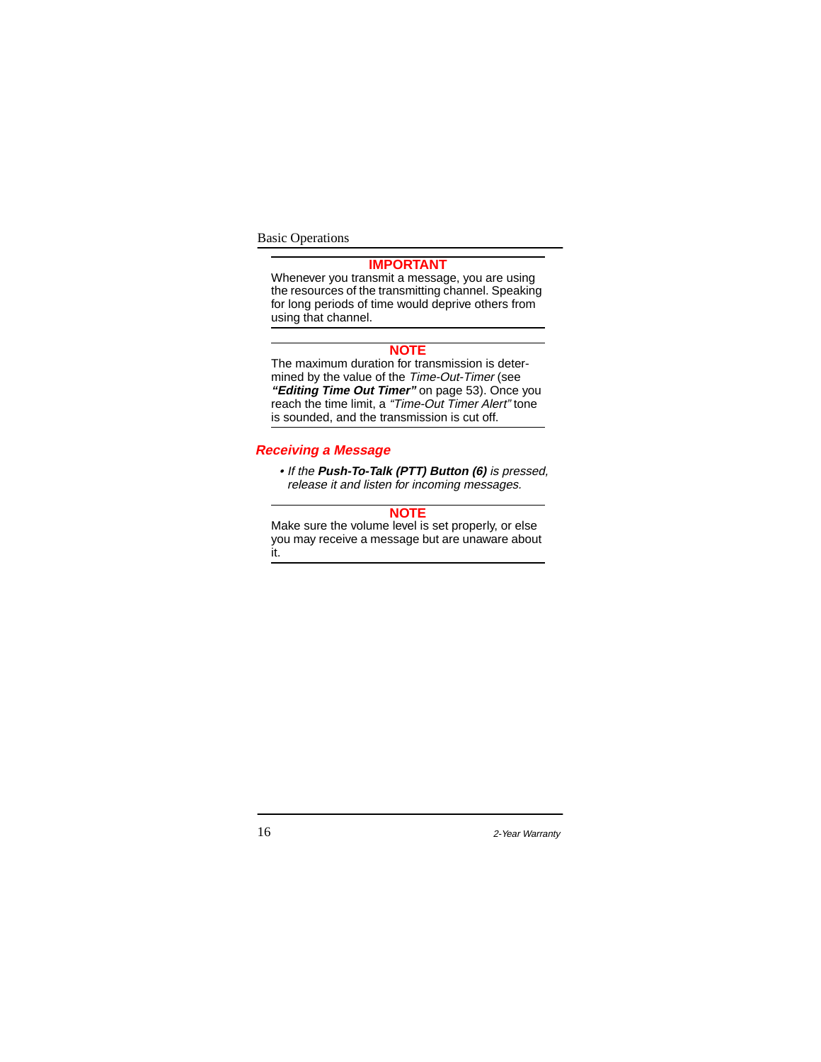**IMPORTANT**

Whenever you transmit a message, you are using the resources of the transmitting channel. Speaking for long periods of time would deprive others from using that channel.

**NOTE**

The maximum duration for transmission is determined by the value of the *Time-Out-Timer* (see ***"Editing Time Out Timer"*** on page 53). Once you reach the time limit, a *"Time-Out Timer Alert"* tone is sounded, and the transmission is cut off.

### *Receiving a Message*

- *If the **Push-To-Talk (PTT) Button (6)** is pressed, release it and listen for incoming messages.*

**NOTE**

Make sure the volume level is set properly, or else you may receive a message but are unaware about it.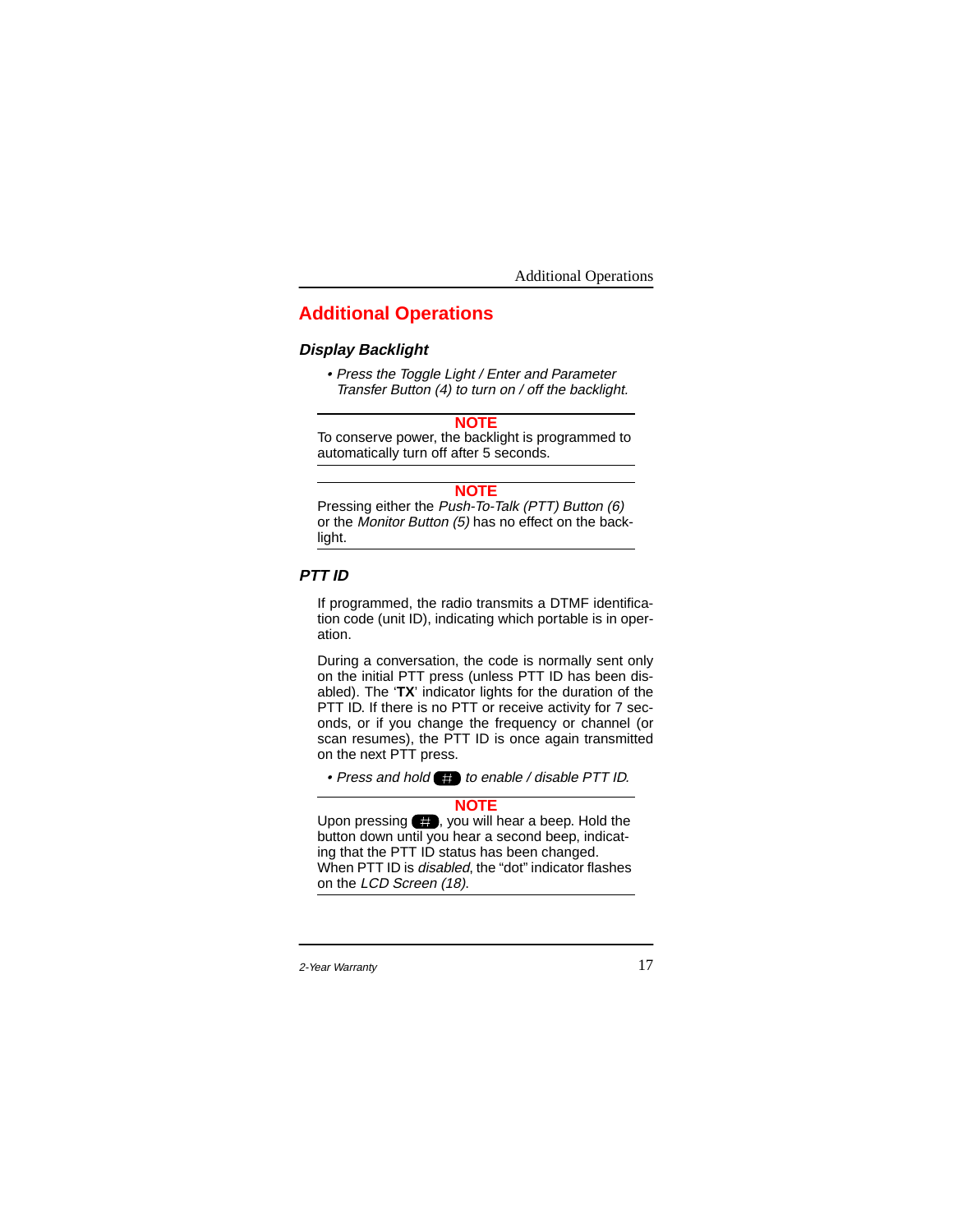# Additional Operations

### Display Backlight

- *Press the Toggle Light / Enter and Parameter Transfer Button (4) to turn on / off the backlight.*

---

**NOTE**

To conserve power, the backlight is programmed to automatically turn off after 5 seconds.

---

**NOTE**

Pressing either the *Push-To-Talk (PTT) Button (6)* or the *Monitor Button (5)* has no effect on the backlight.

---

### PTT ID

If programmed, the radio transmits a DTMF identification code (unit ID), indicating which portable is in operation.

During a conversation, the code is normally sent only on the initial PTT press (unless PTT ID has been disabled). The '**TX**' indicator lights for the duration of the PTT ID. If there is no PTT or receive activity for 7 seconds, or if you change the frequency or channel (or scan resumes), the PTT ID is once again transmitted on the next PTT press.

- *Press and hold* # *to enable / disable PTT ID.*

---

**NOTE**

Upon pressing #, you will hear a beep. Hold the button down until you hear a second beep, indicating that the PTT ID status has been changed. When PTT ID is *disabled*, the "dot" indicator flashes on the *LCD Screen (18)*.

---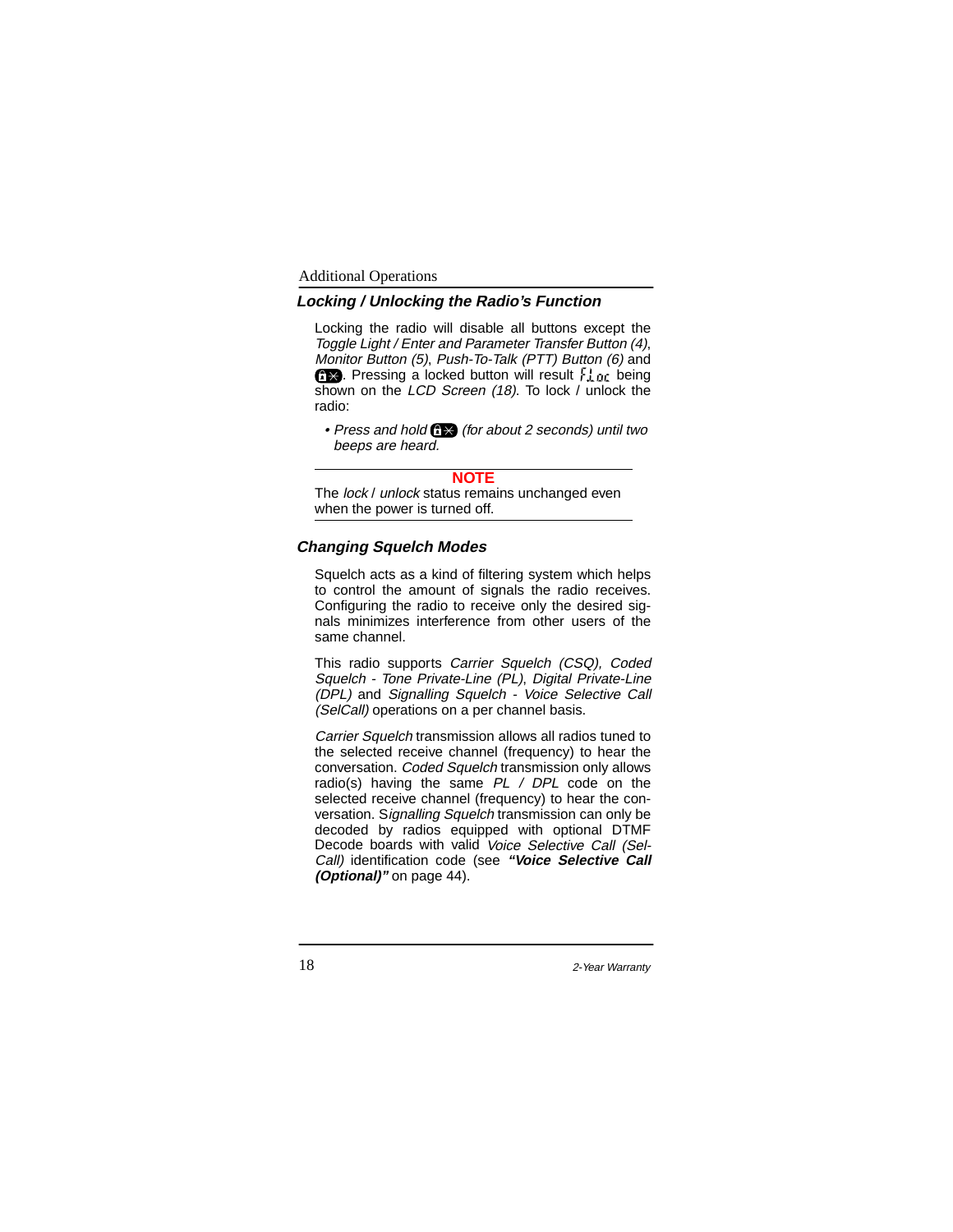## Locking / Unlocking the Radio's Function

Locking the radio will disable all buttons except the *Toggle Light / Enter and Parameter Transfer Button (4)*, *Monitor Button (5)*, *Push-To-Talk (PTT) Button (6)* and 🔒✳. Pressing a locked button will result FLoc being shown on the *LCD Screen (18)*. To lock / unlock the radio:

- *Press and hold* 🔒✳ *(for about 2 seconds) until two beeps are heard.*

---

**NOTE**

The *lock* / *unlock* status remains unchanged even when the power is turned off.

---

## Changing Squelch Modes

Squelch acts as a kind of filtering system which helps to control the amount of signals the radio receives. Configuring the radio to receive only the desired signals minimizes interference from other users of the same channel.

This radio supports *Carrier Squelch (CSQ), Coded Squelch - Tone Private-Line (PL)*, *Digital Private-Line (DPL)* and *Signalling Squelch - Voice Selective Call (SelCall)* operations on a per channel basis.

*Carrier Squelch* transmission allows all radios tuned to the selected receive channel (frequency) to hear the conversation. *Coded Squelch* transmission only allows radio(s) having the same *PL / DPL* code on the selected receive channel (frequency) to hear the conversation. S*ignalling Squelch* transmission can only be decoded by radios equipped with optional DTMF Decode boards with valid *Voice Selective Call (SelCall)* identification code (see ***"Voice Selective Call (Optional)"*** on page 44).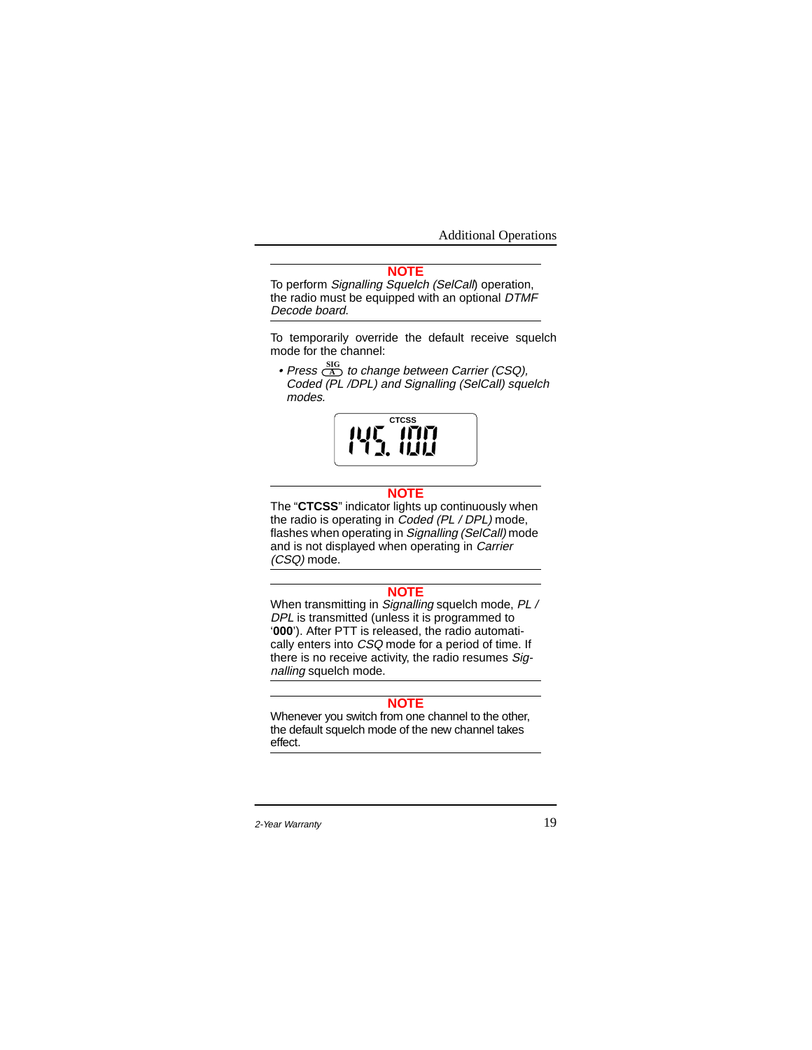**NOTE**

To perform *Signalling Squelch (SelCall)* operation, the radio must be equipped with an optional *DTMF Decode board*.

To temporarily override the default receive squelch mode for the channel:

- *Press SIG/A to change between Carrier (CSQ), Coded (PL /DPL) and Signalling (SelCall) squelch modes.*

CTCSS
145.100

**NOTE**

The "**CTCSS**" indicator lights up continuously when the radio is operating in *Coded (PL / DPL)* mode, flashes when operating in *Signalling (SelCall)* mode and is not displayed when operating in *Carrier (CSQ)* mode.

**NOTE**

When transmitting in *Signalling* squelch mode, *PL / DPL* is transmitted (unless it is programmed to '**000**'). After PTT is released, the radio automatically enters into *CSQ* mode for a period of time. If there is no receive activity, the radio resumes *Signalling* squelch mode.

**NOTE**

Whenever you switch from one channel to the other, the default squelch mode of the new channel takes effect.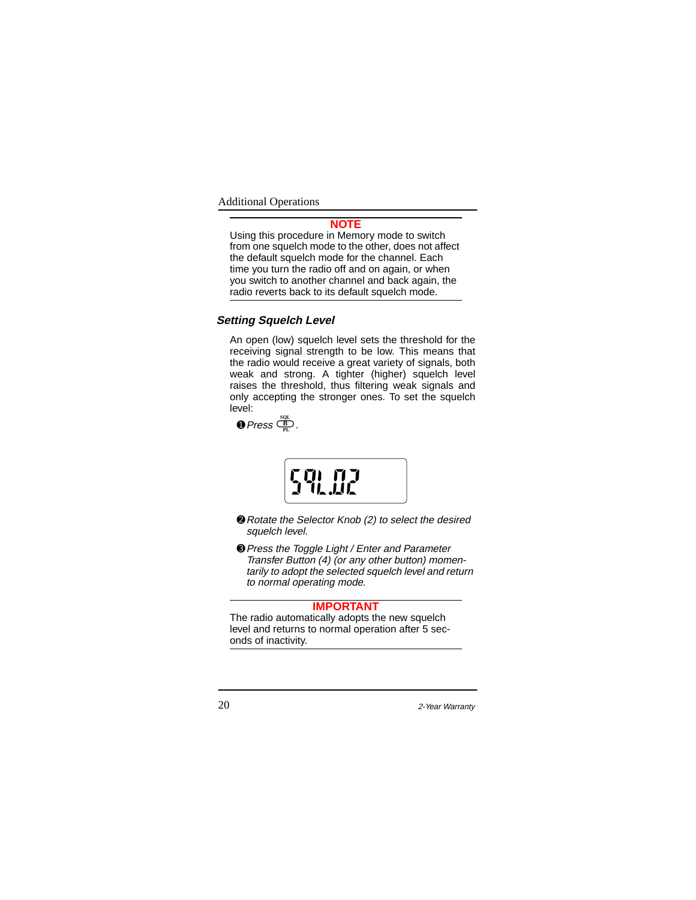**NOTE**

Using this procedure in Memory mode to switch from one squelch mode to the other, does not affect the default squelch mode for the channel. Each time you turn the radio off and on again, or when you switch to another channel and back again, the radio reverts back to its default squelch mode.

### *Setting Squelch Level*

An open (low) squelch level sets the threshold for the receiving signal strength to be low. This means that the radio would receive a great variety of signals, both weak and strong. A tighter (higher) squelch level raises the threshold, thus filtering weak signals and only accepting the stronger ones. To set the squelch level:

❶ *Press* SQL/B/PL.

SQL.02

❷ *Rotate the Selector Knob (2) to select the desired squelch level.*

❸ *Press the Toggle Light / Enter and Parameter Transfer Button (4) (or any other button) momentarily to adopt the selected squelch level and return to normal operating mode.*

**IMPORTANT**

The radio automatically adopts the new squelch level and returns to normal operation after 5 seconds of inactivity.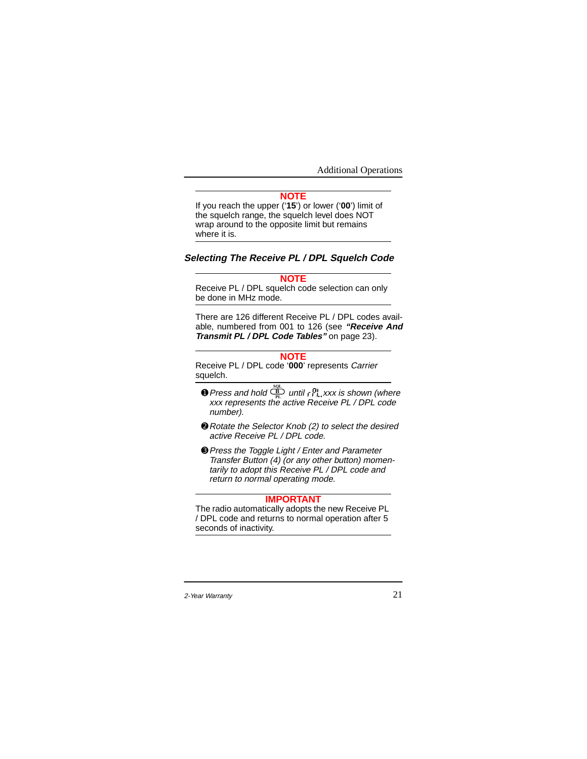**NOTE**

If you reach the upper ('**15**') or lower ('**00**') limit of the squelch range, the squelch level does NOT wrap around to the opposite limit but remains where it is.

### *Selecting The Receive PL / DPL Squelch Code*

**NOTE**

Receive PL / DPL squelch code selection can only be done in MHz mode.

There are 126 different Receive PL / DPL codes available, numbered from 001 to 126 (see ***"Receive And Transmit PL / DPL Code Tables"*** on page 23).

**NOTE**

Receive PL / DPL code '**000**' represents *Carrier* squelch.

❶ *Press and hold SQL B PL until rPL.xxx is shown (where xxx represents the active Receive PL / DPL code number).*

❷ *Rotate the Selector Knob (2) to select the desired active Receive PL / DPL code.*

❸ *Press the Toggle Light / Enter and Parameter Transfer Button (4) (or any other button) momentarily to adopt this Receive PL / DPL code and return to normal operating mode.*

**IMPORTANT**

The radio automatically adopts the new Receive PL / DPL code and returns to normal operation after 5 seconds of inactivity.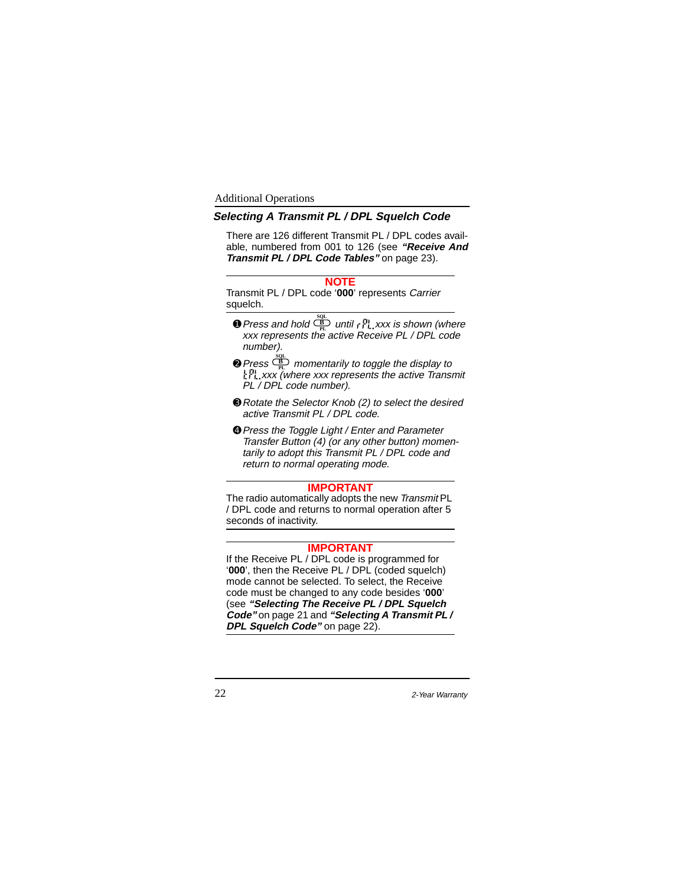## Selecting A Transmit PL / DPL Squelch Code

There are 126 different Transmit PL / DPL codes available, numbered from 001 to 126 (see ***"Receive And Transmit PL / DPL Code Tables"*** on page 23).

---

**NOTE**

Transmit PL / DPL code '**000**' represents *Carrier* squelch.

---

❶ *Press and hold SQL B PL until rPL.xxx is shown (where xxx represents the active Receive PL / DPL code number).*

❷ *Press SQL B PL momentarily to toggle the display to tPL.xxx (where xxx represents the active Transmit PL / DPL code number).*

❸ *Rotate the Selector Knob (2) to select the desired active Transmit PL / DPL code.*

❹ *Press the Toggle Light / Enter and Parameter Transfer Button (4) (or any other button) momentarily to adopt this Transmit PL / DPL code and return to normal operating mode.*

---

**IMPORTANT**

The radio automatically adopts the new *Transmit* PL / DPL code and returns to normal operation after 5 seconds of inactivity.

---

**IMPORTANT**

If the Receive PL / DPL code is programmed for '**000**', then the Receive PL / DPL (coded squelch) mode cannot be selected. To select, the Receive code must be changed to any code besides '**000**' (see ***"Selecting The Receive PL / DPL Squelch Code"*** on page 21 and ***"Selecting A Transmit PL / DPL Squelch Code"*** on page 22).

---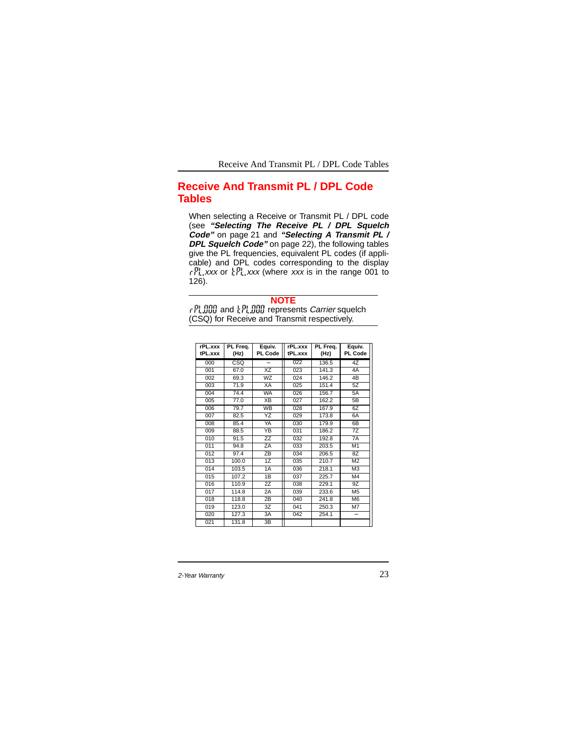## Receive And Transmit PL / DPL Code Tables

When selecting a Receive or Transmit PL / DPL code (see ***"Selecting The Receive PL / DPL Squelch Code"*** on page 21 and ***"Selecting A Transmit PL / DPL Squelch Code"*** on page 22), the following tables give the PL frequencies, equivalent PL codes (if applicable) and DPL codes corresponding to the display rPL.*xxx* or tPL.*xxx* (where *xxx* is in the range 001 to 126).

---

**NOTE**

rPL.000 and tPL.000 represents *Carrier* squelch (CSQ) for Receive and Transmit respectively.

---

| rPL.xxx tPL.xxx | PL Freq. (Hz) | Equiv. PL Code | rPL.xxx tPL.xxx | PL Freq. (Hz) | Equiv. PL Code |
|---|---|---|---|---|---|
| 000 | CSQ | – | 022 | 136.5 | 4Z |
| 001 | 67.0 | XZ | 023 | 141.3 | 4A |
| 002 | 69.3 | WZ | 024 | 146.2 | 4B |
| 003 | 71.9 | XA | 025 | 151.4 | 5Z |
| 004 | 74.4 | WA | 026 | 156.7 | 5A |
| 005 | 77.0 | XB | 027 | 162.2 | 5B |
| 006 | 79.7 | WB | 028 | 167.9 | 6Z |
| 007 | 82.5 | YZ | 029 | 173.8 | 6A |
| 008 | 85.4 | YA | 030 | 179.9 | 6B |
| 009 | 88.5 | YB | 031 | 186.2 | 7Z |
| 010 | 91.5 | ZZ | 032 | 192.8 | 7A |
| 011 | 94.8 | ZA | 033 | 203.5 | M1 |
| 012 | 97.4 | ZB | 034 | 206.5 | 8Z |
| 013 | 100.0 | 1Z | 035 | 210.7 | M2 |
| 014 | 103.5 | 1A | 036 | 218.1 | M3 |
| 015 | 107.2 | 1B | 037 | 225.7 | M4 |
| 016 | 110.9 | 2Z | 038 | 229.1 | 9Z |
| 017 | 114.8 | 2A | 039 | 233.6 | M5 |
| 018 | 118.8 | 2B | 040 | 241.8 | M6 |
| 019 | 123.0 | 3Z | 041 | 250.3 | M7 |
| 020 | 127.3 | 3A | 042 | 254.1 | – |
| 021 | 131.8 | 3B | | | |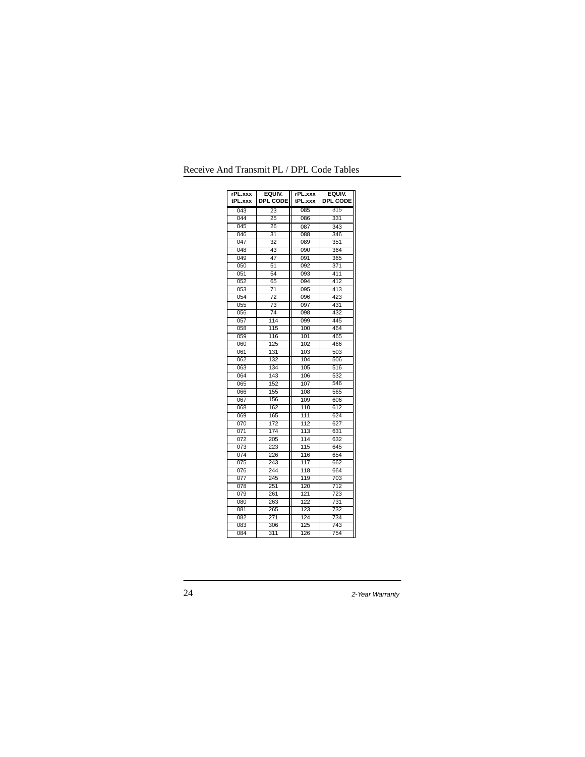# Receive And Transmit PL / DPL Code Tables

| rPL.xxx tPL.xxx | EQUIV. DPL CODE | rPL.xxx tPL.xxx | EQUIV. DPL CODE |
|---|---|---|---|
| 043 | 23 | 085 | 315 |
| 044 | 25 | 086 | 331 |
| 045 | 26 | 087 | 343 |
| 046 | 31 | 088 | 346 |
| 047 | 32 | 089 | 351 |
| 048 | 43 | 090 | 364 |
| 049 | 47 | 091 | 365 |
| 050 | 51 | 092 | 371 |
| 051 | 54 | 093 | 411 |
| 052 | 65 | 094 | 412 |
| 053 | 71 | 095 | 413 |
| 054 | 72 | 096 | 423 |
| 055 | 73 | 097 | 431 |
| 056 | 74 | 098 | 432 |
| 057 | 114 | 099 | 445 |
| 058 | 115 | 100 | 464 |
| 059 | 116 | 101 | 465 |
| 060 | 125 | 102 | 466 |
| 061 | 131 | 103 | 503 |
| 062 | 132 | 104 | 506 |
| 063 | 134 | 105 | 516 |
| 064 | 143 | 106 | 532 |
| 065 | 152 | 107 | 546 |
| 066 | 155 | 108 | 565 |
| 067 | 156 | 109 | 606 |
| 068 | 162 | 110 | 612 |
| 069 | 165 | 111 | 624 |
| 070 | 172 | 112 | 627 |
| 071 | 174 | 113 | 631 |
| 072 | 205 | 114 | 632 |
| 073 | 223 | 115 | 645 |
| 074 | 226 | 116 | 654 |
| 075 | 243 | 117 | 662 |
| 076 | 244 | 118 | 664 |
| 077 | 245 | 119 | 703 |
| 078 | 251 | 120 | 712 |
| 079 | 261 | 121 | 723 |
| 080 | 263 | 122 | 731 |
| 081 | 265 | 123 | 732 |
| 082 | 271 | 124 | 734 |
| 083 | 306 | 125 | 743 |
| 084 | 311 | 126 | 754 |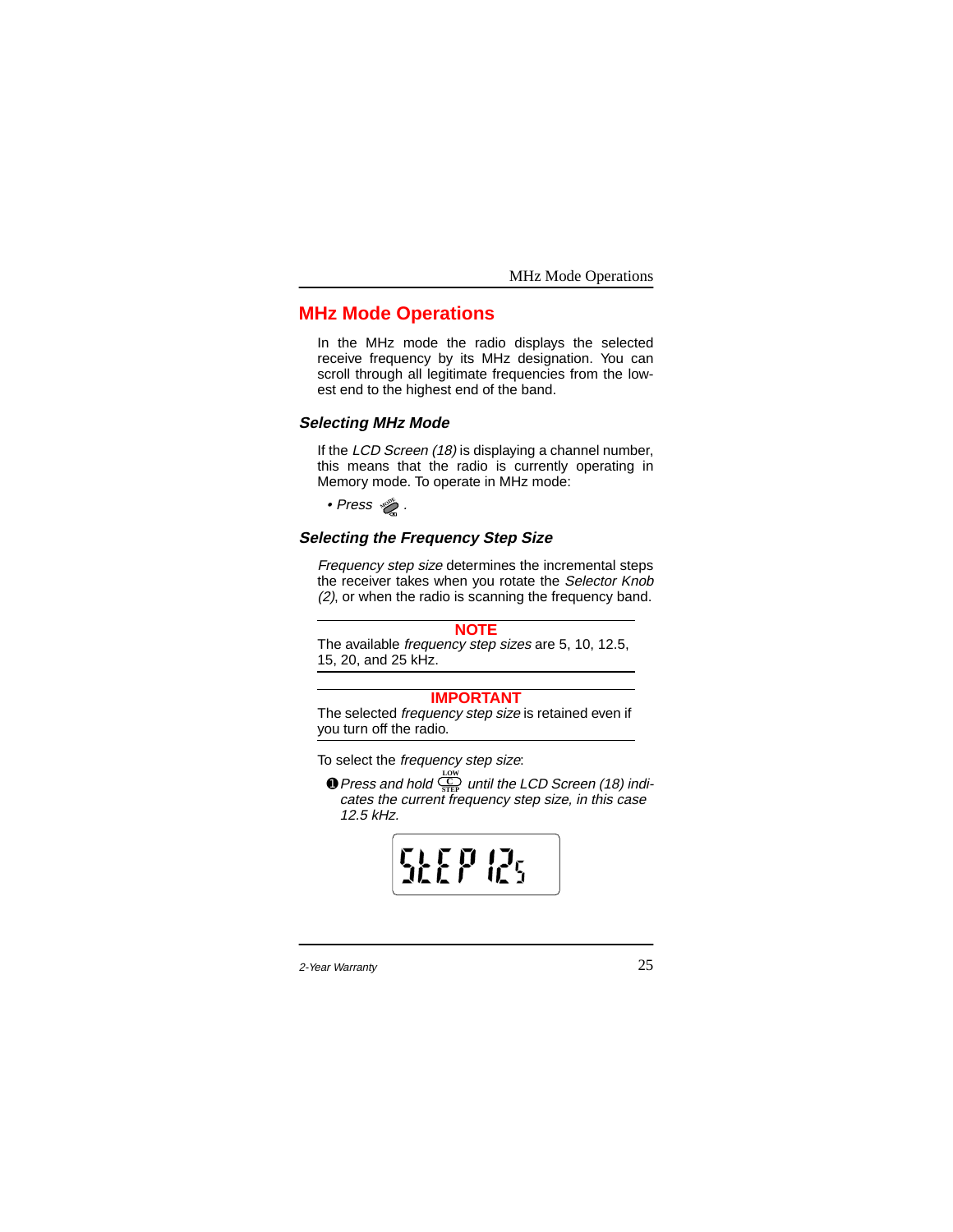# MHz Mode Operations

In the MHz mode the radio displays the selected receive frequency by its MHz designation. You can scroll through all legitimate frequencies from the lowest end to the highest end of the band.

## *Selecting MHz Mode*

If the *LCD Screen (18)* is displaying a channel number, this means that the radio is currently operating in Memory mode. To operate in MHz mode:

- *Press MODE.*

## *Selecting the Frequency Step Size*

*Frequency step size* determines the incremental steps the receiver takes when you rotate the *Selector Knob (2)*, or when the radio is scanning the frequency band.

**NOTE**

The available *frequency step sizes* are 5, 10, 12.5, 15, 20, and 25 kHz.

**IMPORTANT**

The selected *frequency step size* is retained even if you turn off the radio.

To select the *frequency step size*:

❶ *Press and hold LOW/STEP until the LCD Screen (18) indicates the current frequency step size, in this case 12.5 kHz.*

STEP 12.5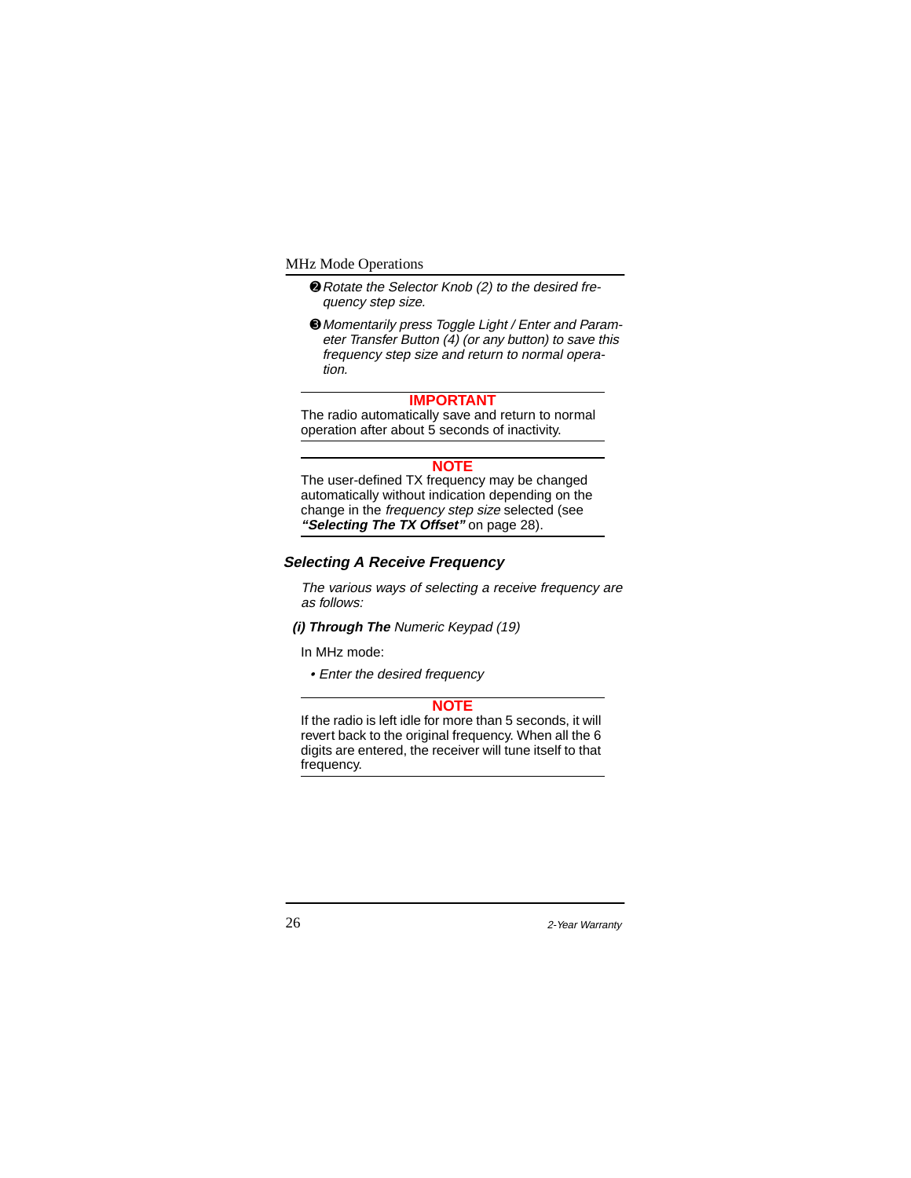❷ *Rotate the Selector Knob (2) to the desired frequency step size.*

❸ *Momentarily press Toggle Light / Enter and Parameter Transfer Button (4) (or any button) to save this frequency step size and return to normal operation.*

---

**IMPORTANT**

The radio automatically save and return to normal operation after about 5 seconds of inactivity.

---

**NOTE**

The user-defined TX frequency may be changed automatically without indication depending on the change in the *frequency step size* selected (see ***"Selecting The TX Offset"*** on page 28).

---

### *Selecting A Receive Frequency*

*The various ways of selecting a receive frequency are as follows:*

***(i) Through The*** *Numeric Keypad (19)*

In MHz mode:

- *Enter the desired frequency*

---

**NOTE**

If the radio is left idle for more than 5 seconds, it will revert back to the original frequency. When all the 6 digits are entered, the receiver will tune itself to that frequency.

---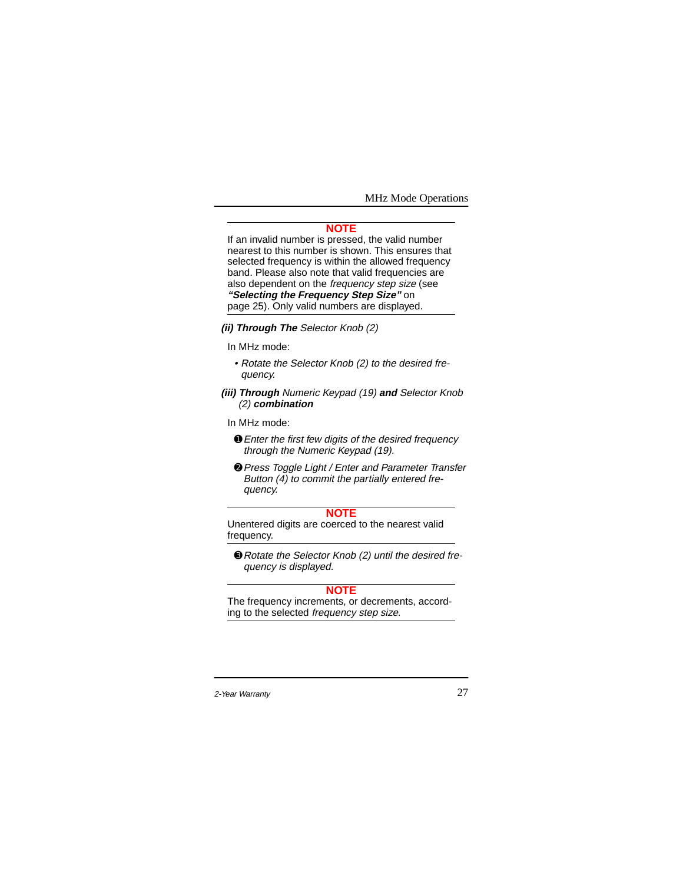**NOTE**

If an invalid number is pressed, the valid number nearest to this number is shown. This ensures that selected frequency is within the allowed frequency band. Please also note that valid frequencies are also dependent on the *frequency step size* (see ***"Selecting the Frequency Step Size"*** on page 25). Only valid numbers are displayed.

***(ii) Through The*** *Selector Knob (2)*

In MHz mode:

- *Rotate the Selector Knob (2) to the desired frequency.*

***(iii) Through*** *Numeric Keypad (19)* ***and*** *Selector Knob (2)* ***combination***

In MHz mode:

❶ *Enter the first few digits of the desired frequency through the Numeric Keypad (19).*

❷ *Press Toggle Light / Enter and Parameter Transfer Button (4) to commit the partially entered frequency.*

**NOTE**

Unentered digits are coerced to the nearest valid frequency.

❸ *Rotate the Selector Knob (2) until the desired frequency is displayed.*

**NOTE**

The frequency increments, or decrements, according to the selected *frequency step size*.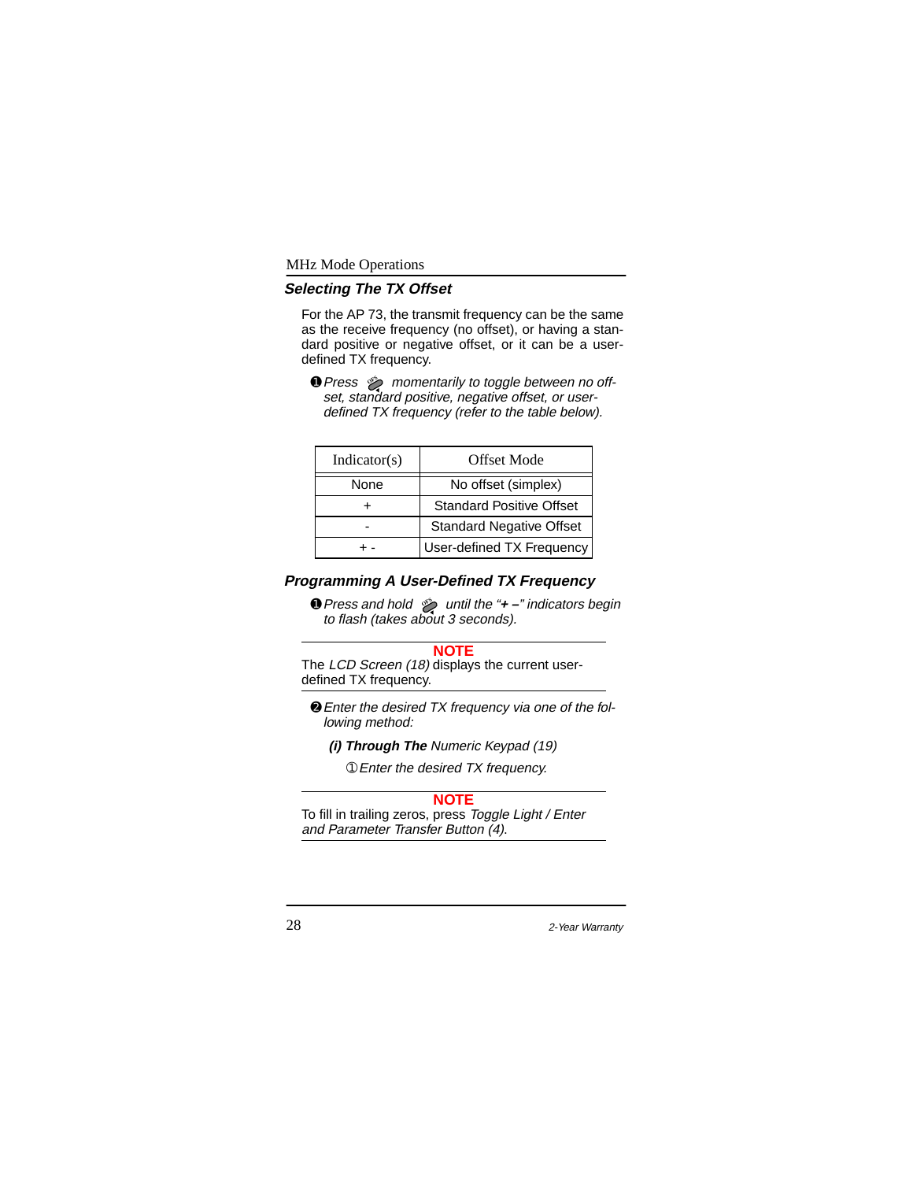## Selecting The TX Offset

For the AP 73, the transmit frequency can be the same as the receive frequency (no offset), or having a standard positive or negative offset, or it can be a user-defined TX frequency.

❶ *Press  momentarily to toggle between no offset, standard positive, negative offset, or user-defined TX frequency (refer to the table below).*

| Indicator(s) | Offset Mode |
|---|---|
| None | No offset (simplex) |
| + | Standard Positive Offset |
| - | Standard Negative Offset |
| + - | User-defined TX Frequency |

## Programming A User-Defined TX Frequency

❶ *Press and hold  until the "**+ –**" indicators begin to flash (takes about 3 seconds).*

---

**NOTE**

The *LCD Screen (18)* displays the current user-defined TX frequency.

---

❷ *Enter the desired TX frequency via one of the following method:*

***(i) Through The** Numeric Keypad (19)*

① *Enter the desired TX frequency.*

---

**NOTE**

To fill in trailing zeros, press *Toggle Light / Enter and Parameter Transfer Button (4).*

---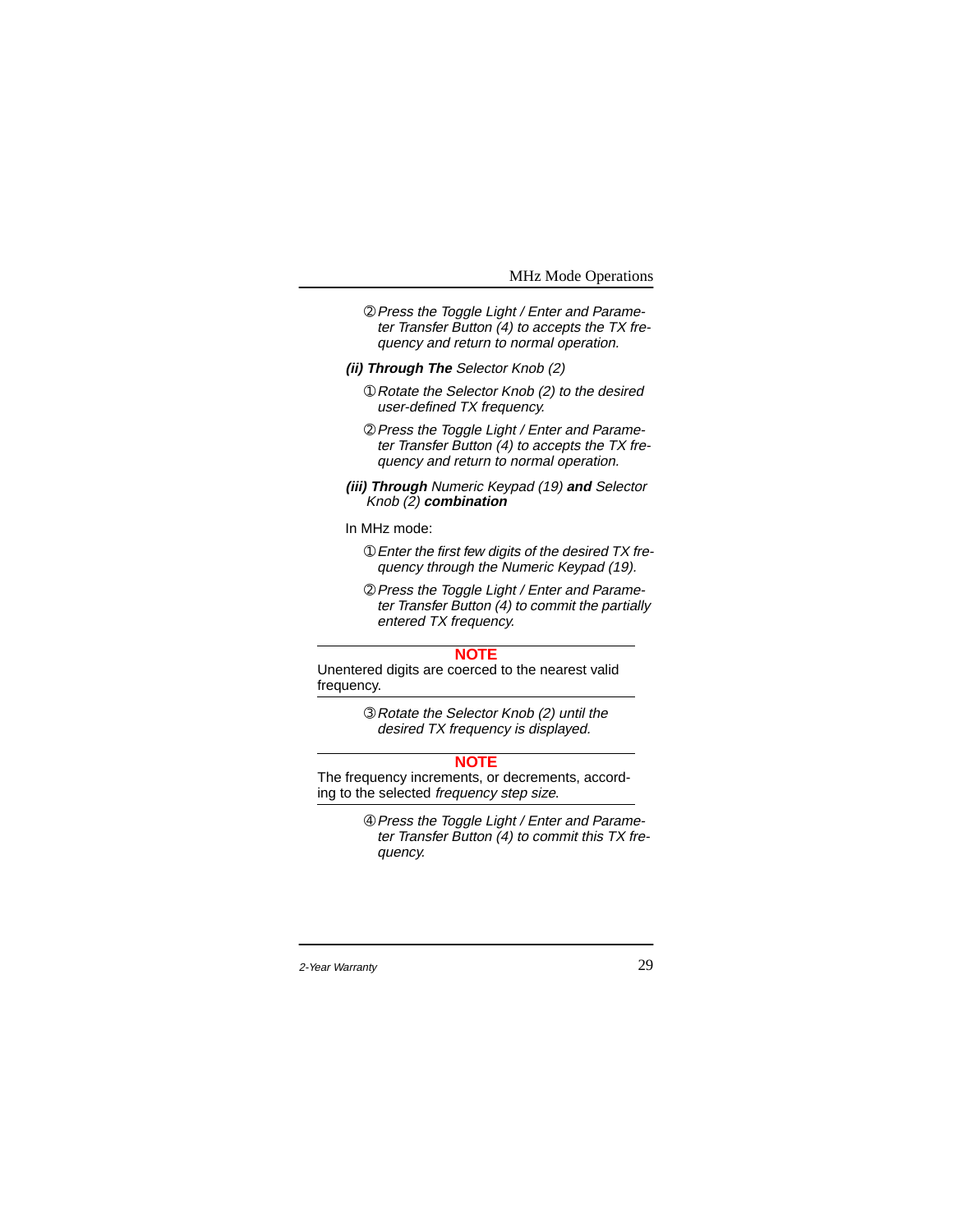② *Press the Toggle Light / Enter and Parameter Transfer Button (4) to accepts the TX frequency and return to normal operation.*

***(ii) Through The*** *Selector Knob (2)*

① *Rotate the Selector Knob (2) to the desired user-defined TX frequency.*

② *Press the Toggle Light / Enter and Parameter Transfer Button (4) to accepts the TX frequency and return to normal operation.*

***(iii) Through*** *Numeric Keypad (19)* ***and*** *Selector Knob (2)* ***combination***

In MHz mode:

① *Enter the first few digits of the desired TX frequency through the Numeric Keypad (19).*

② *Press the Toggle Light / Enter and Parameter Transfer Button (4) to commit the partially entered TX frequency.*

---

**NOTE**

Unentered digits are coerced to the nearest valid frequency.

---

③ *Rotate the Selector Knob (2) until the desired TX frequency is displayed.*

---

**NOTE**

The frequency increments, or decrements, according to the selected *frequency step size*.

---

④ *Press the Toggle Light / Enter and Parameter Transfer Button (4) to commit this TX frequency.*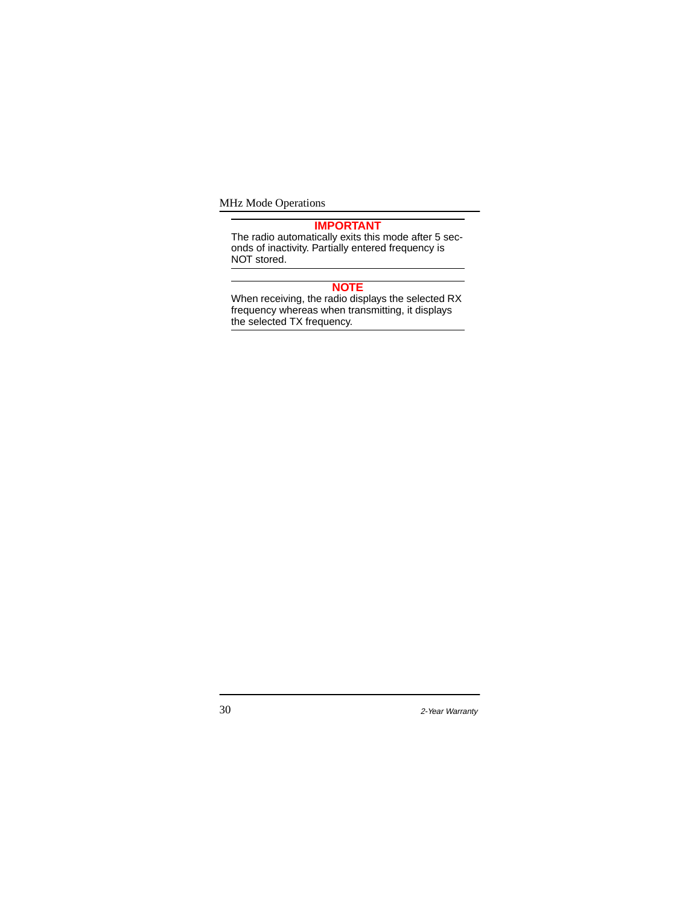**IMPORTANT**

The radio automatically exits this mode after 5 seconds of inactivity. Partially entered frequency is NOT stored.

---

**NOTE**

When receiving, the radio displays the selected RX frequency whereas when transmitting, it displays the selected TX frequency.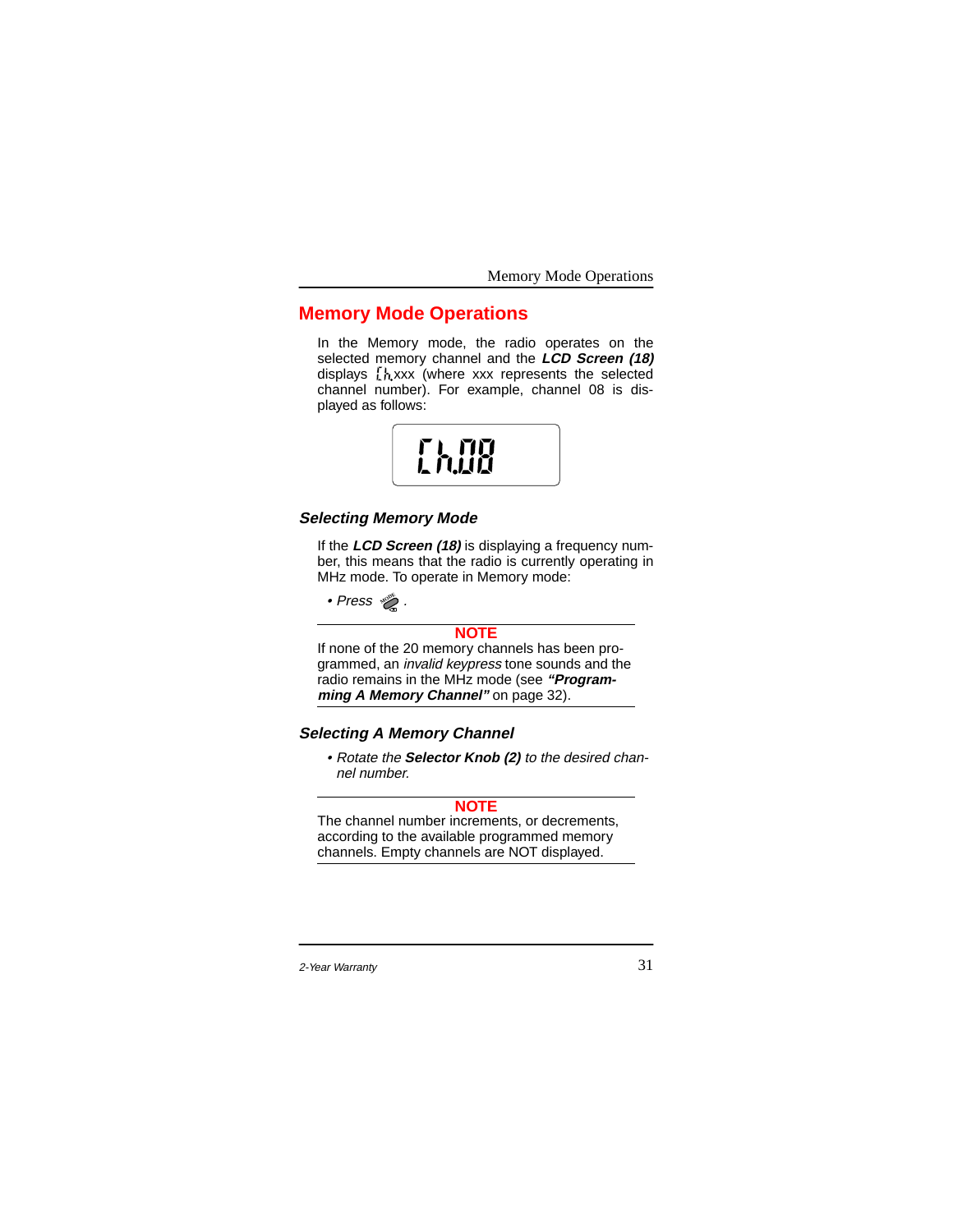# Memory Mode Operations

In the Memory mode, the radio operates on the selected memory channel and the ***LCD Screen (18)*** displays Ch.xxx (where xxx represents the selected channel number). For example, channel 08 is displayed as follows:

Ch.08

## *Selecting Memory Mode*

If the ***LCD Screen (18)*** is displaying a frequency number, this means that the radio is currently operating in MHz mode. To operate in Memory mode:

- *Press* MODE.

**NOTE**

If none of the 20 memory channels has been programmed, an *invalid keypress* tone sounds and the radio remains in the MHz mode (see ***"Programming A Memory Channel"*** on page 32).

## *Selecting A Memory Channel*

- *Rotate the **Selector Knob (2)** to the desired channel number.*

**NOTE**

The channel number increments, or decrements, according to the available programmed memory channels. Empty channels are NOT displayed.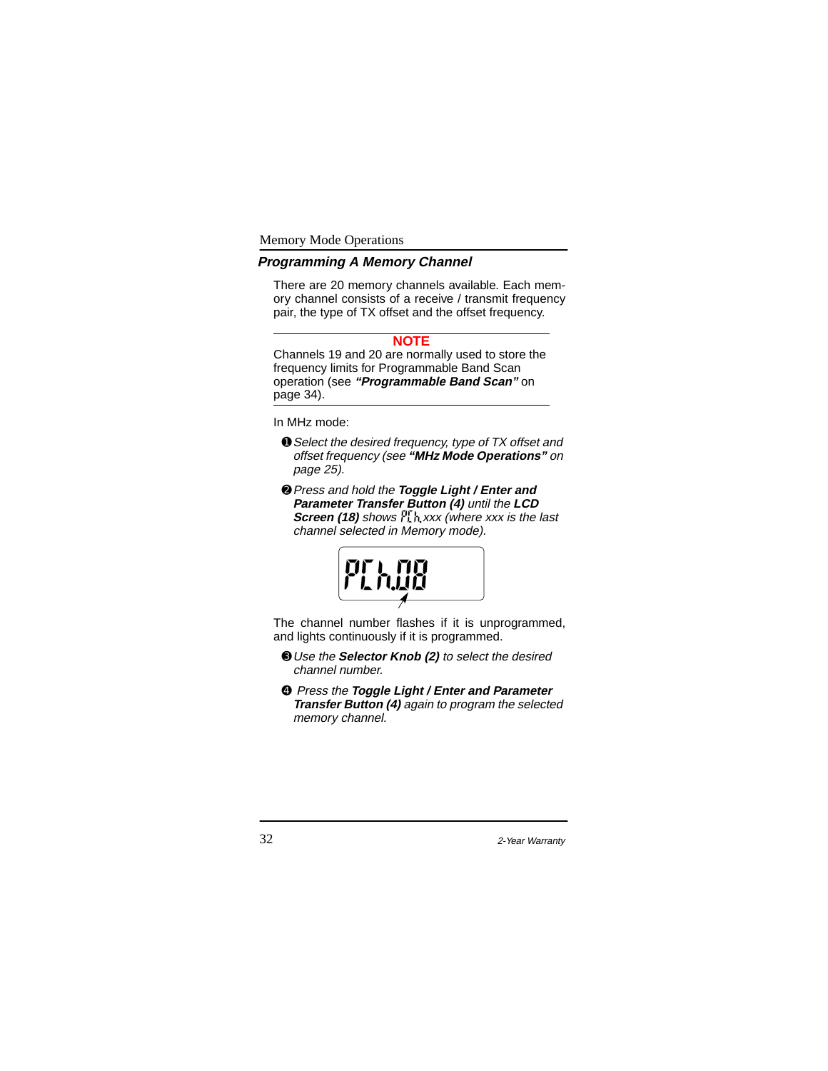## Programming A Memory Channel

There are 20 memory channels available. Each memory channel consists of a receive / transmit frequency pair, the type of TX offset and the offset frequency.

---

**NOTE**

Channels 19 and 20 are normally used to store the frequency limits for Programmable Band Scan operation (see ***"Programmable Band Scan"*** on page 34).

---

In MHz mode:

❶ *Select the desired frequency, type of TX offset and offset frequency (see **"MHz Mode Operations"** on page 25).*

❷ *Press and hold the **Toggle Light / Enter and Parameter Transfer Button (4)** until the **LCD Screen (18)** shows PCh.xxx (where xxx is the last channel selected in Memory mode).*

PCh.08

The channel number flashes if it is unprogrammed, and lights continuously if it is programmed.

❸ *Use the **Selector Knob (2)** to select the desired channel number.*

❹ *Press the **Toggle Light / Enter and Parameter Transfer Button (4)** again to program the selected memory channel.*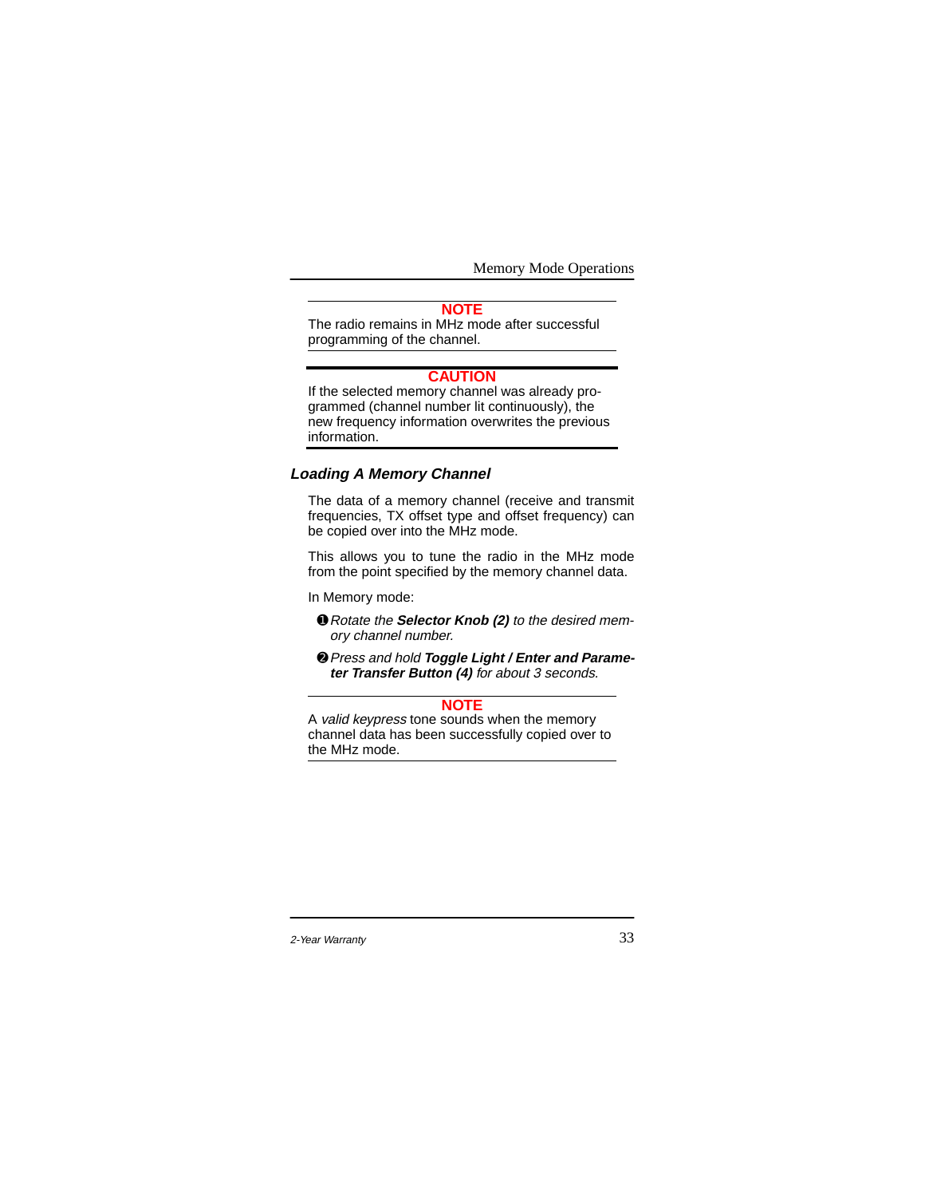**NOTE**

The radio remains in MHz mode after successful programming of the channel.

**CAUTION**

If the selected memory channel was already programmed (channel number lit continuously), the new frequency information overwrites the previous information.

### *Loading A Memory Channel*

The data of a memory channel (receive and transmit frequencies, TX offset type and offset frequency) can be copied over into the MHz mode.

This allows you to tune the radio in the MHz mode from the point specified by the memory channel data.

In Memory mode:

❶ *Rotate the **Selector Knob (2)** to the desired memory channel number.*

❷ *Press and hold **Toggle Light / Enter and Parameter Transfer Button (4)** for about 3 seconds.*

**NOTE**

A *valid keypress* tone sounds when the memory channel data has been successfully copied over to the MHz mode.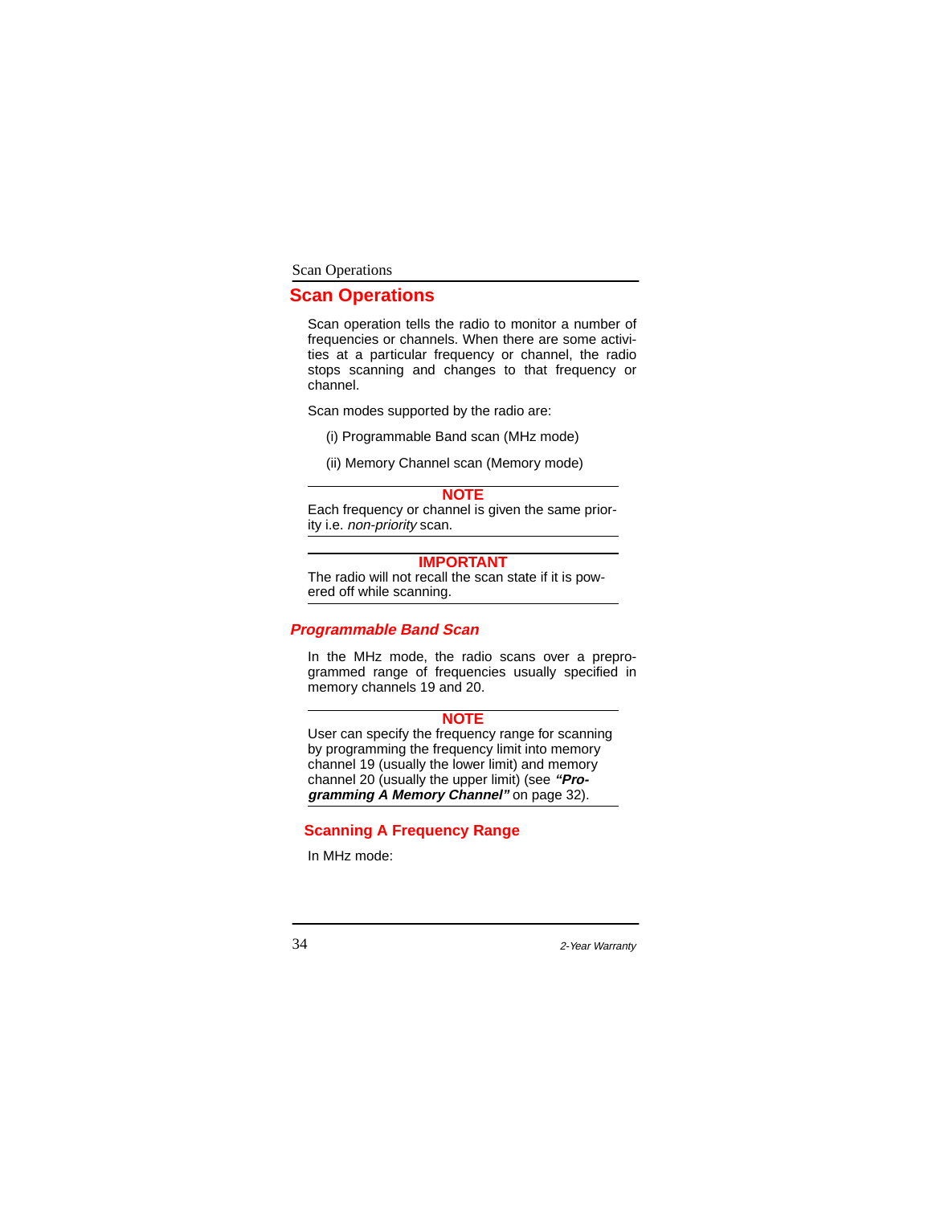# Scan Operations

Scan operation tells the radio to monitor a number of frequencies or channels. When there are some activities at a particular frequency or channel, the radio stops scanning and changes to that frequency or channel.

Scan modes supported by the radio are:

(i) Programmable Band scan (MHz mode)

(ii) Memory Channel scan (Memory mode)

---

**NOTE**

Each frequency or channel is given the same priority i.e. *non-priority* scan.

---

**IMPORTANT**

The radio will not recall the scan state if it is powered off while scanning.

---

## *Programmable Band Scan*

In the MHz mode, the radio scans over a preprogrammed range of frequencies usually specified in memory channels 19 and 20.

---

**NOTE**

User can specify the frequency range for scanning by programming the frequency limit into memory channel 19 (usually the lower limit) and memory channel 20 (usually the upper limit) (see ***“Programming A Memory Channel”*** on page 32).

---

### Scanning A Frequency Range

In MHz mode: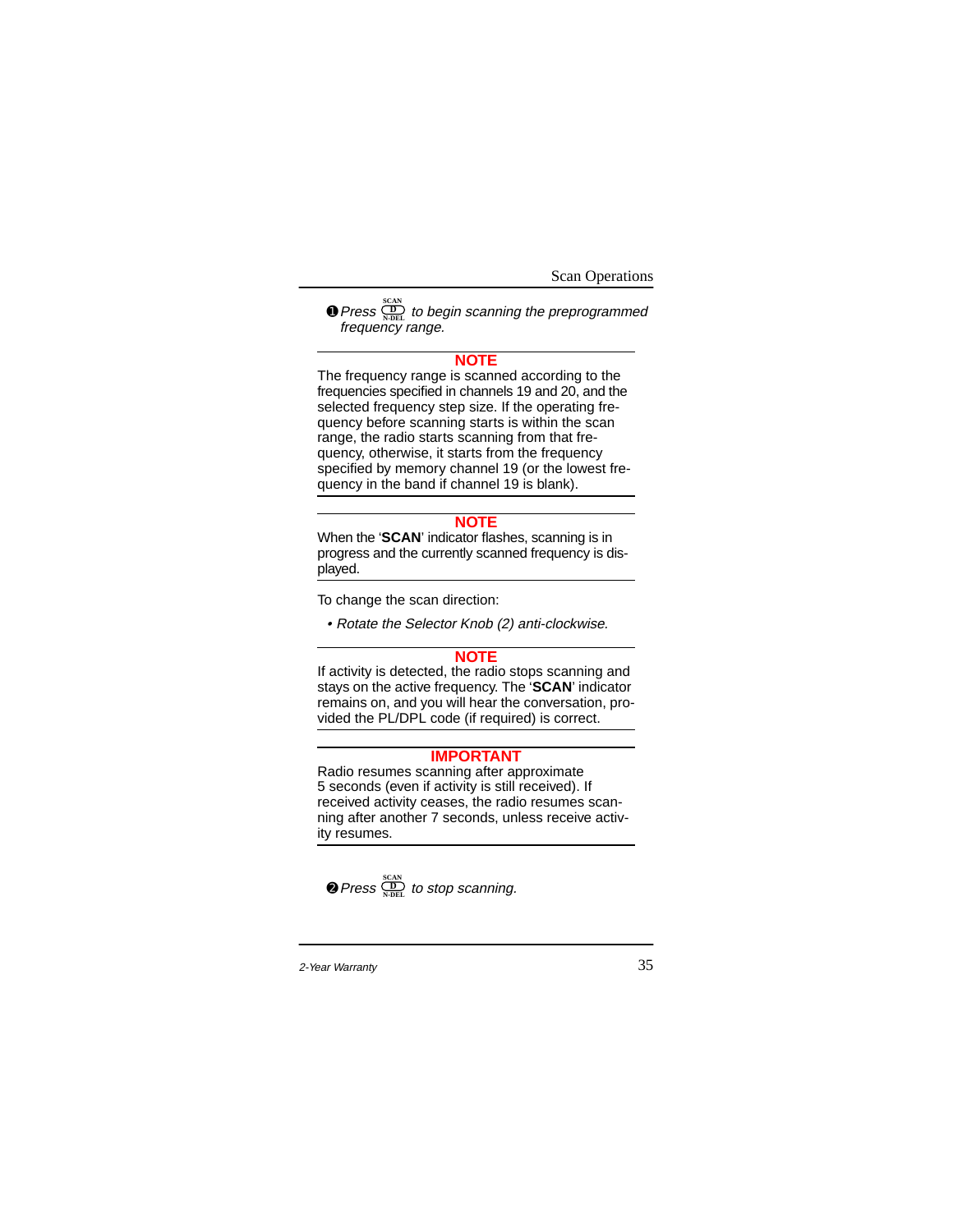❶ *Press* SCAN D N-DEL *to begin scanning the preprogrammed frequency range.*

**NOTE**

The frequency range is scanned according to the frequencies specified in channels 19 and 20, and the selected frequency step size. If the operating frequency before scanning starts is within the scan range, the radio starts scanning from that frequency, otherwise, it starts from the frequency specified by memory channel 19 (or the lowest frequency in the band if channel 19 is blank).

**NOTE**

When the '**SCAN**' indicator flashes, scanning is in progress and the currently scanned frequency is displayed.

To change the scan direction:

- *Rotate the Selector Knob (2) anti-clockwise.*

**NOTE**

If activity is detected, the radio stops scanning and stays on the active frequency. The '**SCAN**' indicator remains on, and you will hear the conversation, provided the PL/DPL code (if required) is correct.

**IMPORTANT**

Radio resumes scanning after approximate 5 seconds (even if activity is still received). If received activity ceases, the radio resumes scanning after another 7 seconds, unless receive activity resumes.

❷ *Press* SCAN D N-DEL *to stop scanning.*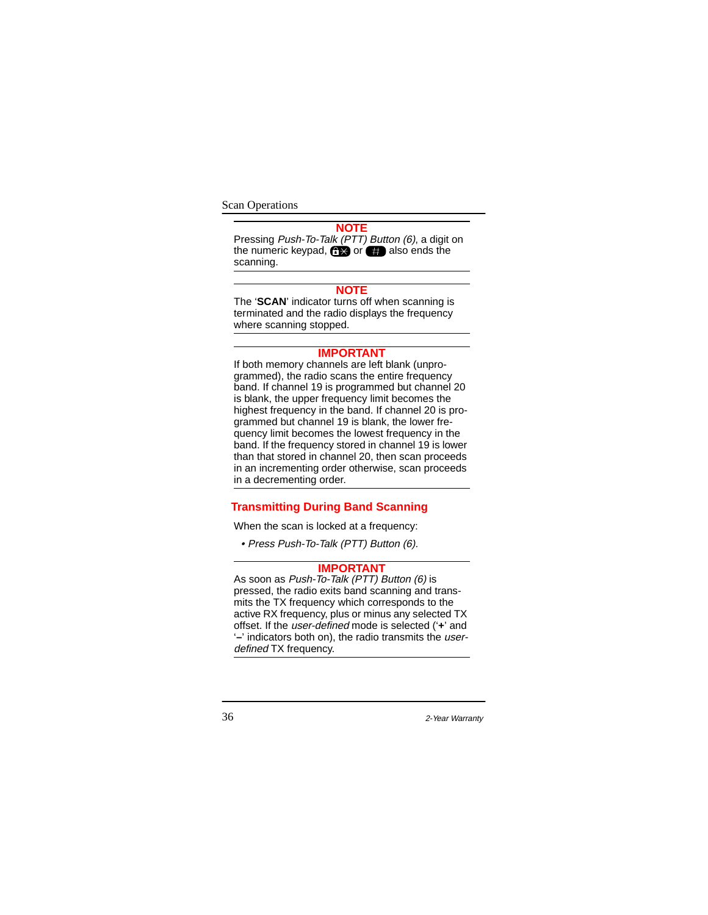**NOTE**

Pressing *Push-To-Talk (PTT) Button (6)*, a digit on the numeric keypad, 🔒✕ or # also ends the scanning.

**NOTE**

The '**SCAN**' indicator turns off when scanning is terminated and the radio displays the frequency where scanning stopped.

**IMPORTANT**

If both memory channels are left blank (unprogrammed), the radio scans the entire frequency band. If channel 19 is programmed but channel 20 is blank, the upper frequency limit becomes the highest frequency in the band. If channel 20 is programmed but channel 19 is blank, the lower frequency limit becomes the lowest frequency in the band. If the frequency stored in channel 19 is lower than that stored in channel 20, then scan proceeds in an incrementing order otherwise, scan proceeds in a decrementing order.

## Transmitting During Band Scanning

When the scan is locked at a frequency:

- *Press Push-To-Talk (PTT) Button (6).*

**IMPORTANT**

As soon as *Push-To-Talk (PTT) Button (6)* is pressed, the radio exits band scanning and transmits the TX frequency which corresponds to the active RX frequency, plus or minus any selected TX offset. If the *user-defined* mode is selected ('**+**' and '**–**' indicators both on), the radio transmits the *user-defined* TX frequency.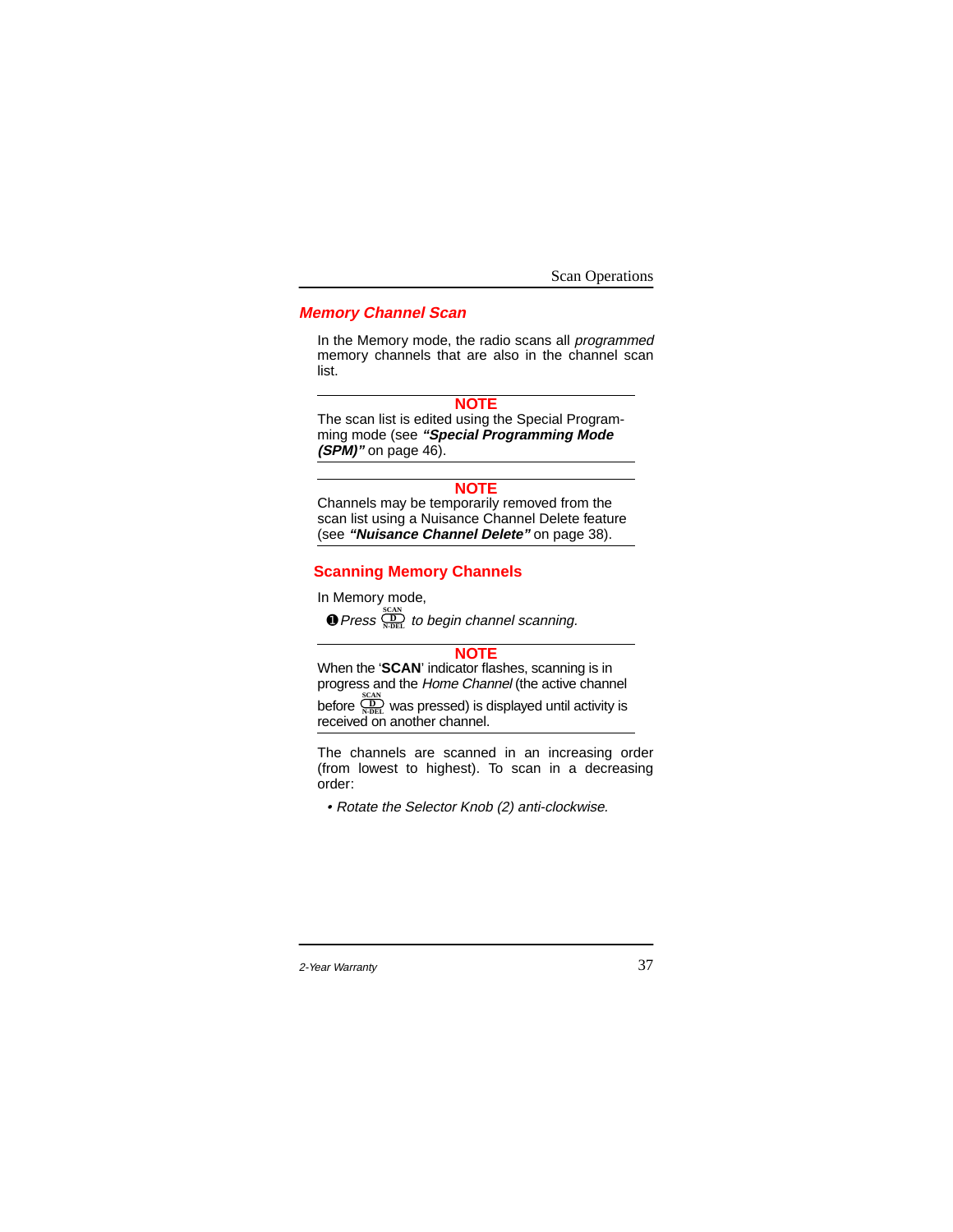## Memory Channel Scan

In the Memory mode, the radio scans all *programmed* memory channels that are also in the channel scan list.

> **NOTE**
> The scan list is edited using the Special Programming mode (see ***"Special Programming Mode (SPM)"*** on page 46).

> **NOTE**
> Channels may be temporarily removed from the scan list using a Nuisance Channel Delete feature (see ***"Nuisance Channel Delete"*** on page 38).

### Scanning Memory Channels

In Memory mode,

❶ *Press* SCAN D N-DEL *to begin channel scanning.*

> **NOTE**
> When the '**SCAN**' indicator flashes, scanning is in progress and the *Home Channel* (the active channel before SCAN D N-DEL was pressed) is displayed until activity is received on another channel.

The channels are scanned in an increasing order (from lowest to highest). To scan in a decreasing order:

- *Rotate the Selector Knob (2) anti-clockwise.*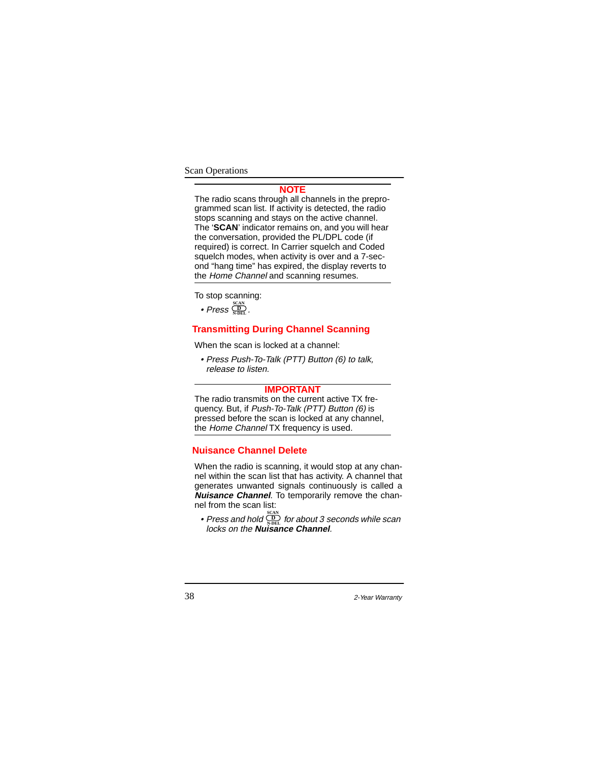**NOTE**

The radio scans through all channels in the preprogrammed scan list. If activity is detected, the radio stops scanning and stays on the active channel. The '**SCAN**' indicator remains on, and you will hear the conversation, provided the PL/DPL code (if required) is correct. In Carrier squelch and Coded squelch modes, when activity is over and a 7-second "hang time" has expired, the display reverts to the *Home Channel* and scanning resumes.

To stop scanning:

- *Press* SCAN D N-DEL.

## Transmitting During Channel Scanning

When the scan is locked at a channel:

- *Press Push-To-Talk (PTT) Button (6) to talk, release to listen.*

**IMPORTANT**

The radio transmits on the current active TX frequency. But, if *Push-To-Talk (PTT) Button (6)* is pressed before the scan is locked at any channel, the *Home Channel* TX frequency is used.

## Nuisance Channel Delete

When the radio is scanning, it would stop at any channel within the scan list that has activity. A channel that generates unwanted signals continuously is called a ***Nuisance Channel***. To temporarily remove the channel from the scan list:

- *Press and hold* SCAN D N-DEL *for about 3 seconds while scan locks on the* ***Nuisance Channel****.*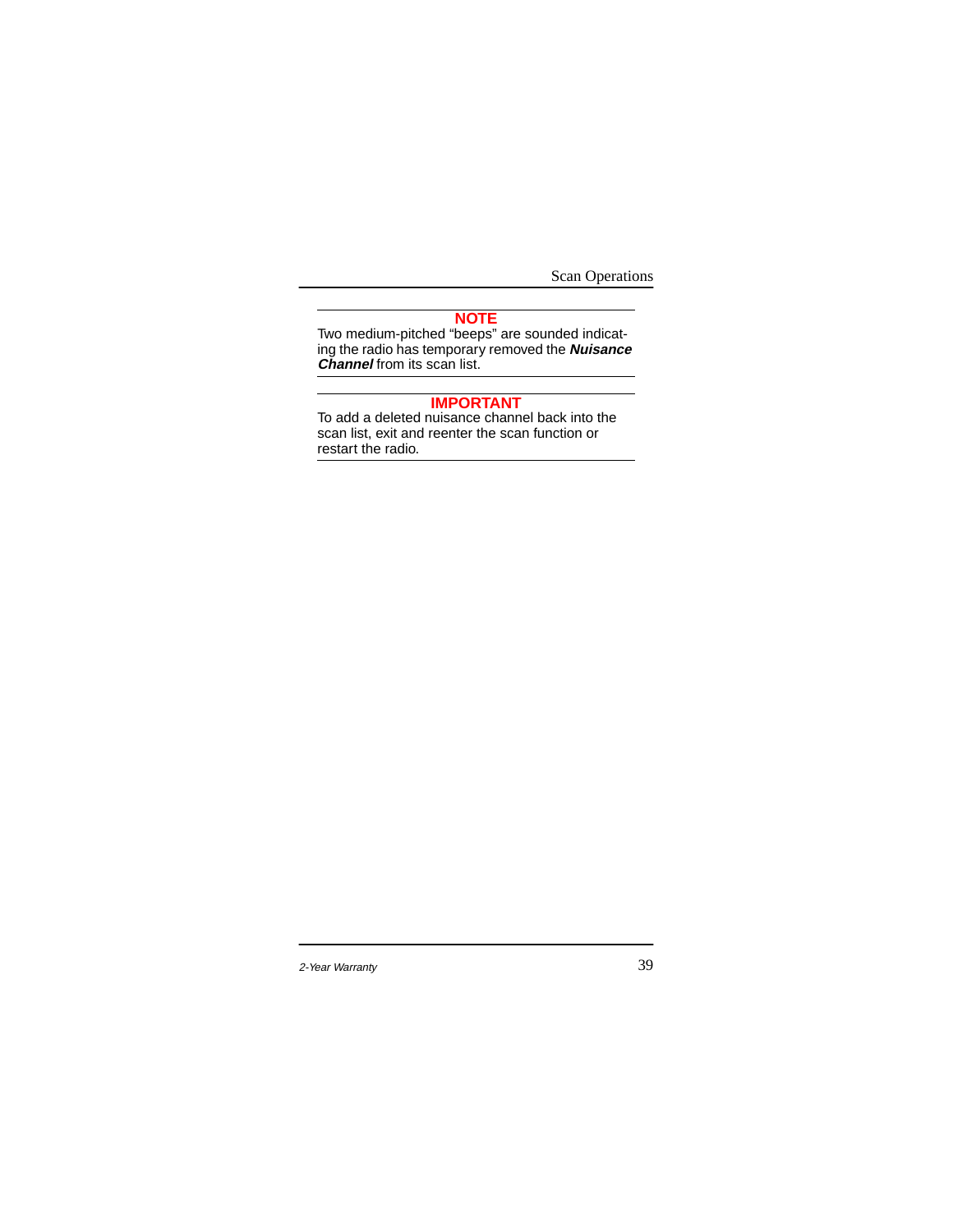**NOTE**

Two medium-pitched “beeps” are sounded indicating the radio has temporary removed the ***Nuisance Channel*** from its scan list.

**IMPORTANT**

To add a deleted nuisance channel back into the scan list, exit and reenter the scan function or restart the radio.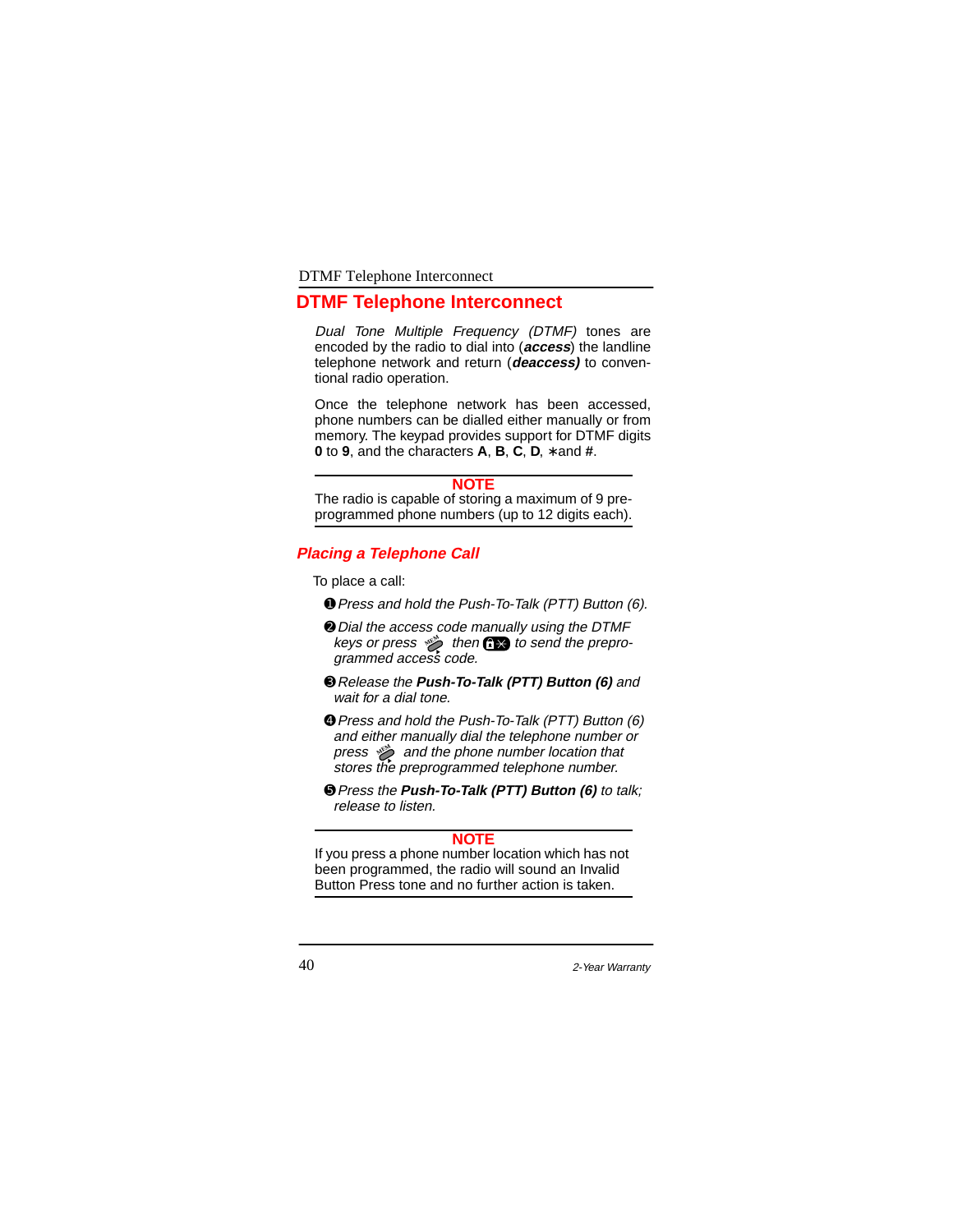# DTMF Telephone Interconnect

*Dual Tone Multiple Frequency (DTMF)* tones are encoded by the radio to dial into (***access***) the landline telephone network and return (***deaccess)*** to conventional radio operation.

Once the telephone network has been accessed, phone numbers can be dialled either manually or from memory. The keypad provides support for DTMF digits **0** to **9**, and the characters **A**, **B**, **C**, **D**, ∗and **#**.

---

**NOTE**

The radio is capable of storing a maximum of 9 preprogrammed phone numbers (up to 12 digits each).

---

## *Placing a Telephone Call*

To place a call:

❶ *Press and hold the Push-To-Talk (PTT) Button (6).*

❷ *Dial the access code manually using the DTMF keys or press MEM then (key) to send the preprogrammed access code.*

❸ *Release the* ***Push-To-Talk (PTT) Button (6)*** *and wait for a dial tone.*

❹ *Press and hold the Push-To-Talk (PTT) Button (6) and either manually dial the telephone number or press MEM and the phone number location that stores the preprogrammed telephone number.*

❺ *Press the* ***Push-To-Talk (PTT) Button (6)*** *to talk; release to listen.*

---

**NOTE**

If you press a phone number location which has not been programmed, the radio will sound an Invalid Button Press tone and no further action is taken.

---

*2-Year Warranty*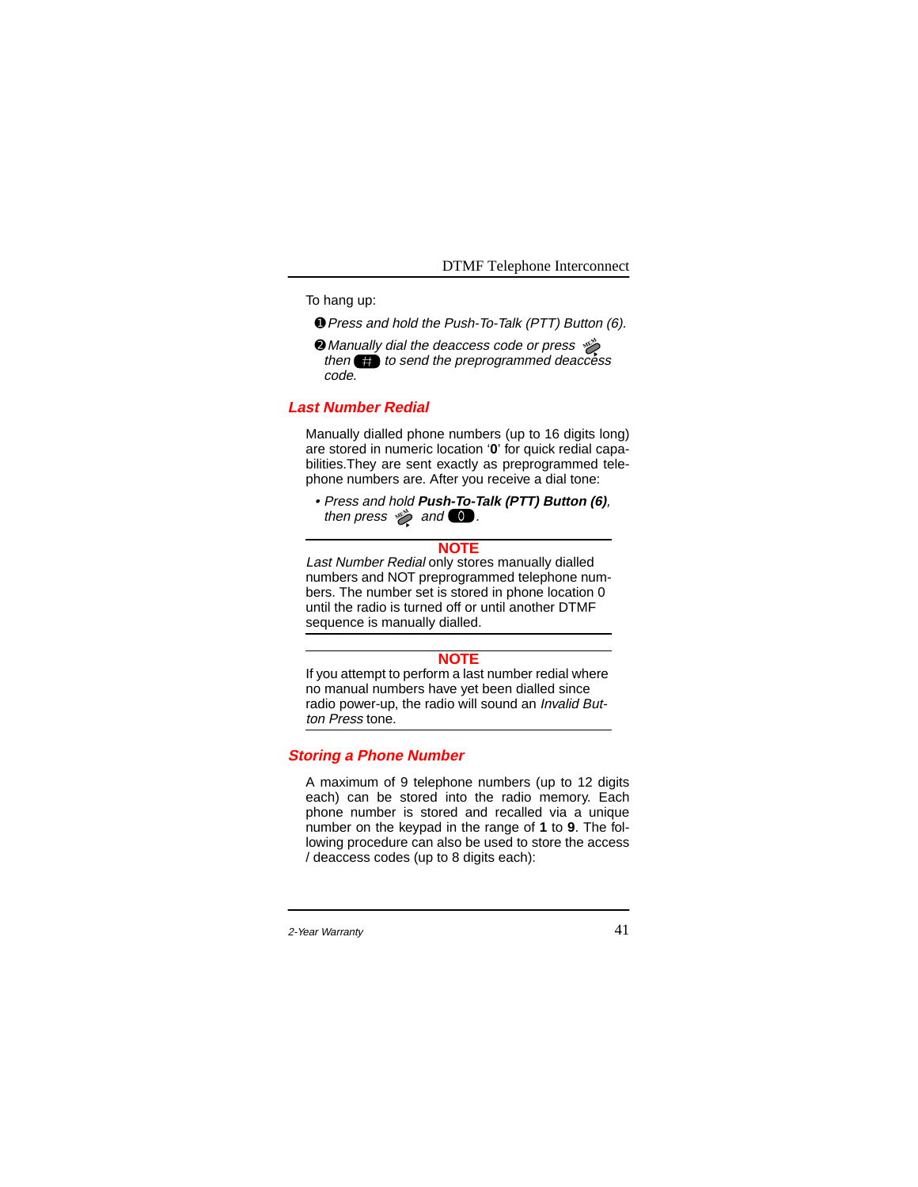To hang up:

❶ *Press and hold the Push-To-Talk (PTT) Button (6).*

❷ *Manually dial the deaccess code or press MEM then # to send the preprogrammed deaccess code.*

## *Last Number Redial*

Manually dialled phone numbers (up to 16 digits long) are stored in numeric location '**0**' for quick redial capabilities.They are sent exactly as preprogrammed telephone numbers are. After you receive a dial tone:

- *Press and hold **Push-To-Talk (PTT) Button (6)**, then press MEM and 0.*

---

**NOTE**

*Last Number Redial* only stores manually dialled numbers and NOT preprogrammed telephone numbers. The number set is stored in phone location 0 until the radio is turned off or until another DTMF sequence is manually dialled.

---

**NOTE**

If you attempt to perform a last number redial where no manual numbers have yet been dialled since radio power-up, the radio will sound an *Invalid Button Press* tone.

---

## *Storing a Phone Number*

A maximum of 9 telephone numbers (up to 12 digits each) can be stored into the radio memory. Each phone number is stored and recalled via a unique number on the keypad in the range of **1** to **9**. The following procedure can also be used to store the access / deaccess codes (up to 8 digits each):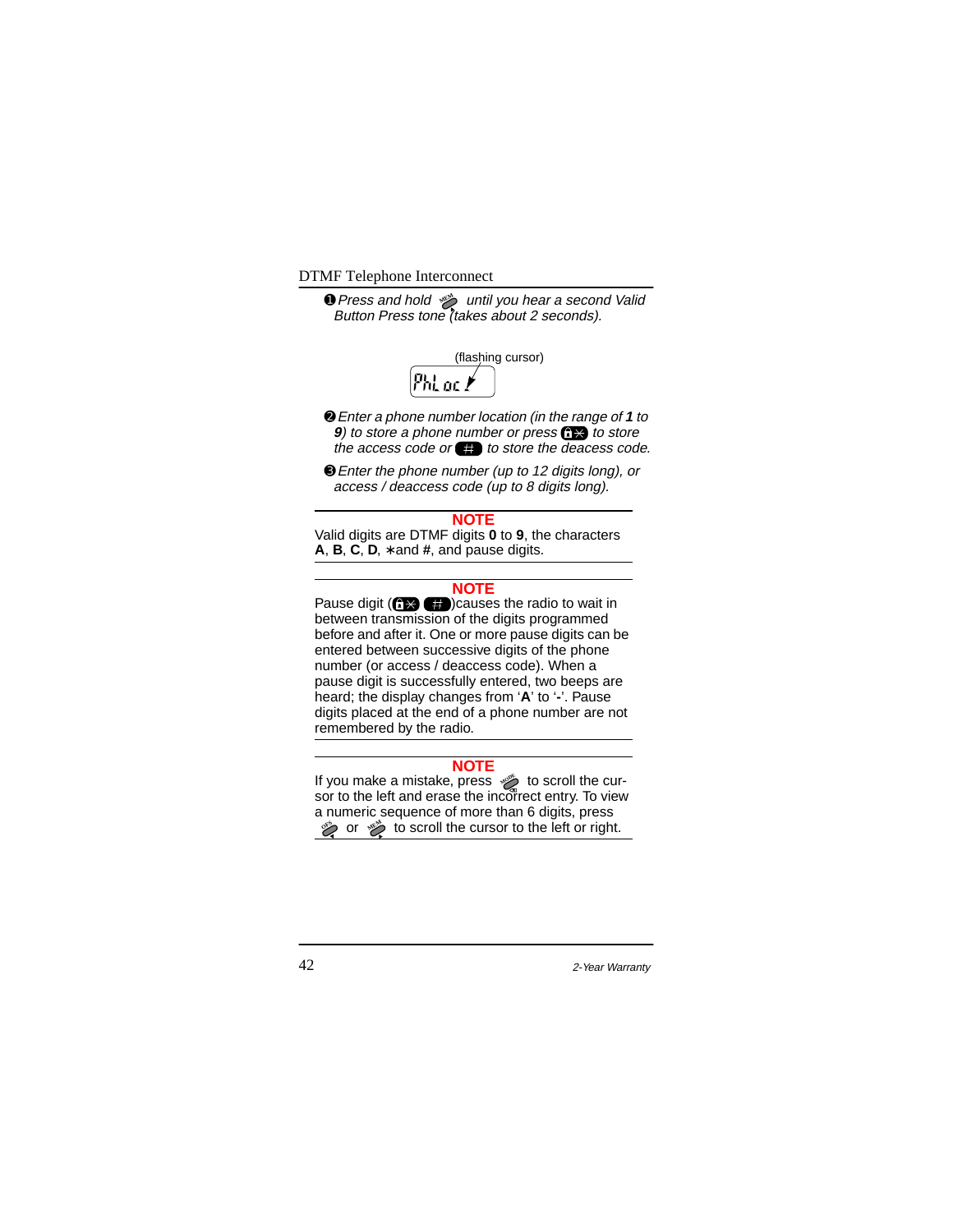❶ *Press and hold [MEM] until you hear a second Valid Button Press tone (takes about 2 seconds).*

(flashing cursor)

PhLoc

❷ *Enter a phone number location (in the range of **1** to **9**) to store a phone number or press [*] to store the access code or [#] to store the deacess code.*

❸ *Enter the phone number (up to 12 digits long), or access / deaccess code (up to 8 digits long).*

---

**NOTE**

Valid digits are DTMF digits **0** to **9**, the characters **A**, **B**, **C**, **D**, ∗and **#**, and pause digits.

---

**NOTE**

Pause digit ([*] [#])causes the radio to wait in between transmission of the digits programmed before and after it. One or more pause digits can be entered between successive digits of the phone number (or access / deaccess code). When a pause digit is successfully entered, two beeps are heard; the display changes from '**A**' to '**-**'. Pause digits placed at the end of a phone number are not remembered by the radio.

---

**NOTE**

If you make a mistake, press [MODE] to scroll the cursor to the left and erase the incorrect entry. To view a numeric sequence of more than 6 digits, press [OFS] or [MEM] to scroll the cursor to the left or right.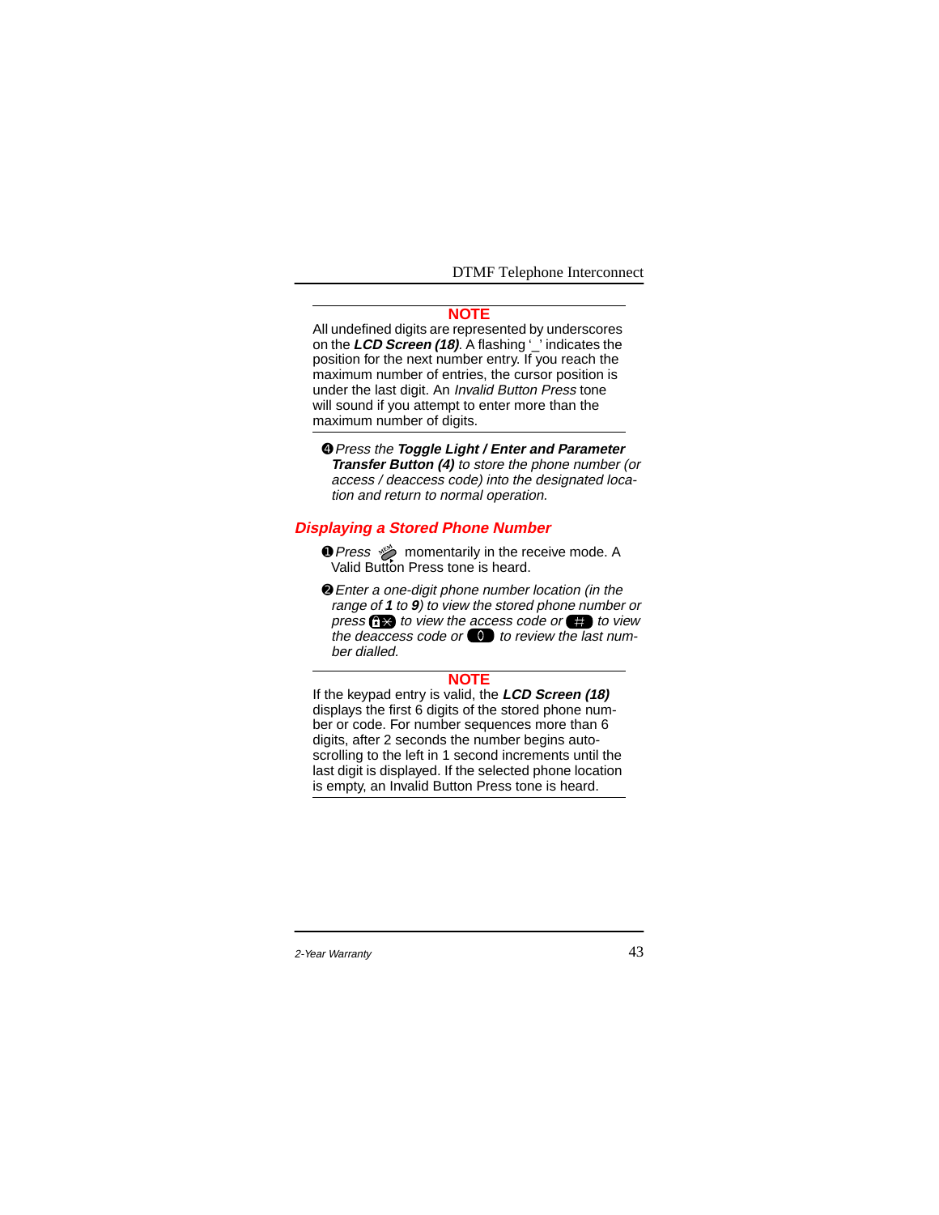**NOTE**

All undefined digits are represented by underscores on the ***LCD Screen (18)***. A flashing '_' indicates the position for the next number entry. If you reach the maximum number of entries, the cursor position is under the last digit. An *Invalid Button Press* tone will sound if you attempt to enter more than the maximum number of digits.

❹ *Press the **Toggle Light / Enter and Parameter Transfer Button (4)** to store the phone number (or access / deaccess code) into the designated location and return to normal operation.*

## *Displaying a Stored Phone Number*

❶ *Press* [MEM] momentarily in the receive mode. A Valid Button Press tone is heard.

❷ *Enter a one-digit phone number location (in the range of **1** to **9**) to view the stored phone number or press* [🔒✱] *to view the access code or* [#] *to view the deaccess code or* [0] *to review the last number dialled.*

**NOTE**

If the keypad entry is valid, the ***LCD Screen (18)*** displays the first 6 digits of the stored phone number or code. For number sequences more than 6 digits, after 2 seconds the number begins auto-scrolling to the left in 1 second increments until the last digit is displayed. If the selected phone location is empty, an Invalid Button Press tone is heard.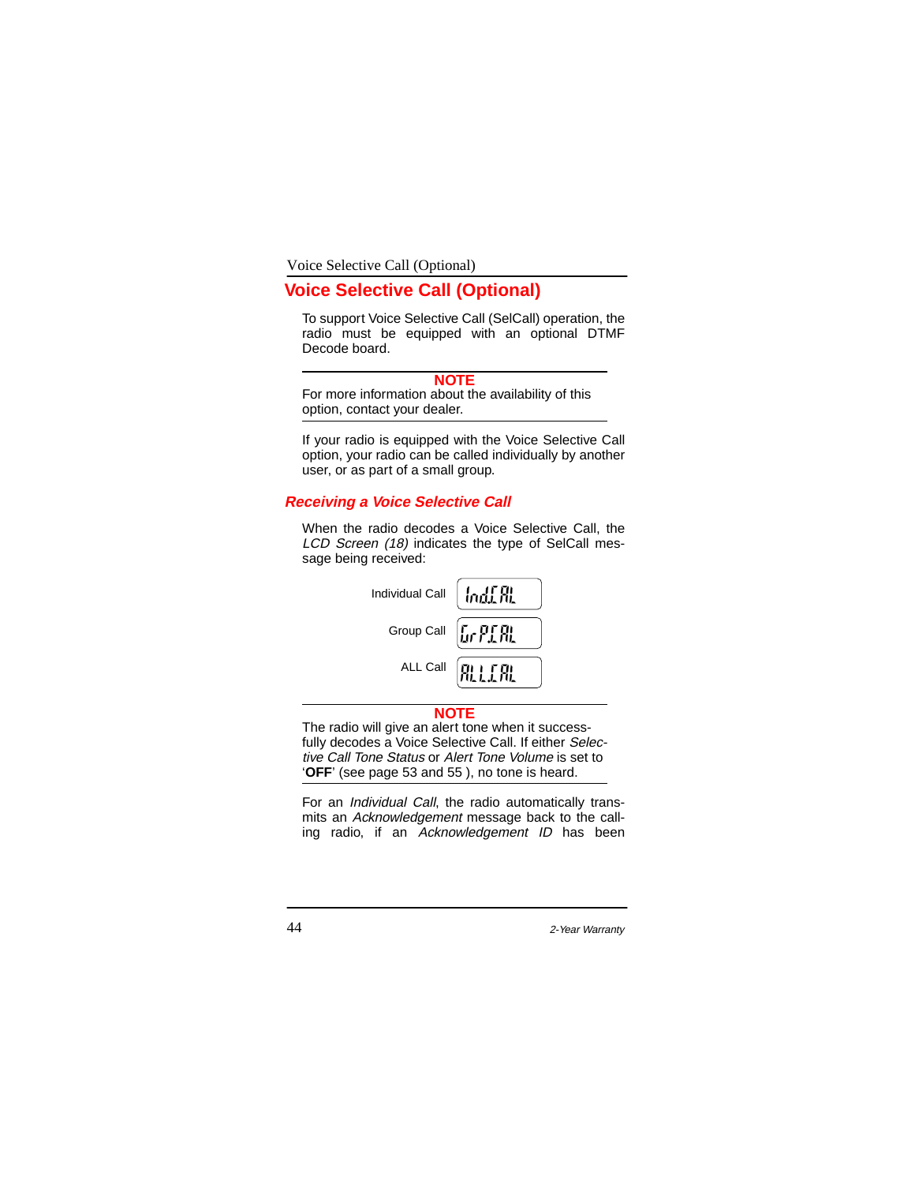## Voice Selective Call (Optional)

To support Voice Selective Call (SelCall) operation, the radio must be equipped with an optional DTMF Decode board.

---

**NOTE**

For more information about the availability of this option, contact your dealer.

---

If your radio is equipped with the Voice Selective Call option, your radio can be called individually by another user, or as part of a small group.

### *Receiving a Voice Selective Call*

When the radio decodes a Voice Selective Call, the *LCD Screen (18)* indicates the type of SelCall message being received:

| | |
|---|---|
| Individual Call | Ind.CAL |
| Group Call | GrP.CAL |
| ALL Call | ALL.CAL |

---

**NOTE**

The radio will give an alert tone when it successfully decodes a Voice Selective Call. If either *Selective Call Tone Status* or *Alert Tone Volume* is set to '**OFF**' (see page 53 and 55 ), no tone is heard.

---

For an *Individual Call*, the radio automatically transmits an *Acknowledgement* message back to the calling radio, if an *Acknowledgement ID* has been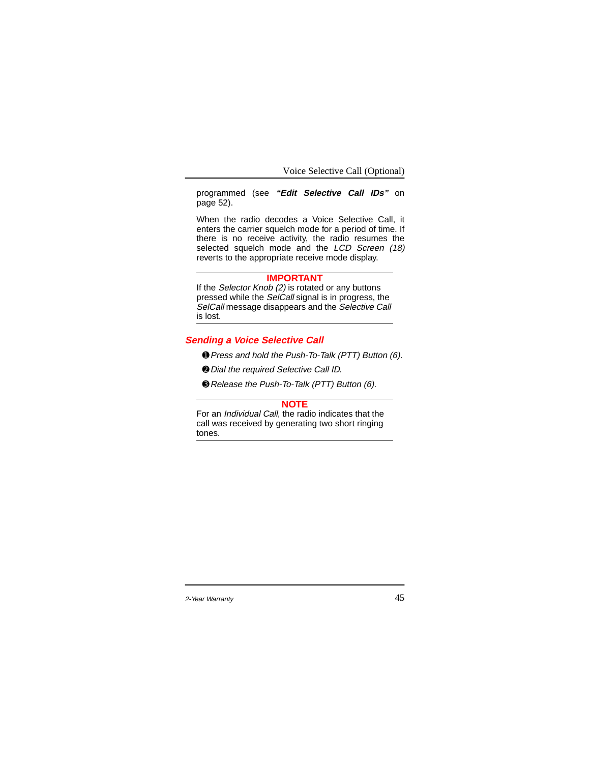programmed (see ***"Edit Selective Call IDs"*** on page 52).

When the radio decodes a Voice Selective Call, it enters the carrier squelch mode for a period of time. If there is no receive activity, the radio resumes the selected squelch mode and the *LCD Screen (18)* reverts to the appropriate receive mode display.

---

**IMPORTANT**

If the *Selector Knob (2)* is rotated or any buttons pressed while the *SelCall* signal is in progress, the *SelCall* message disappears and the *Selective Call* is lost.

---

### *Sending a Voice Selective Call*

❶ *Press and hold the Push-To-Talk (PTT) Button (6).*

❷ *Dial the required Selective Call ID.*

❸ *Release the Push-To-Talk (PTT) Button (6).*

---

**NOTE**

For an *Individual Call*, the radio indicates that the call was received by generating two short ringing tones.

---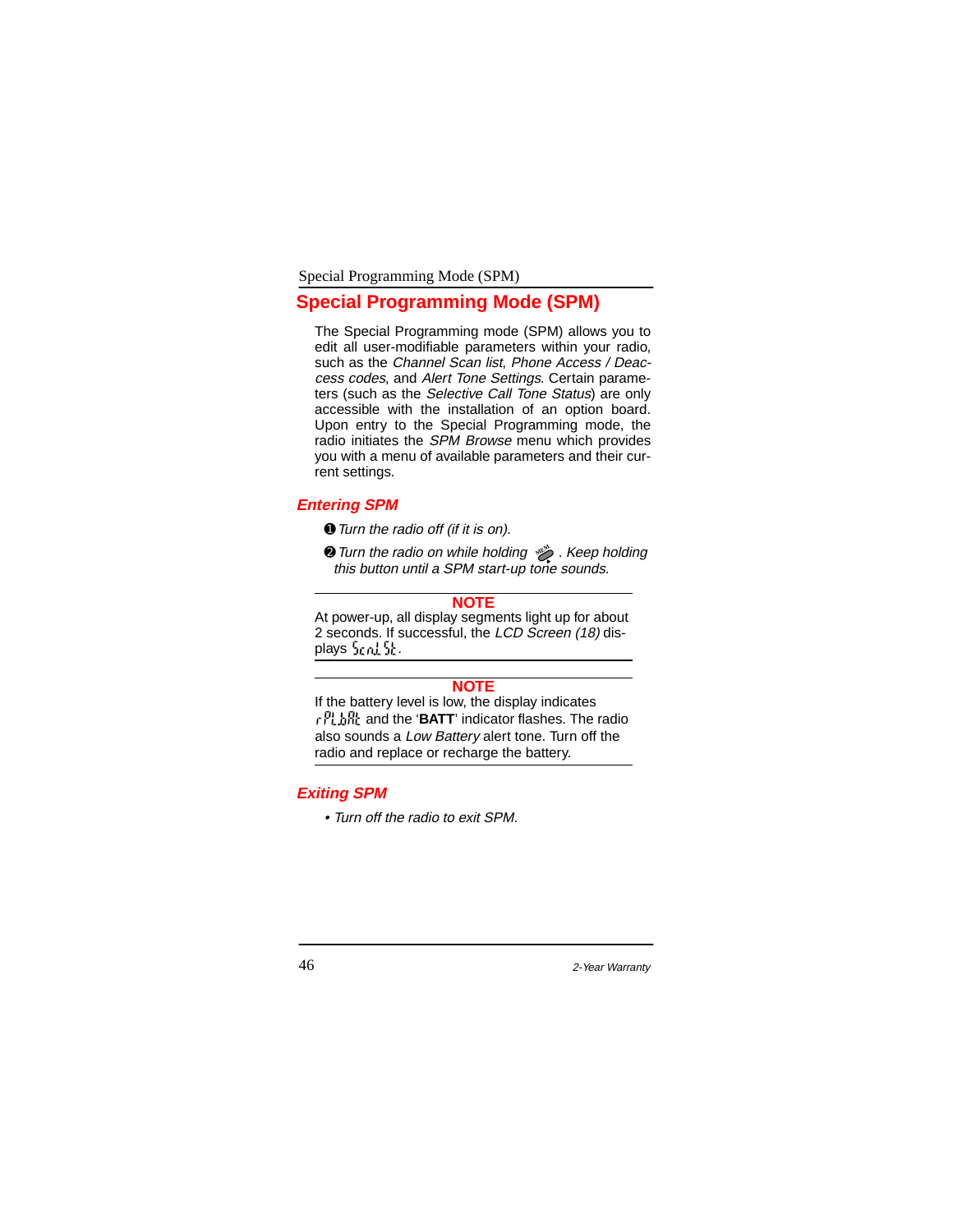# Special Programming Mode (SPM)

The Special Programming mode (SPM) allows you to edit all user-modifiable parameters within your radio, such as the *Channel Scan list*, *Phone Access / Deaccess codes*, and *Alert Tone Settings*. Certain parameters (such as the *Selective Call Tone Status*) are only accessible with the installation of an option board. Upon entry to the Special Programming mode, the radio initiates the *SPM Browse* menu which provides you with a menu of available parameters and their current settings.

## Entering SPM

❶ *Turn the radio off (if it is on).*

❷ *Turn the radio on while holding MEM. Keep holding this button until a SPM start-up tone sounds.*

---

**NOTE**

At power-up, all display segments light up for about 2 seconds. If successful, the *LCD Screen (18)* displays ScnL St.

---

**NOTE**

If the battery level is low, the display indicates rPL bAt and the '**BATT**' indicator flashes. The radio also sounds a *Low Battery* alert tone. Turn off the radio and replace or recharge the battery.

---

## Exiting SPM

- *Turn off the radio to exit SPM.*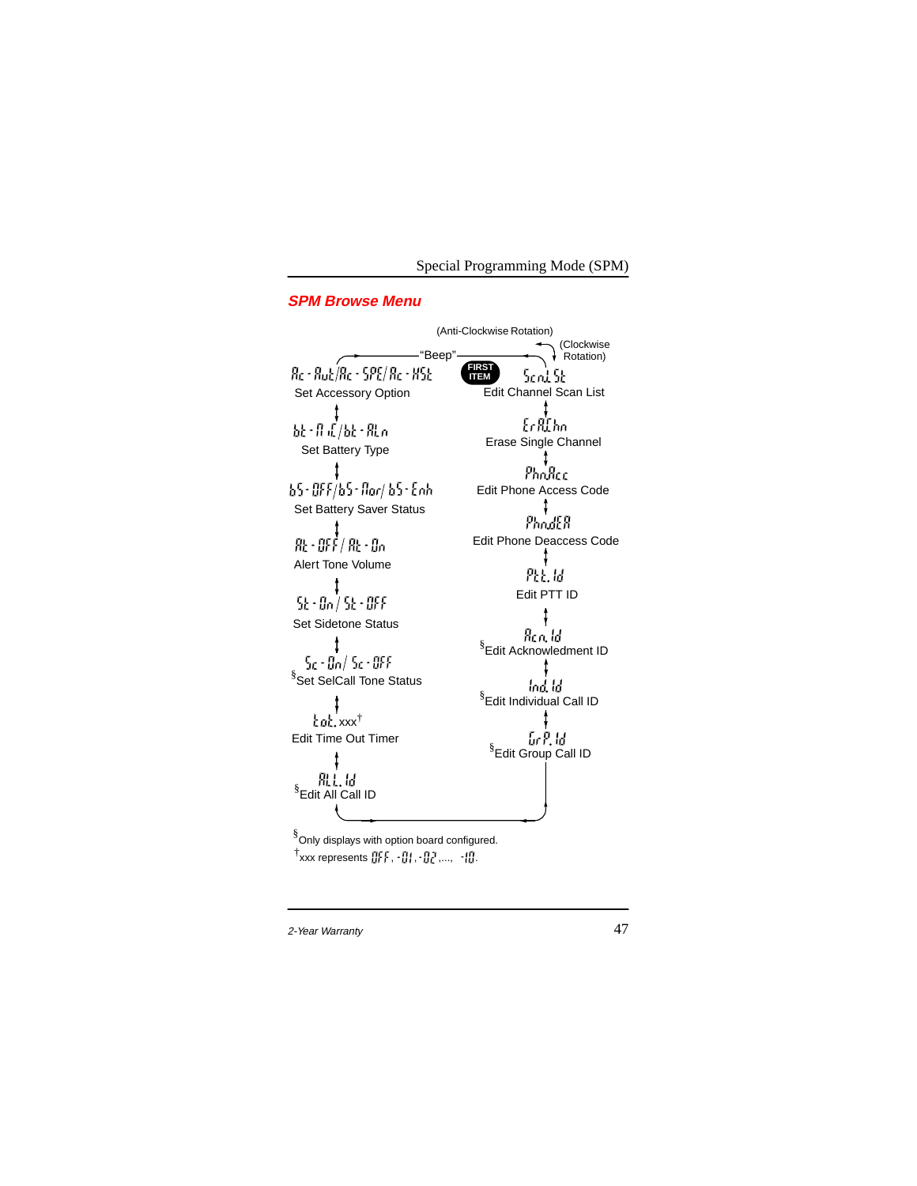## SPM Browse Menu

(Anti-Clockwise Rotation)

(Clockwise Rotation)

"Beep"

FIRST ITEM

ScnLSt
Edit Channel Scan List

ErAChn
Erase Single Channel

PhnAcc
Edit Phone Access Code

PhndEA
Edit Phone Deaccess Code

Ptt.Id
Edit PTT ID

Acn.Id
§Edit Acknowledgment ID

Ind.Id
§Edit Individual Call ID

GrP.Id
§Edit Group Call ID

Ac-Aut/Ac-SPE/Ac-HSt
Set Accessory Option

bt-NiC/bt-ALn
Set Battery Type

bS-OFF/bS-Nor/bS-Enh
Set Battery Saver Status

At-OFF/At-On
Alert Tone Volume

St-On/St-OFF
Set Sidetone Status

Sc-On/Sc-OFF
§Set SelCall Tone Status

tot.xxx†
Edit Time Out Timer

ALL.Id
§Edit All Call ID

§Only displays with option board configured.

†xxx represents OFF, -01, -02,..., -10.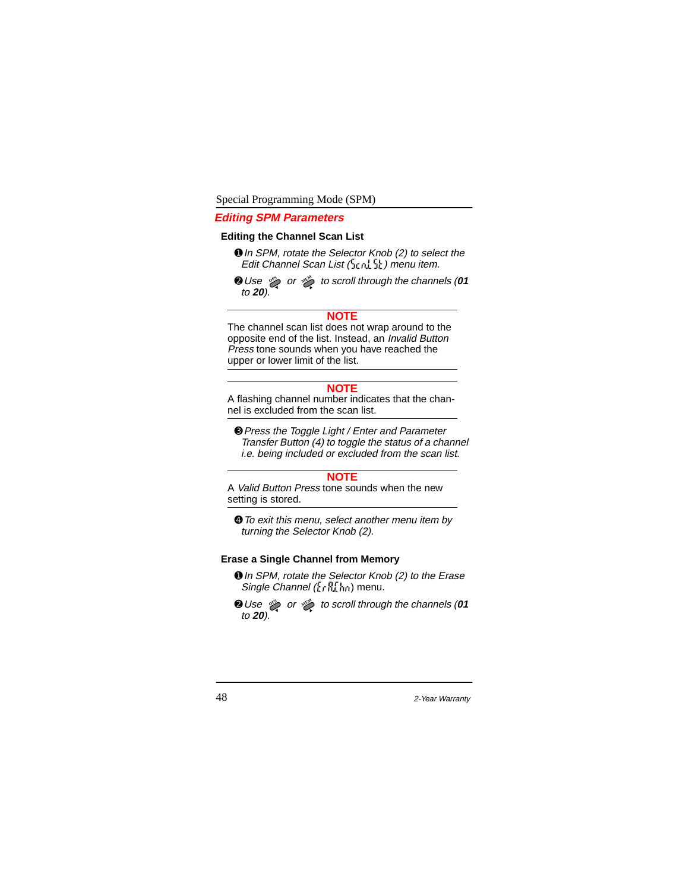## Editing SPM Parameters

### Editing the Channel Scan List

❶ *In SPM, rotate the Selector Knob (2) to select the Edit Channel Scan List (ScnLSt) menu item.*

❷ *Use* [OFS] *or* [MEM] *to scroll through the channels (**01** to **20**).*

---

**NOTE**

The channel scan list does not wrap around to the opposite end of the list. Instead, an *Invalid Button Press* tone sounds when you have reached the upper or lower limit of the list.

---

**NOTE**

A flashing channel number indicates that the channel is excluded from the scan list.

---

❸ *Press the Toggle Light / Enter and Parameter Transfer Button (4) to toggle the status of a channel i.e. being included or excluded from the scan list.*

---

**NOTE**

A *Valid Button Press* tone sounds when the new setting is stored.

---

❹ *To exit this menu, select another menu item by turning the Selector Knob (2).*

### Erase a Single Channel from Memory

❶ *In SPM, rotate the Selector Knob (2) to the Erase Single Channel (ErACHn) menu.*

❷ *Use* [OFS] *or* [MEM] *to scroll through the channels (**01** to **20**).*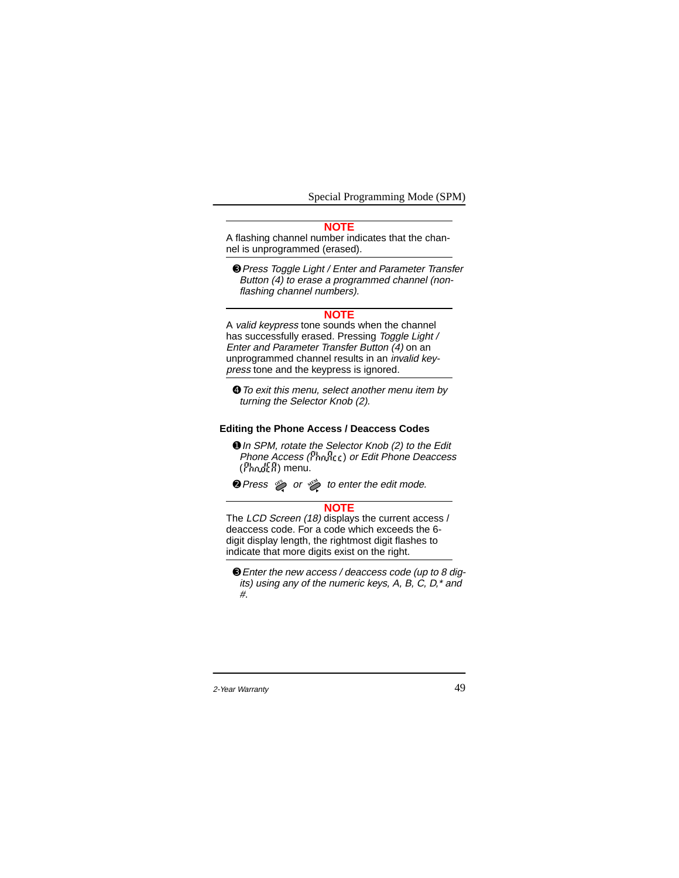**NOTE**

A flashing channel number indicates that the channel is unprogrammed (erased).

❸ *Press Toggle Light / Enter and Parameter Transfer Button (4) to erase a programmed channel (non-flashing channel numbers).*

**NOTE**

A *valid keypress* tone sounds when the channel has successfully erased. Pressing *Toggle Light / Enter and Parameter Transfer Button (4)* on an unprogrammed channel results in an *invalid keypress* tone and the keypress is ignored.

❹ *To exit this menu, select another menu item by turning the Selector Knob (2).*

### Editing the Phone Access / Deaccess Codes

❶ *In SPM, rotate the Selector Knob (2) to the Edit Phone Access (PhnAcc) or Edit Phone Deaccess (PhndEA)* menu.

❷ *Press* [OFS] *or* [MEM] *to enter the edit mode.*

**NOTE**

The *LCD Screen (18)* displays the current access / deaccess code. For a code which exceeds the 6-digit display length, the rightmost digit flashes to indicate that more digits exist on the right.

❸ *Enter the new access / deaccess code (up to 8 digits) using any of the numeric keys, A, B, C, D,* and #.*

*2-Year Warranty*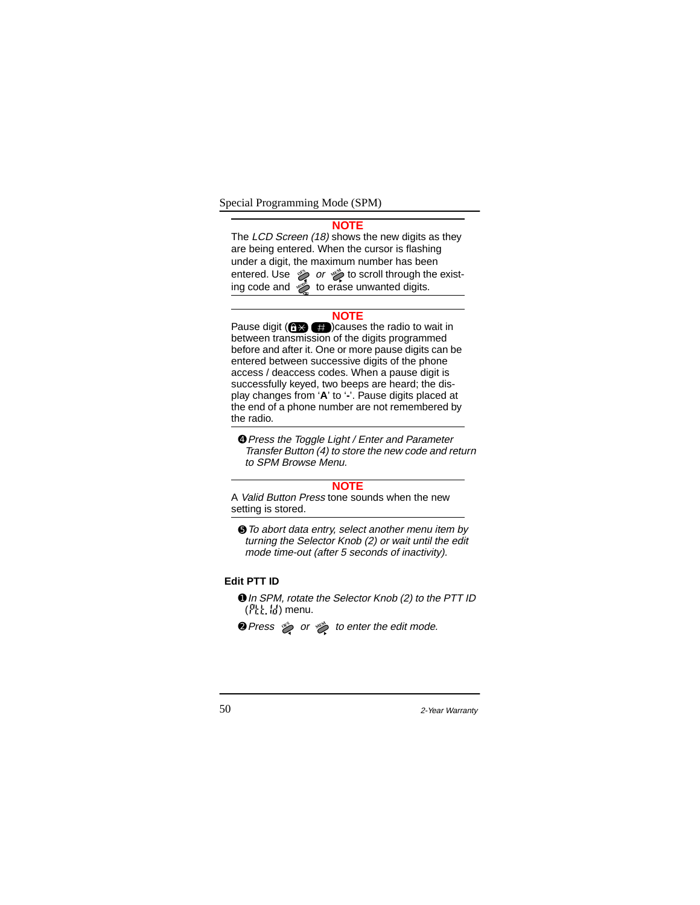**NOTE**

The *LCD Screen (18)* shows the new digits as they are being entered. When the cursor is flashing under a digit, the maximum number has been entered. Use OFS or MEM to scroll through the existing code and MON to erase unwanted digits.

**NOTE**

Pause digit (🔒✕ #)causes the radio to wait in between transmission of the digits programmed before and after it. One or more pause digits can be entered between successive digits of the phone access / deaccess codes. When a pause digit is successfully keyed, two beeps are heard; the display changes from '**A**' to '**-**'. Pause digits placed at the end of a phone number are not remembered by the radio.

❹ *Press the Toggle Light / Enter and Parameter Transfer Button (4) to store the new code and return to SPM Browse Menu.*

**NOTE**

A *Valid Button Press* tone sounds when the new setting is stored.

❺ *To abort data entry, select another menu item by turning the Selector Knob (2) or wait until the edit mode time-out (after 5 seconds of inactivity).*

**Edit PTT ID**

❶ *In SPM, rotate the Selector Knob (2) to the PTT ID* (Ptt. Id) menu.

❷ *Press* OFS *or* MEM *to enter the edit mode.*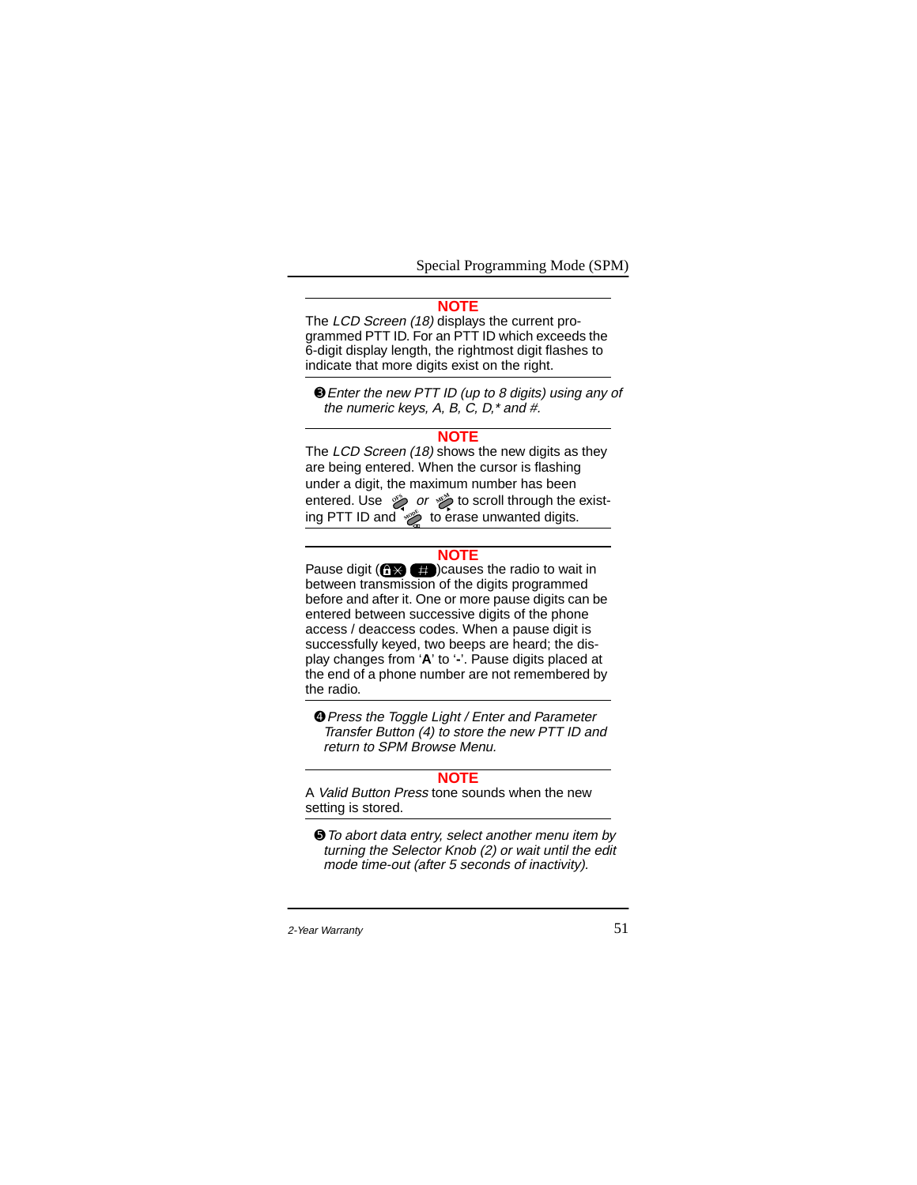**NOTE**

The *LCD Screen (18)* displays the current programmed PTT ID. For an PTT ID which exceeds the 6-digit display length, the rightmost digit flashes to indicate that more digits exist on the right.

❸ *Enter the new PTT ID (up to 8 digits) using any of the numeric keys, A, B, C, D,* and #.*

**NOTE**

The *LCD Screen (18)* shows the new digits as they are being entered. When the cursor is flashing under a digit, the maximum number has been entered. Use OFS or MEM to scroll through the existing PTT ID and MODE to erase unwanted digits.

**NOTE**

Pause digit ( ✕ # )causes the radio to wait in between transmission of the digits programmed before and after it. One or more pause digits can be entered between successive digits of the phone access / deaccess codes. When a pause digit is successfully keyed, two beeps are heard; the display changes from '**A**' to '**-**'. Pause digits placed at the end of a phone number are not remembered by the radio.

❹ *Press the Toggle Light / Enter and Parameter Transfer Button (4) to store the new PTT ID and return to SPM Browse Menu.*

**NOTE**

A *Valid Button Press* tone sounds when the new setting is stored.

❺ *To abort data entry, select another menu item by turning the Selector Knob (2) or wait until the edit mode time-out (after 5 seconds of inactivity).*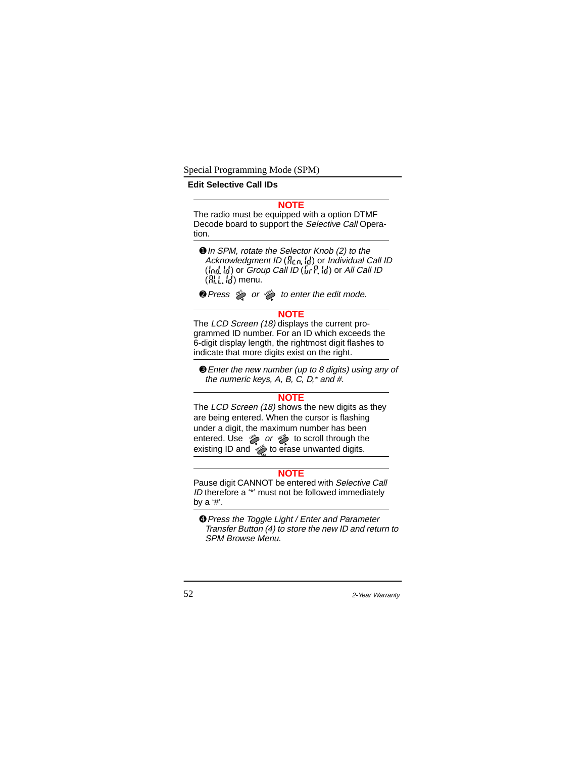## Edit Selective Call IDs

**NOTE**

The radio must be equipped with a option DTMF Decode board to support the *Selective Call* Operation.

❶ *In SPM, rotate the Selector Knob (2) to the Acknowledgment ID* (Ack.Id) or *Individual Call ID* (Ind.Id) or *Group Call ID* (GrP.Id) or *All Call ID* (ALL.Id) menu.

❷ *Press* OFS *or* MEM *to enter the edit mode.*

**NOTE**

The *LCD Screen (18)* displays the current programmed ID number. For an ID which exceeds the 6-digit display length, the rightmost digit flashes to indicate that more digits exist on the right.

❸ *Enter the new number (up to 8 digits) using any of the numeric keys, A, B, C, D,* and #.*

**NOTE**

The *LCD Screen (18)* shows the new digits as they are being entered. When the cursor is flashing under a digit, the maximum number has been entered. Use OFS *or* MEM to scroll through the existing ID and MODE to erase unwanted digits.

**NOTE**

Pause digit CANNOT be entered with *Selective Call ID* therefore a '*' must not be followed immediately by a '#'.

❹ *Press the Toggle Light / Enter and Parameter Transfer Button (4) to store the new ID and return to SPM Browse Menu.*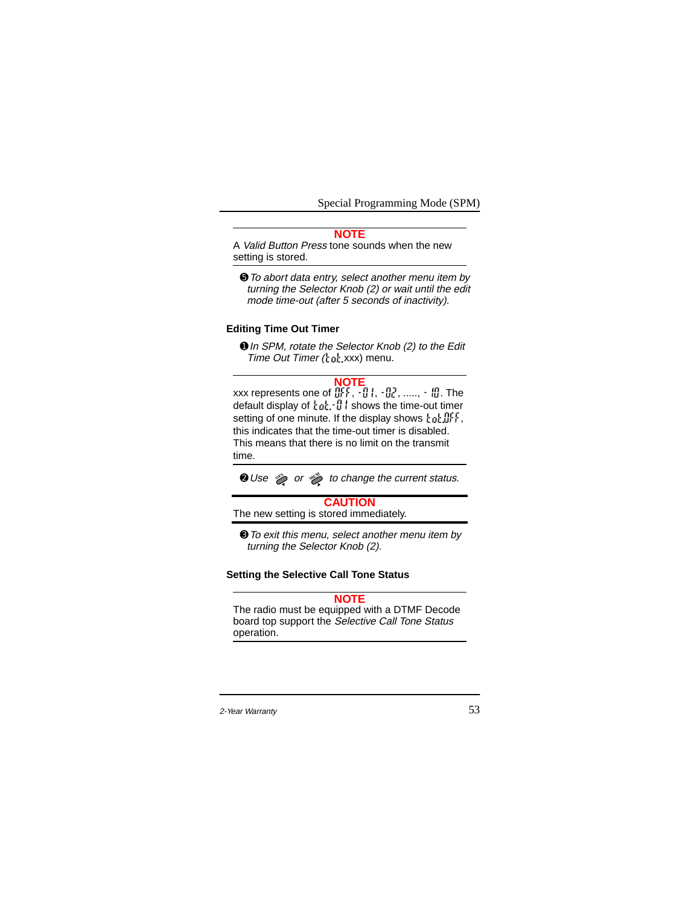---

**NOTE**

A *Valid Button Press* tone sounds when the new setting is stored.

---

❺ *To abort data entry, select another menu item by turning the Selector Knob (2) or wait until the edit mode time-out (after 5 seconds of inactivity).*

### Editing Time Out Timer

❶ *In SPM, rotate the Selector Knob (2) to the Edit Time Out Timer (*tot.*xxx) menu.*

---

**NOTE**

xxx represents one of OFF, -01, -02, ....., - 10. The default display of tot.-01 shows the time-out timer setting of one minute. If the display shows tot.OFF, this indicates that the time-out timer is disabled. This means that there is no limit on the transmit time.

---

❷ *Use* OFS *or* MEM *to change the current status.*

---

**CAUTION**

The new setting is stored immediately.

---

❸ *To exit this menu, select another menu item by turning the Selector Knob (2).*

### Setting the Selective Call Tone Status

---

**NOTE**

The radio must be equipped with a DTMF Decode board top support the *Selective Call Tone Status* operation.

---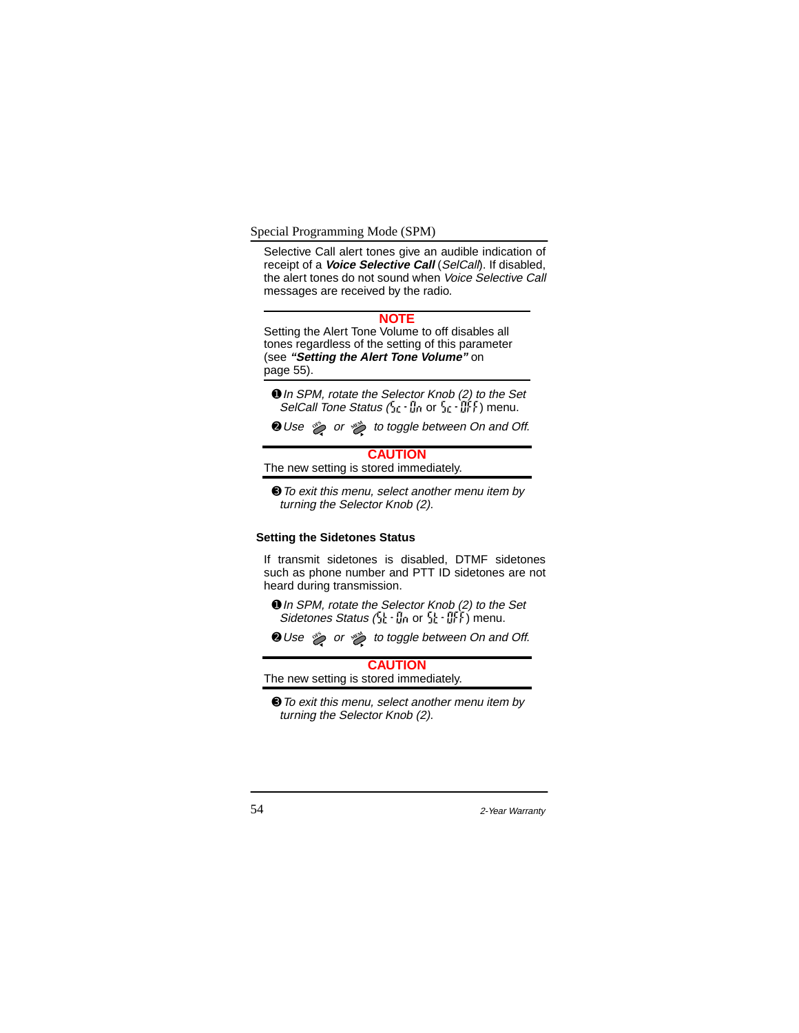Selective Call alert tones give an audible indication of receipt of a ***Voice Selective Call*** (*SelCall*). If disabled, the alert tones do not sound when *Voice Selective Call* messages are received by the radio.

**NOTE**

Setting the Alert Tone Volume to off disables all tones regardless of the setting of this parameter (see ***"Setting the Alert Tone Volume"*** on page 55).

❶ *In SPM, rotate the Selector Knob (2) to the Set SelCall Tone Status (*Sc - On or Sc - OFF) menu.

❷ *Use* OFS *or* MEM *to toggle between On and Off.*

**CAUTION**

The new setting is stored immediately.

❸ *To exit this menu, select another menu item by turning the Selector Knob (2).*

### Setting the Sidetones Status

If transmit sidetones is disabled, DTMF sidetones such as phone number and PTT ID sidetones are not heard during transmission.

❶ *In SPM, rotate the Selector Knob (2) to the Set Sidetones Status (*St - On or St - OFF) menu.

❷ *Use* OFS *or* MEM *to toggle between On and Off.*

**CAUTION**

The new setting is stored immediately.

❸ *To exit this menu, select another menu item by turning the Selector Knob (2).*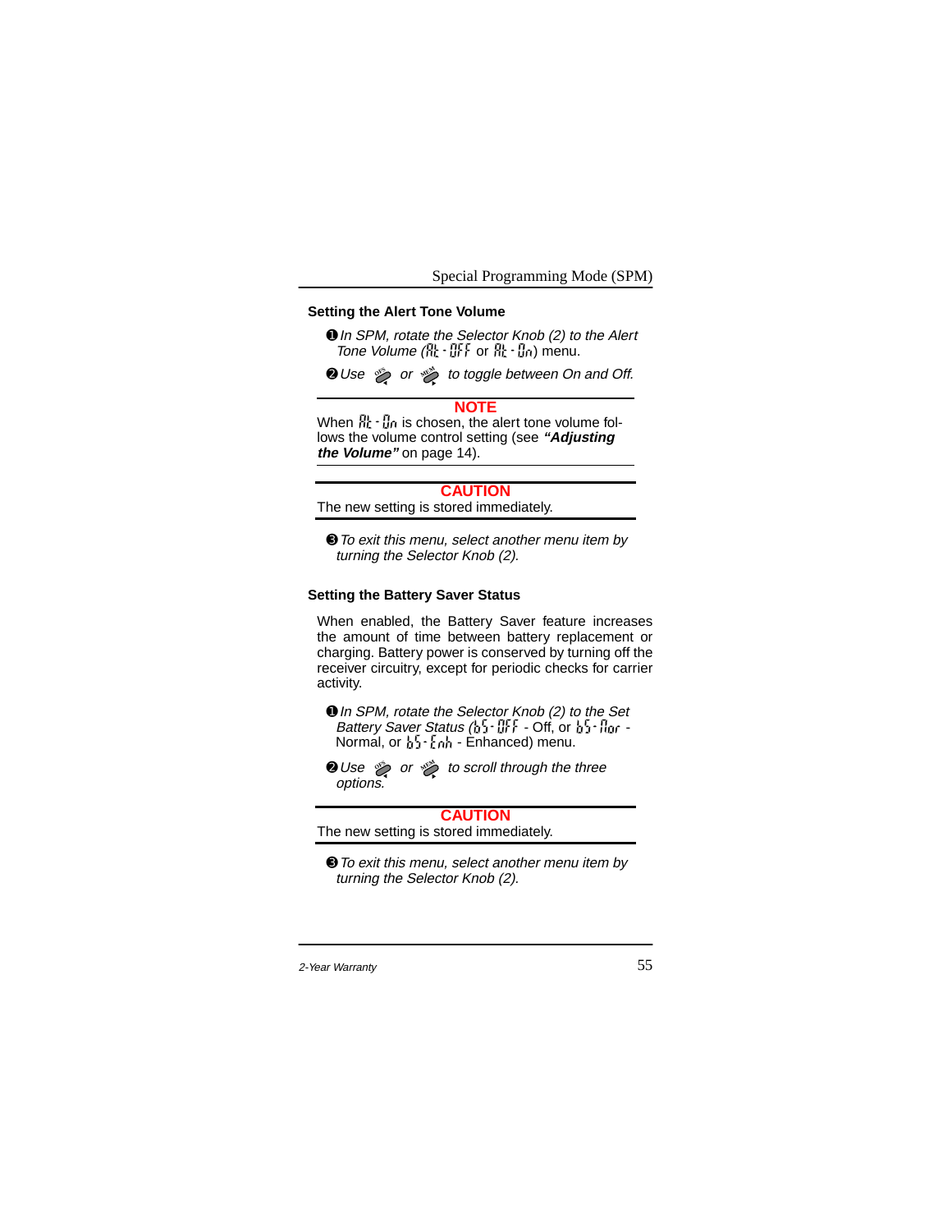### Setting the Alert Tone Volume

❶ *In SPM, rotate the Selector Knob (2) to the Alert Tone Volume (*AL - OFF or AL - On) menu.

❷ *Use* OFS *or* MEM *to toggle between On and Off.*

---

**NOTE**

When AL - On is chosen, the alert tone volume follows the volume control setting (see ***"Adjusting the Volume"*** on page 14).

---

**CAUTION**

The new setting is stored immediately.

---

❸ *To exit this menu, select another menu item by turning the Selector Knob (2).*

### Setting the Battery Saver Status

When enabled, the Battery Saver feature increases the amount of time between battery replacement or charging. Battery power is conserved by turning off the receiver circuitry, except for periodic checks for carrier activity.

❶ *In SPM, rotate the Selector Knob (2) to the Set Battery Saver Status (*bS - OFF - Off, or bS - Nor - Normal, or bS - Enh - Enhanced) menu.

❷ *Use* OFS *or* MEM *to scroll through the three options.*

---

**CAUTION**

The new setting is stored immediately.

---

❸ *To exit this menu, select another menu item by turning the Selector Knob (2).*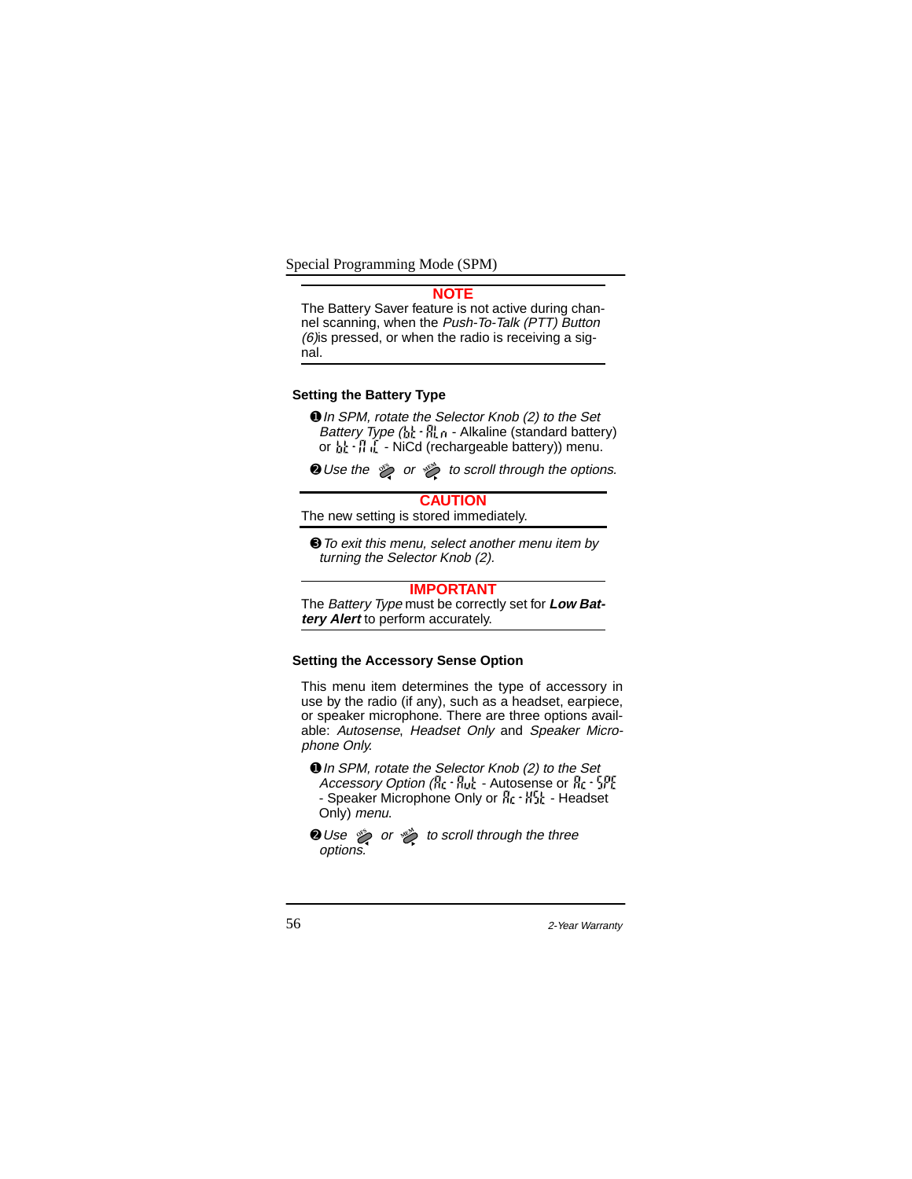**NOTE**

The Battery Saver feature is not active during channel scanning, when the *Push-To-Talk (PTT) Button (6)* is pressed, or when the radio is receiving a signal.

### Setting the Battery Type

❶ *In SPM, rotate the Selector Knob (2) to the Set Battery Type (*bt - ALn - Alkaline (standard battery) or bt - NiC - NiCd (rechargeable battery)) menu.

❷ *Use the* OPS *or* MEM *to scroll through the options.*

**CAUTION**

The new setting is stored immediately.

❸ *To exit this menu, select another menu item by turning the Selector Knob (2).*

**IMPORTANT**

The *Battery Type* must be correctly set for ***Low Battery Alert*** to perform accurately.

### Setting the Accessory Sense Option

This menu item determines the type of accessory in use by the radio (if any), such as a headset, earpiece, or speaker microphone. There are three options available: *Autosense*, *Headset Only* and *Speaker Microphone Only.*

❶ *In SPM, rotate the Selector Knob (2) to the Set Accessory Option (*Ac - Aut - Autosense or Ac - SPE - Speaker Microphone Only or Ac - HSt - Headset Only) *menu.*

❷ *Use* OPS *or* MEM *to scroll through the three options.*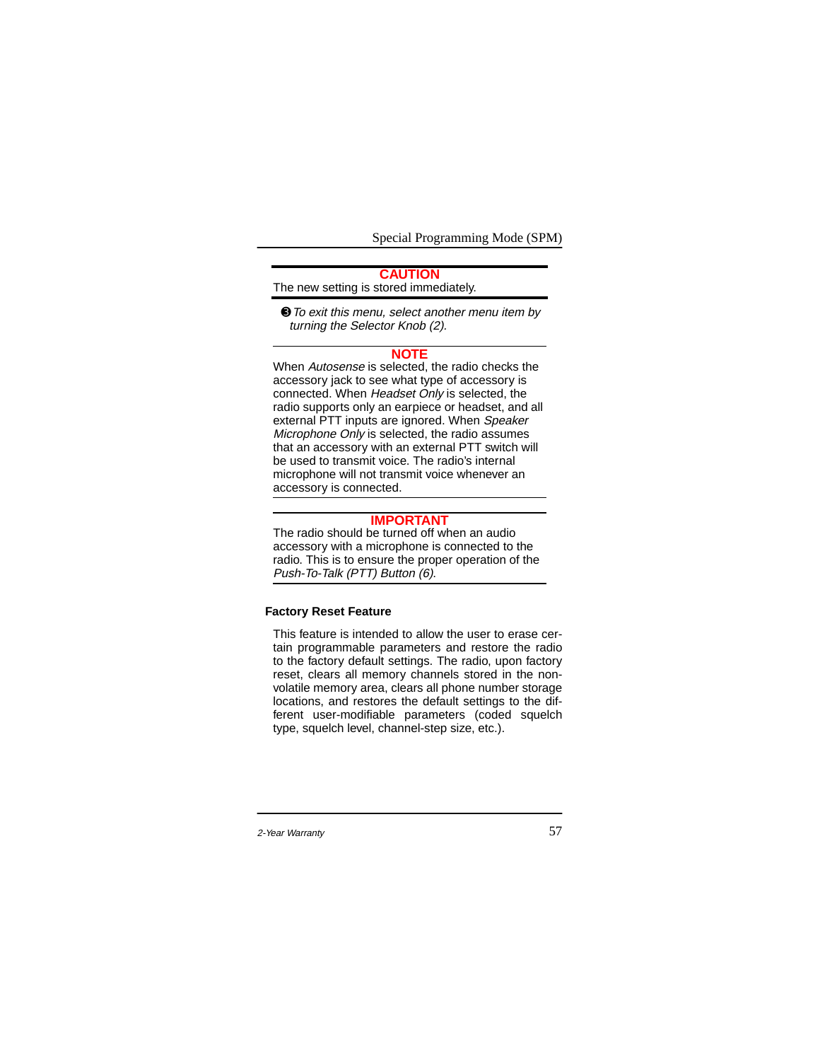**CAUTION**

The new setting is stored immediately.

❸ *To exit this menu, select another menu item by turning the Selector Knob (2).*

**NOTE**

When *Autosense* is selected, the radio checks the accessory jack to see what type of accessory is connected. When *Headset Only* is selected, the radio supports only an earpiece or headset, and all external PTT inputs are ignored. When *Speaker Microphone Only* is selected, the radio assumes that an accessory with an external PTT switch will be used to transmit voice. The radio's internal microphone will not transmit voice whenever an accessory is connected.

**IMPORTANT**

The radio should be turned off when an audio accessory with a microphone is connected to the radio. This is to ensure the proper operation of the *Push-To-Talk (PTT) Button (6).*

### Factory Reset Feature

This feature is intended to allow the user to erase certain programmable parameters and restore the radio to the factory default settings. The radio, upon factory reset, clears all memory channels stored in the non-volatile memory area, clears all phone number storage locations, and restores the default settings to the different user-modifiable parameters (coded squelch type, squelch level, channel-step size, etc.).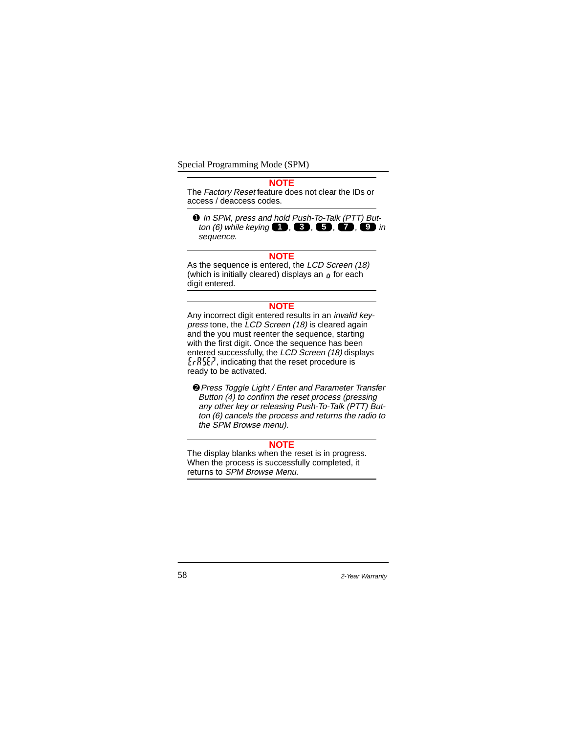**NOTE**

The *Factory Reset* feature does not clear the IDs or access / deaccess codes.

❶ *In SPM, press and hold Push-To-Talk (PTT) Button (6) while keying* **1**, **3**, **5**, **7**, **9** *in sequence.*

**NOTE**

As the sequence is entered, the *LCD Screen (18)* (which is initially cleared) displays an 0 for each digit entered.

**NOTE**

Any incorrect digit entered results in an *invalid keypress* tone, the *LCD Screen (18)* is cleared again and the you must reenter the sequence, starting with the first digit. Once the sequence has been entered successfully, the *LCD Screen (18)* displays ErASEr?, indicating that the reset procedure is ready to be activated.

❷ *Press Toggle Light / Enter and Parameter Transfer Button (4) to confirm the reset process (pressing any other key or releasing Push-To-Talk (PTT) Button (6) cancels the process and returns the radio to the SPM Browse menu).*

**NOTE**

The display blanks when the reset is in progress. When the process is successfully completed, it returns to *SPM Browse Menu*.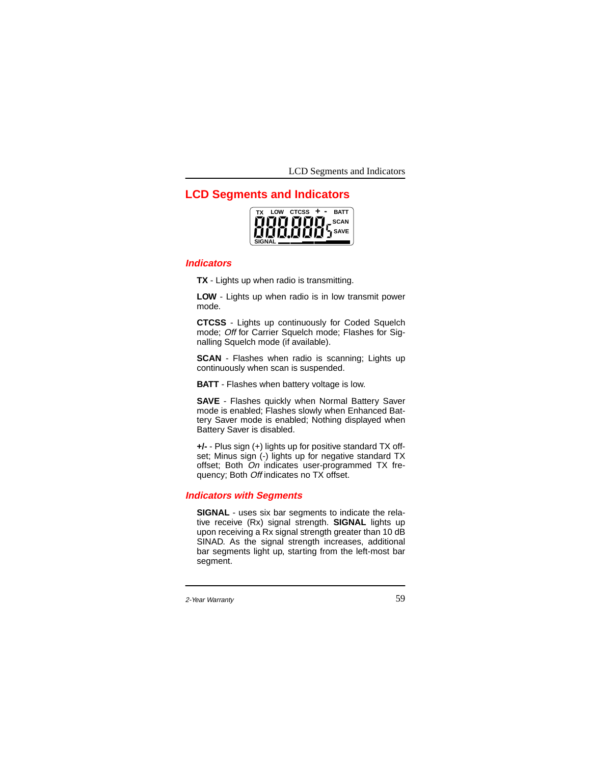## LCD Segments and Indicators

### *Indicators*

**TX** - Lights up when radio is transmitting.

**LOW** - Lights up when radio is in low transmit power mode.

**CTCSS** - Lights up continuously for Coded Squelch mode; *Off* for Carrier Squelch mode; Flashes for Signalling Squelch mode (if available).

**SCAN** - Flashes when radio is scanning; Lights up continuously when scan is suspended.

**BATT** - Flashes when battery voltage is low.

**SAVE** - Flashes quickly when Normal Battery Saver mode is enabled; Flashes slowly when Enhanced Battery Saver mode is enabled; Nothing displayed when Battery Saver is disabled.

**+/-** - Plus sign (+) lights up for positive standard TX offset; Minus sign (-) lights up for negative standard TX offset; Both *On* indicates user-programmed TX frequency; Both *Off* indicates no TX offset.

### *Indicators with Segments*

**SIGNAL** - uses six bar segments to indicate the relative receive (Rx) signal strength. **SIGNAL** lights up upon receiving a Rx signal strength greater than 10 dB SINAD. As the signal strength increases, additional bar segments light up, starting from the left-most bar segment.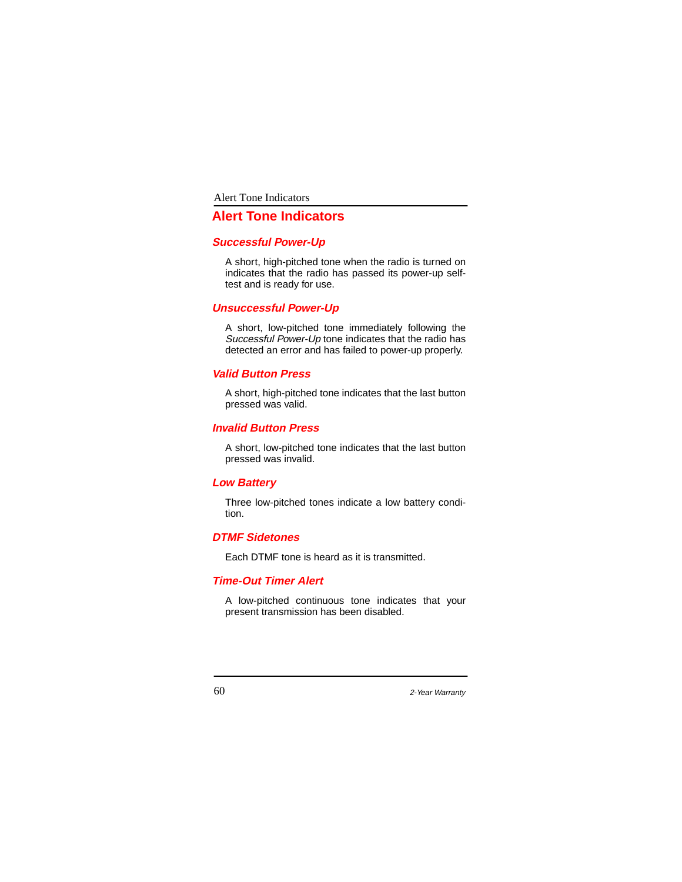# Alert Tone Indicators

## *Successful Power-Up*

A short, high-pitched tone when the radio is turned on indicates that the radio has passed its power-up self-test and is ready for use.

## *Unsuccessful Power-Up*

A short, low-pitched tone immediately following the *Successful Power-Up* tone indicates that the radio has detected an error and has failed to power-up properly.

## *Valid Button Press*

A short, high-pitched tone indicates that the last button pressed was valid.

## *Invalid Button Press*

A short, low-pitched tone indicates that the last button pressed was invalid.

## *Low Battery*

Three low-pitched tones indicate a low battery condition.

## *DTMF Sidetones*

Each DTMF tone is heard as it is transmitted.

## *Time-Out Timer Alert*

A low-pitched continuous tone indicates that your present transmission has been disabled.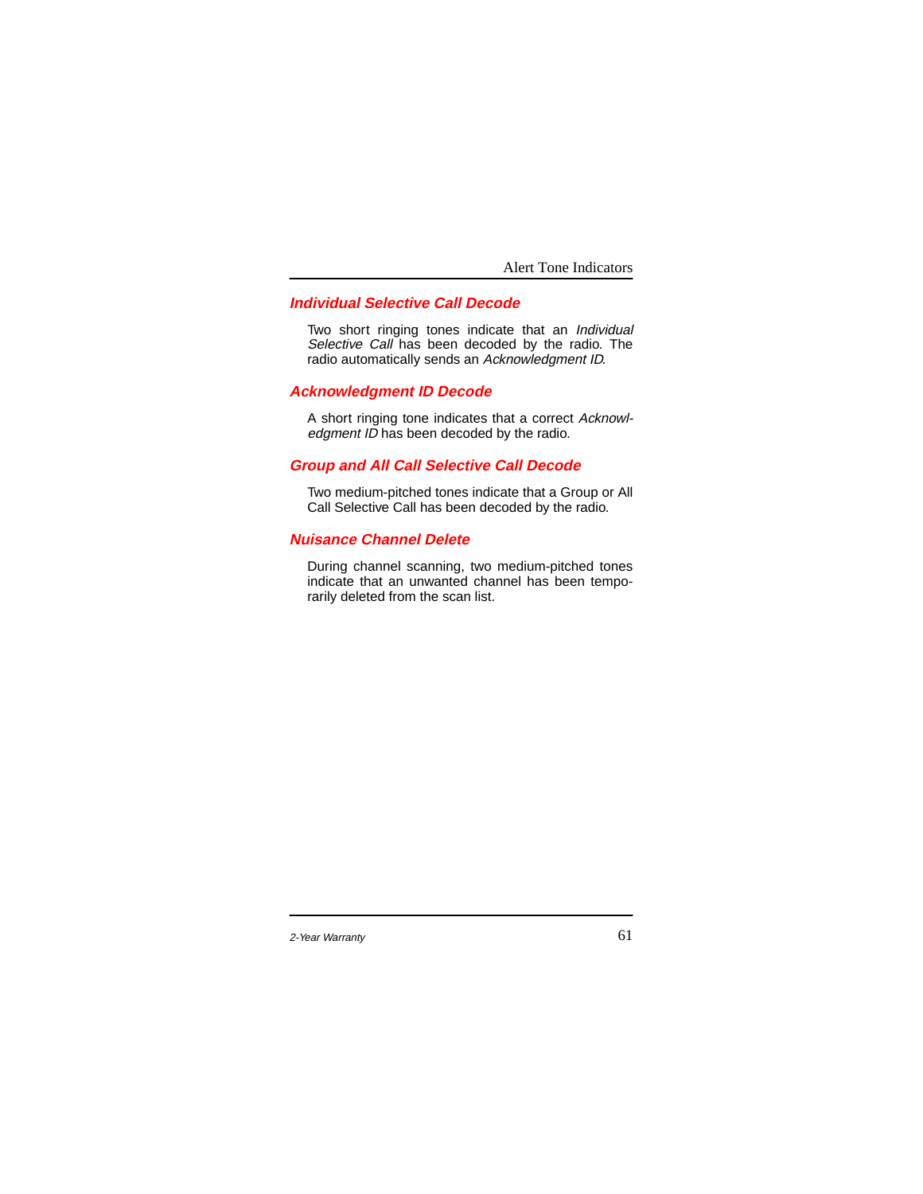### *Individual Selective Call Decode*

Two short ringing tones indicate that an *Individual Selective Call* has been decoded by the radio. The radio automatically sends an *Acknowledgment ID*.

### *Acknowledgment ID Decode*

A short ringing tone indicates that a correct *Acknowledgment ID* has been decoded by the radio.

### *Group and All Call Selective Call Decode*

Two medium-pitched tones indicate that a Group or All Call Selective Call has been decoded by the radio.

### *Nuisance Channel Delete*

During channel scanning, two medium-pitched tones indicate that an unwanted channel has been temporarily deleted from the scan list.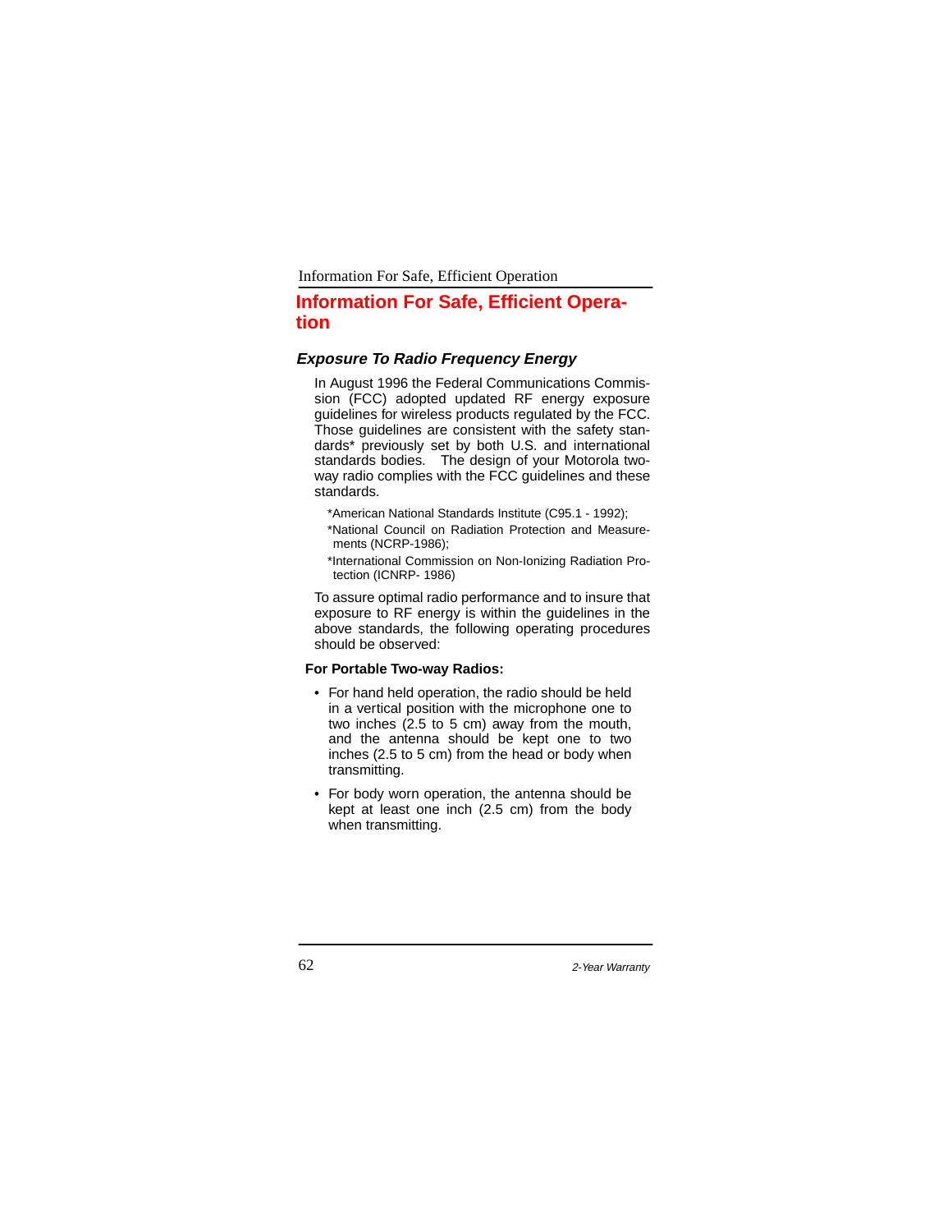# Information For Safe, Efficient Operation

## *Exposure To Radio Frequency Energy*

In August 1996 the Federal Communications Commission (FCC) adopted updated RF energy exposure guidelines for wireless products regulated by the FCC. Those guidelines are consistent with the safety standards* previously set by both U.S. and international standards bodies. The design of your Motorola two-way radio complies with the FCC guidelines and these standards.

*American National Standards Institute (C95.1 - 1992);

*National Council on Radiation Protection and Measurements (NCRP-1986);

*International Commission on Non-Ionizing Radiation Protection (ICNRP- 1986)

To assure optimal radio performance and to insure that exposure to RF energy is within the guidelines in the above standards, the following operating procedures should be observed:

**For Portable Two-way Radios:**

- For hand held operation, the radio should be held in a vertical position with the microphone one to two inches (2.5 to 5 cm) away from the mouth, and the antenna should be kept one to two inches (2.5 to 5 cm) from the head or body when transmitting.
- For body worn operation, the antenna should be kept at least one inch (2.5 cm) from the body when transmitting.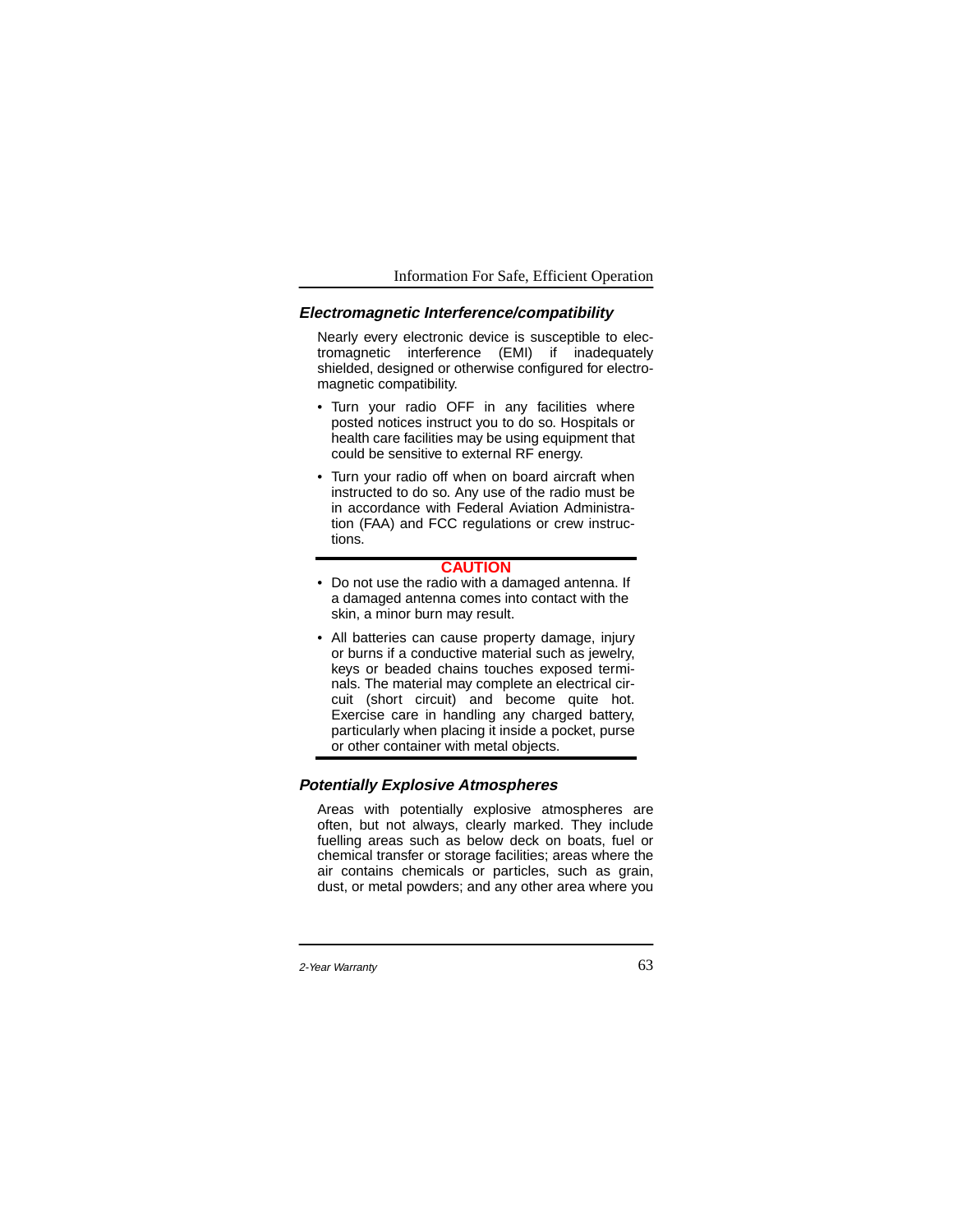## *Electromagnetic Interference/compatibility*

Nearly every electronic device is susceptible to electromagnetic interference (EMI) if inadequately shielded, designed or otherwise configured for electromagnetic compatibility.

- Turn your radio OFF in any facilities where posted notices instruct you to do so. Hospitals or health care facilities may be using equipment that could be sensitive to external RF energy.
- Turn your radio off when on board aircraft when instructed to do so. Any use of the radio must be in accordance with Federal Aviation Administration (FAA) and FCC regulations or crew instructions.

---

**CAUTION**

- Do not use the radio with a damaged antenna. If a damaged antenna comes into contact with the skin, a minor burn may result.
- All batteries can cause property damage, injury or burns if a conductive material such as jewelry, keys or beaded chains touches exposed terminals. The material may complete an electrical circuit (short circuit) and become quite hot. Exercise care in handling any charged battery, particularly when placing it inside a pocket, purse or other container with metal objects.

---

## *Potentially Explosive Atmospheres*

Areas with potentially explosive atmospheres are often, but not always, clearly marked. They include fuelling areas such as below deck on boats, fuel or chemical transfer or storage facilities; areas where the air contains chemicals or particles, such as grain, dust, or metal powders; and any other area where you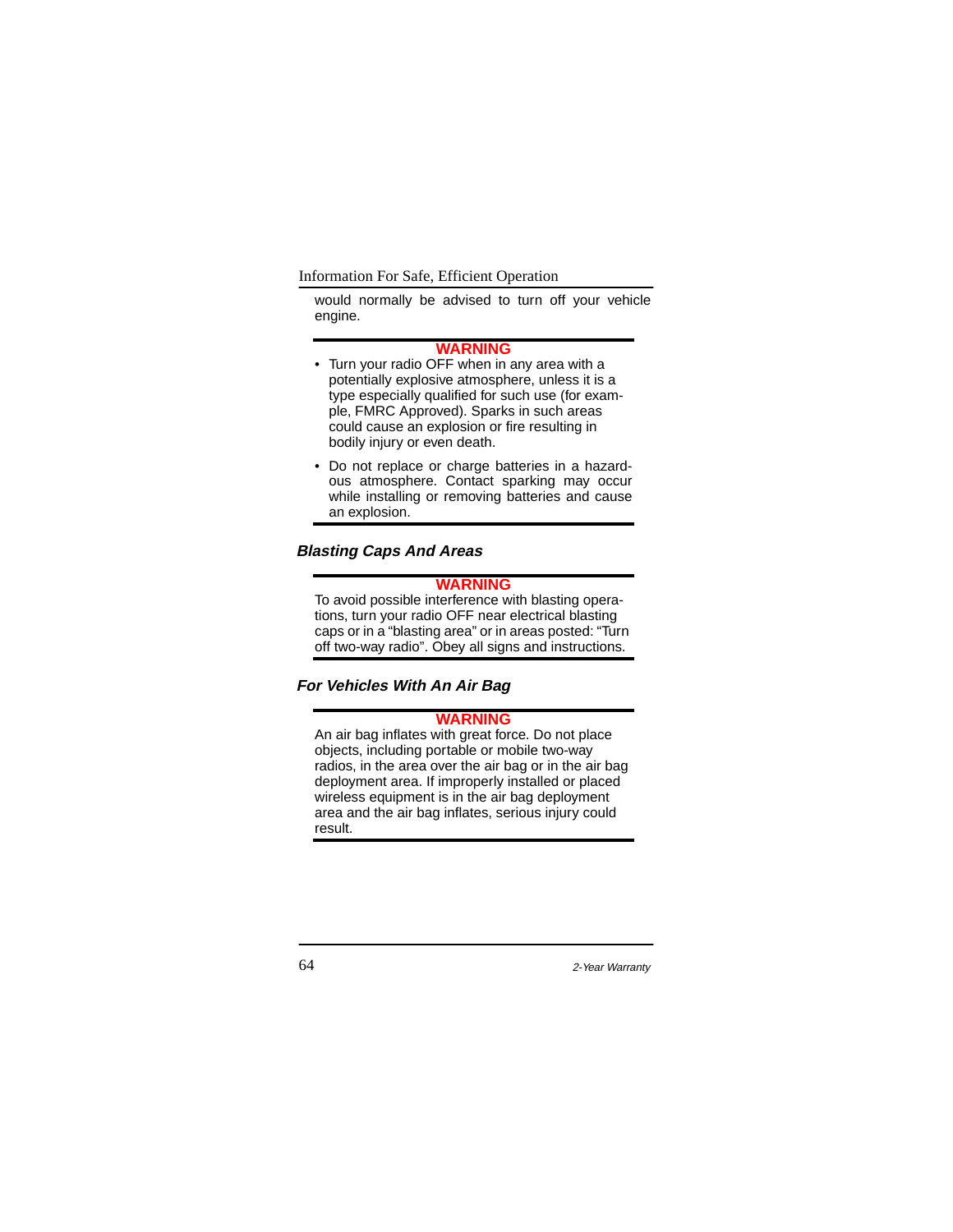would normally be advised to turn off your vehicle engine.

**WARNING**

- Turn your radio OFF when in any area with a potentially explosive atmosphere, unless it is a type especially qualified for such use (for example, FMRC Approved). Sparks in such areas could cause an explosion or fire resulting in bodily injury or even death.
- Do not replace or charge batteries in a hazardous atmosphere. Contact sparking may occur while installing or removing batteries and cause an explosion.

### *Blasting Caps And Areas*

**WARNING**

To avoid possible interference with blasting operations, turn your radio OFF near electrical blasting caps or in a "blasting area" or in areas posted: "Turn off two-way radio". Obey all signs and instructions.

### *For Vehicles With An Air Bag*

**WARNING**

An air bag inflates with great force. Do not place objects, including portable or mobile two-way radios, in the area over the air bag or in the air bag deployment area. If improperly installed or placed wireless equipment is in the air bag deployment area and the air bag inflates, serious injury could result.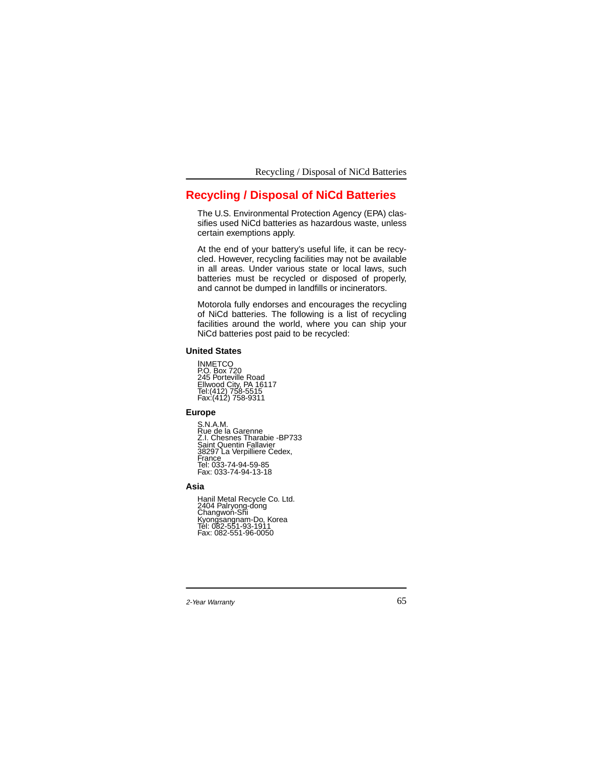# Recycling / Disposal of NiCd Batteries

The U.S. Environmental Protection Agency (EPA) classifies used NiCd batteries as hazardous waste, unless certain exemptions apply.

At the end of your battery's useful life, it can be recycled. However, recycling facilities may not be available in all areas. Under various state or local laws, such batteries must be recycled or disposed of properly, and cannot be dumped in landfills or incinerators.

Motorola fully endorses and encourages the recycling of NiCd batteries. The following is a list of recycling facilities around the world, where you can ship your NiCd batteries post paid to be recycled:

### United States

INMETCO
P.O. Box 720
245 Porteville Road
Ellwood City, PA 16117
Tel:(412) 758-5515
Fax:(412) 758-9311

### Europe

S.N.A.M.
Rue de la Garenne
Z.I. Chesnes Tharabie -BP733
Saint Quentin Fallavier
38297 La Verpilliere Cedex,
France
Tel: 033-74-94-59-85
Fax: 033-74-94-13-18

### Asia

Hanil Metal Recycle Co. Ltd.
2404 Palryong-dong
Changwon-Shi
Kyongsangnam-Do, Korea
Tel: 082-551-93-1911
Fax: 082-551-96-0050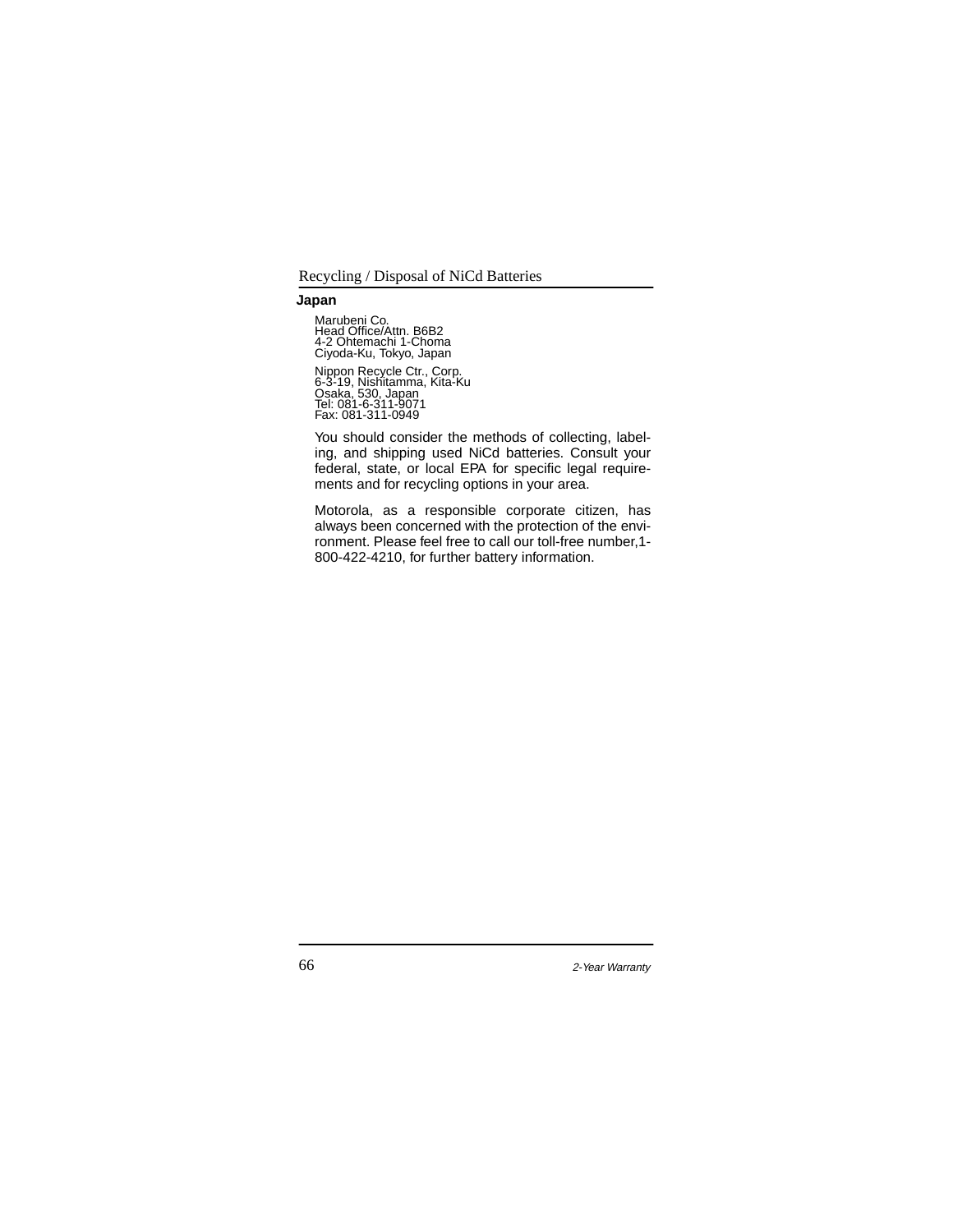## Japan

Marubeni Co.
Head Office/Attn. B6B2
4-2 Ohtemachi 1-Choma
Ciyoda-Ku, Tokyo, Japan

Nippon Recycle Ctr., Corp.
6-3-19, Nishitamma, Kita-Ku
Osaka, 530, Japan
Tel: 081-6-311-9071
Fax: 081-311-0949

You should consider the methods of collecting, labeling, and shipping used NiCd batteries. Consult your federal, state, or local EPA for specific legal requirements and for recycling options in your area.

Motorola, as a responsible corporate citizen, has always been concerned with the protection of the environment. Please feel free to call our toll-free number,1-800-422-4210, for further battery information.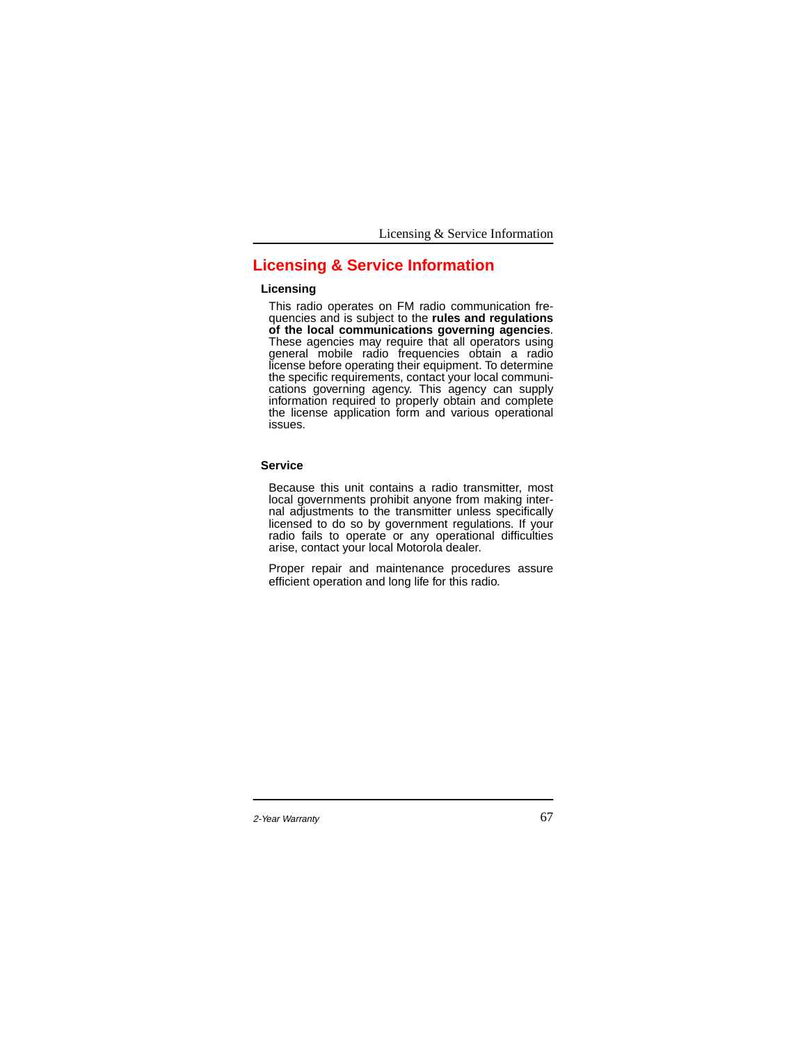# Licensing & Service Information

## Licensing

This radio operates on FM radio communication frequencies and is subject to the **rules and regulations of the local communications governing agencies**. These agencies may require that all operators using general mobile radio frequencies obtain a radio license before operating their equipment. To determine the specific requirements, contact your local communications governing agency. This agency can supply information required to properly obtain and complete the license application form and various operational issues.

## Service

Because this unit contains a radio transmitter, most local governments prohibit anyone from making internal adjustments to the transmitter unless specifically licensed to do so by government regulations. If your radio fails to operate or any operational difficulties arise, contact your local Motorola dealer.

Proper repair and maintenance procedures assure efficient operation and long life for this radio.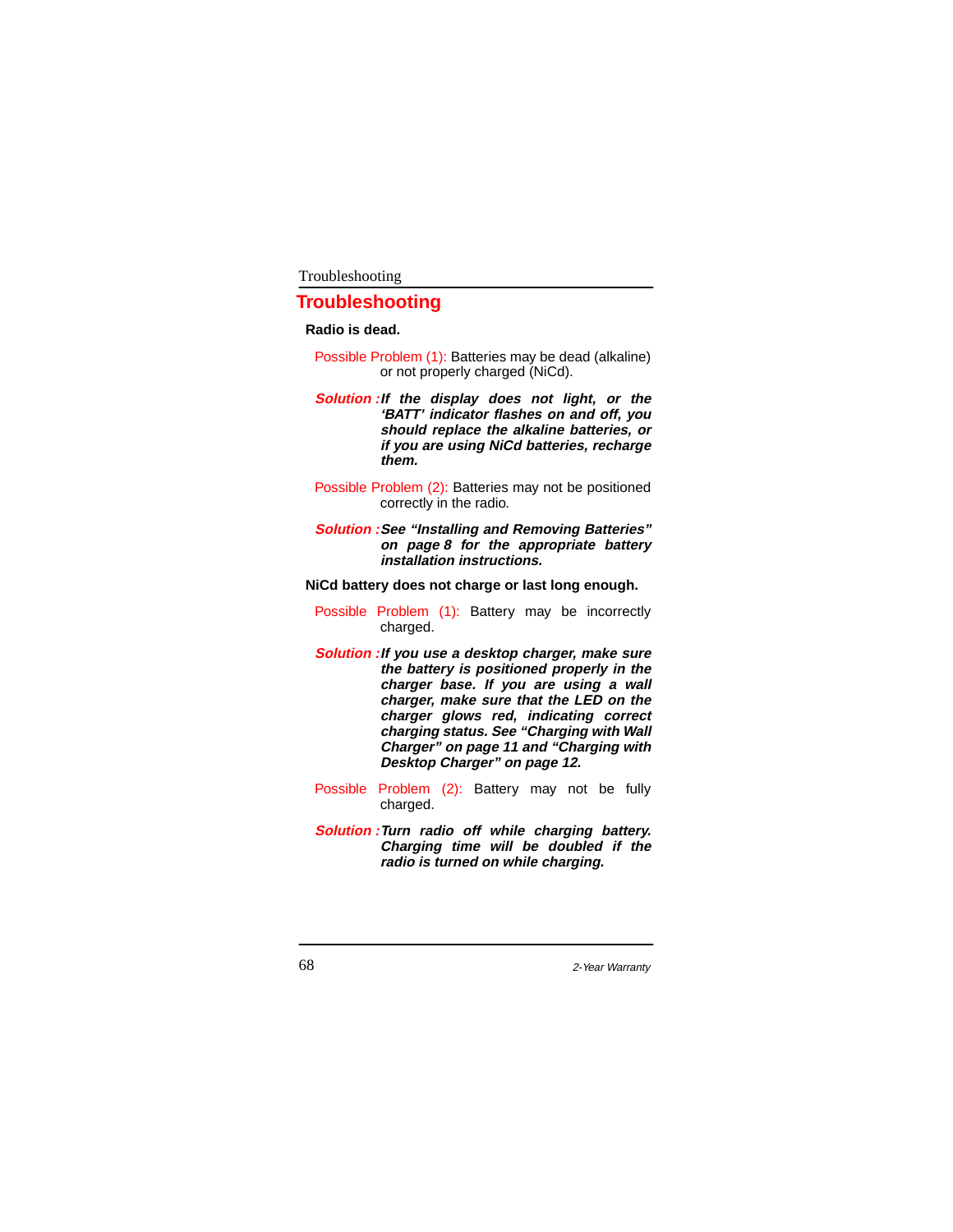# Troubleshooting

**Radio is dead.**

Possible Problem (1): Batteries may be dead (alkaline) or not properly charged (NiCd).

***Solution :*** ***If the display does not light, or the 'BATT' indicator flashes on and off, you should replace the alkaline batteries, or if you are using NiCd batteries, recharge them.***

Possible Problem (2): Batteries may not be positioned correctly in the radio.

***Solution :*** ***See "Installing and Removing Batteries" on page 8 for the appropriate battery installation instructions.***

**NiCd battery does not charge or last long enough.**

Possible Problem (1): Battery may be incorrectly charged.

***Solution :*** ***If you use a desktop charger, make sure the battery is positioned properly in the charger base. If you are using a wall charger, make sure that the LED on the charger glows red, indicating correct charging status. See "Charging with Wall Charger" on page 11 and "Charging with Desktop Charger" on page 12.***

Possible Problem (2): Battery may not be fully charged.

***Solution :*** ***Turn radio off while charging battery. Charging time will be doubled if the radio is turned on while charging.***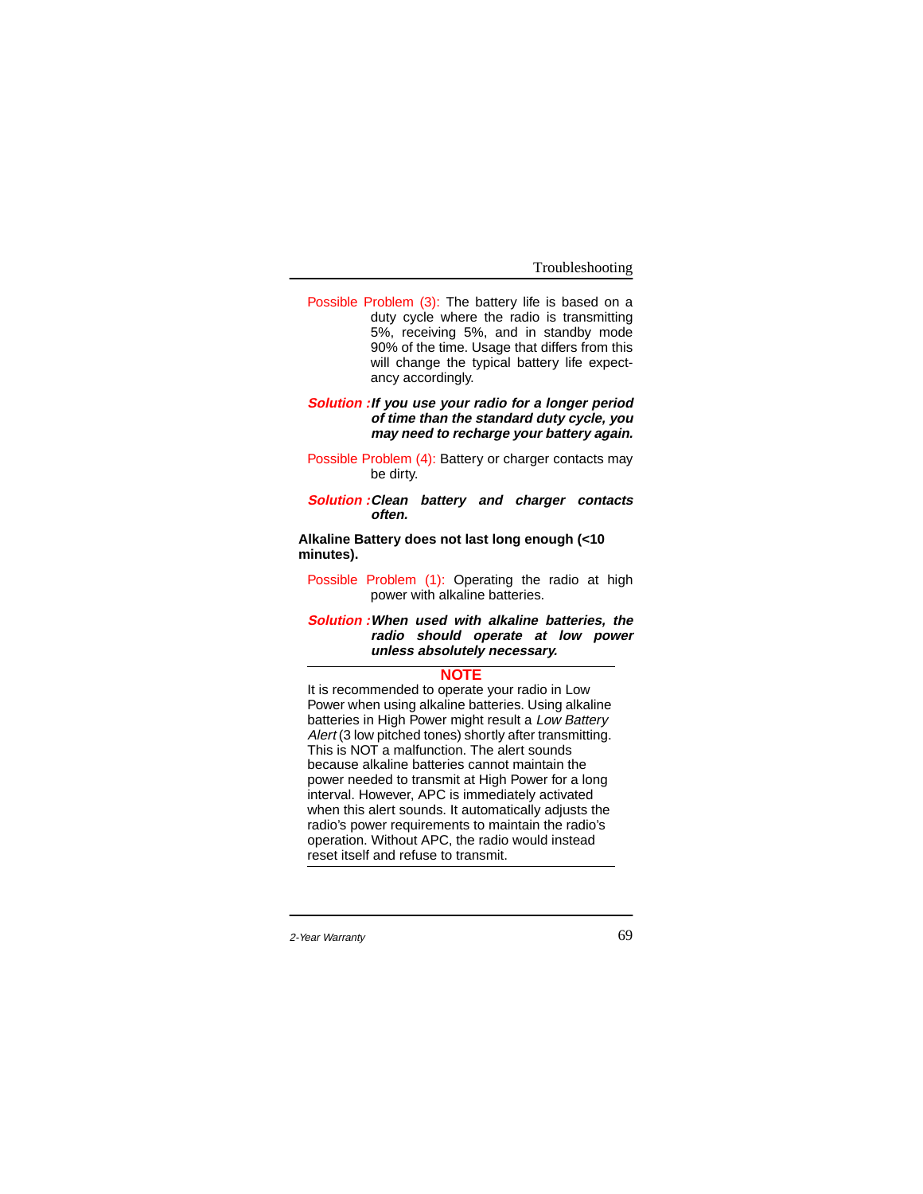Possible Problem (3): The battery life is based on a duty cycle where the radio is transmitting 5%, receiving 5%, and in standby mode 90% of the time. Usage that differs from this will change the typical battery life expectancy accordingly.

***Solution :If you use your radio for a longer period of time than the standard duty cycle, you may need to recharge your battery again.***

Possible Problem (4): Battery or charger contacts may be dirty.

***Solution :Clean battery and charger contacts often.***

**Alkaline Battery does not last long enough (<10 minutes).**

Possible Problem (1): Operating the radio at high power with alkaline batteries.

***Solution :When used with alkaline batteries, the radio should operate at low power unless absolutely necessary.***

---

**NOTE**

It is recommended to operate your radio in Low Power when using alkaline batteries. Using alkaline batteries in High Power might result a *Low Battery Alert* (3 low pitched tones) shortly after transmitting. This is NOT a malfunction. The alert sounds because alkaline batteries cannot maintain the power needed to transmit at High Power for a long interval. However, APC is immediately activated when this alert sounds. It automatically adjusts the radio's power requirements to maintain the radio's operation. Without APC, the radio would instead reset itself and refuse to transmit.

---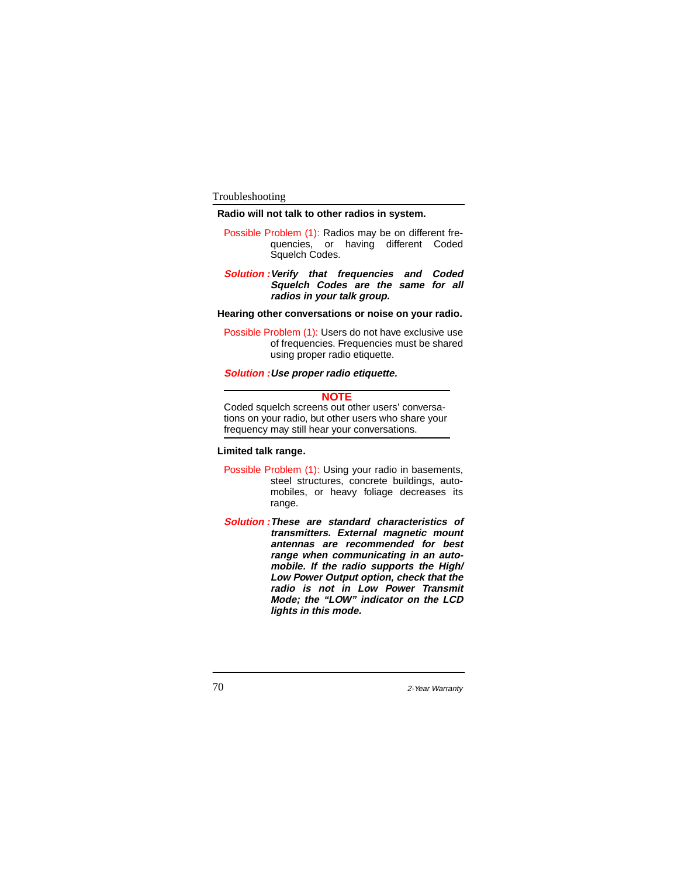**Radio will not talk to other radios in system.**

Possible Problem (1): Radios may be on different frequencies, or having different Coded Squelch Codes.

Solution : ***Verify that frequencies and Coded Squelch Codes are the same for all radios in your talk group.***

**Hearing other conversations or noise on your radio.**

Possible Problem (1): Users do not have exclusive use of frequencies. Frequencies must be shared using proper radio etiquette.

Solution : ***Use proper radio etiquette.***

---

**NOTE**

Coded squelch screens out other users' conversations on your radio, but other users who share your frequency may still hear your conversations.

---

**Limited talk range.**

Possible Problem (1): Using your radio in basements, steel structures, concrete buildings, automobiles, or heavy foliage decreases its range.

Solution : ***These are standard characteristics of transmitters. External magnetic mount antennas are recommended for best range when communicating in an automobile. If the radio supports the High/Low Power Output option, check that the radio is not in Low Power Transmit Mode; the "LOW" indicator on the LCD lights in this mode.***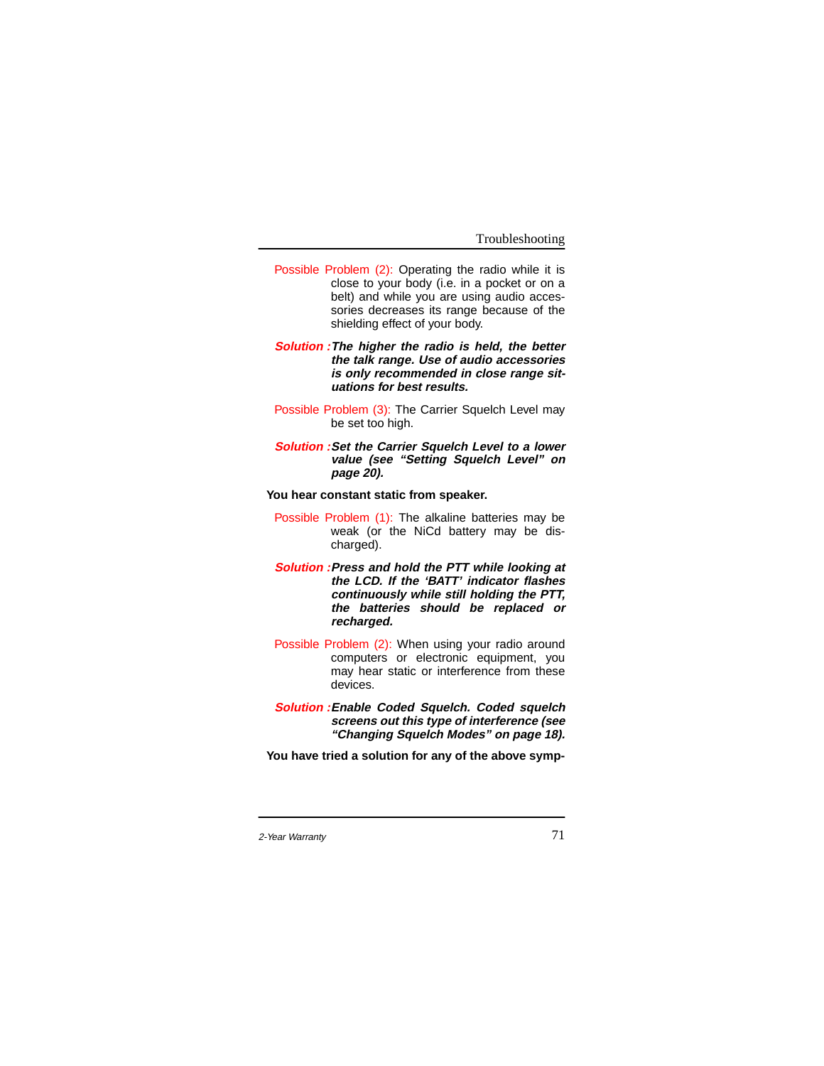Possible Problem (2): Operating the radio while it is close to your body (i.e. in a pocket or on a belt) and while you are using audio accessories decreases its range because of the shielding effect of your body.

***Solution :*** ***The higher the radio is held, the better the talk range. Use of audio accessories is only recommended in close range situations for best results.***

Possible Problem (3): The Carrier Squelch Level may be set too high.

***Solution :*** ***Set the Carrier Squelch Level to a lower value (see "Setting Squelch Level" on page 20).***

**You hear constant static from speaker.**

Possible Problem (1): The alkaline batteries may be weak (or the NiCd battery may be discharged).

***Solution :*** ***Press and hold the PTT while looking at the LCD. If the 'BATT' indicator flashes continuously while still holding the PTT, the batteries should be replaced or recharged.***

Possible Problem (2): When using your radio around computers or electronic equipment, you may hear static or interference from these devices.

***Solution :*** ***Enable Coded Squelch. Coded squelch screens out this type of interference (see "Changing Squelch Modes" on page 18).***

**You have tried a solution for any of the above symp-**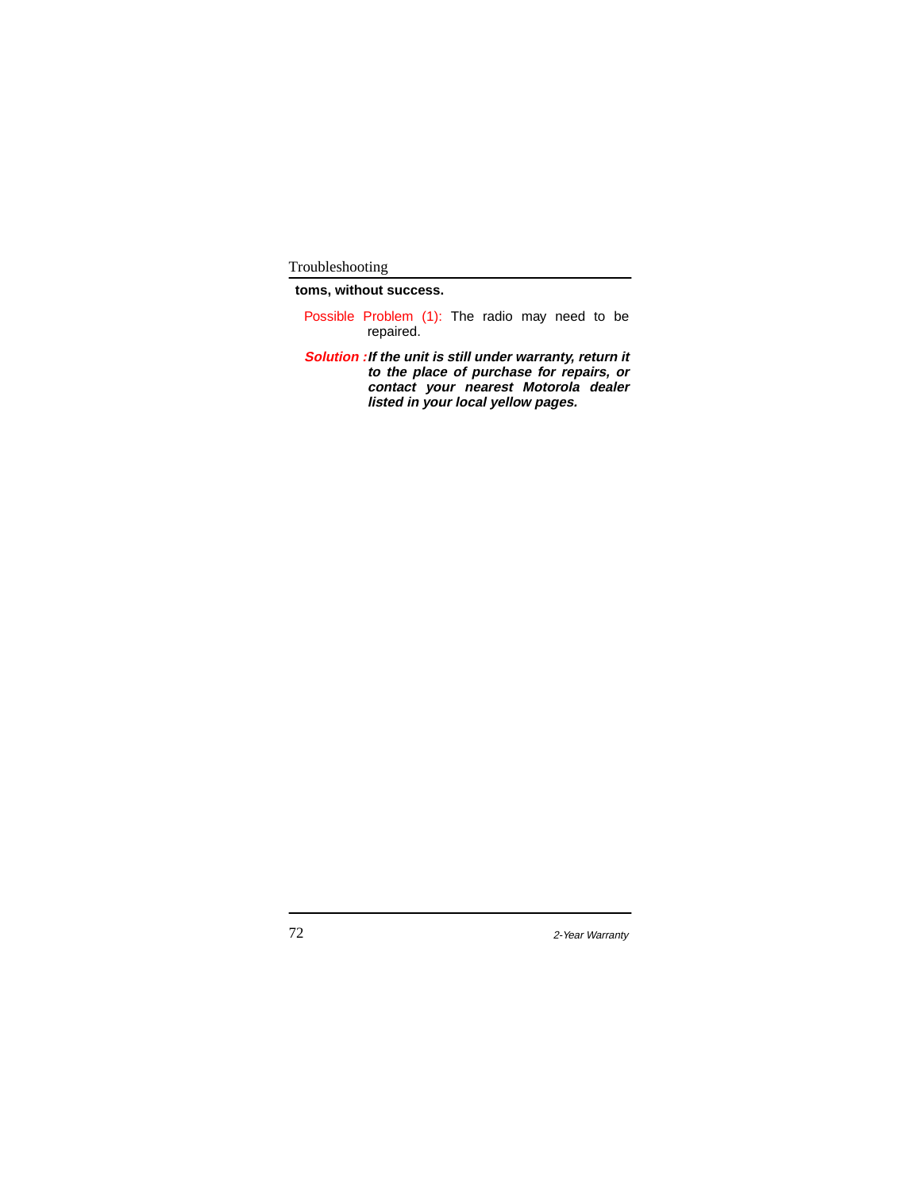**toms, without success.**

Possible Problem (1): The radio may need to be repaired.

***Solution :*** ***If the unit is still under warranty, return it to the place of purchase for repairs, or contact your nearest Motorola dealer listed in your local yellow pages.***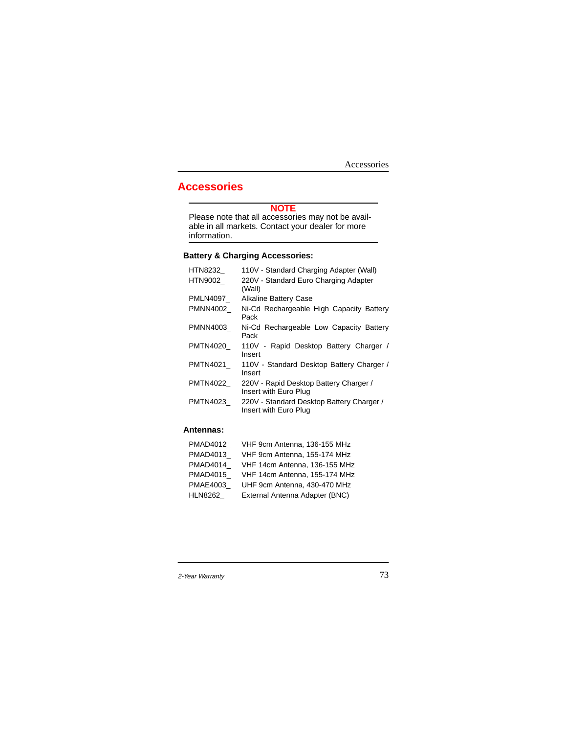# Accessories

**NOTE**

Please note that all accessories may not be available in all markets. Contact your dealer for more information.

### Battery & Charging Accessories:

| | |
|---|---|
| HTN8232_ | 110V - Standard Charging Adapter (Wall) |
| HTN9002_ | 220V - Standard Euro Charging Adapter (Wall) |
| PMLN4097_ | Alkaline Battery Case |
| PMNN4002_ | Ni-Cd Rechargeable High Capacity Battery Pack |
| PMNN4003_ | Ni-Cd Rechargeable Low Capacity Battery Pack |
| PMTN4020_ | 110V - Rapid Desktop Battery Charger / Insert |
| PMTN4021_ | 110V - Standard Desktop Battery Charger / Insert |
| PMTN4022_ | 220V - Rapid Desktop Battery Charger / Insert with Euro Plug |
| PMTN4023_ | 220V - Standard Desktop Battery Charger / Insert with Euro Plug |

### Antennas:

| | |
|---|---|
| PMAD4012_ | VHF 9cm Antenna, 136-155 MHz |
| PMAD4013_ | VHF 9cm Antenna, 155-174 MHz |
| PMAD4014_ | VHF 14cm Antenna, 136-155 MHz |
| PMAD4015_ | VHF 14cm Antenna, 155-174 MHz |
| PMAE4003_ | UHF 9cm Antenna, 430-470 MHz |
| HLN8262_ | External Antenna Adapter (BNC) |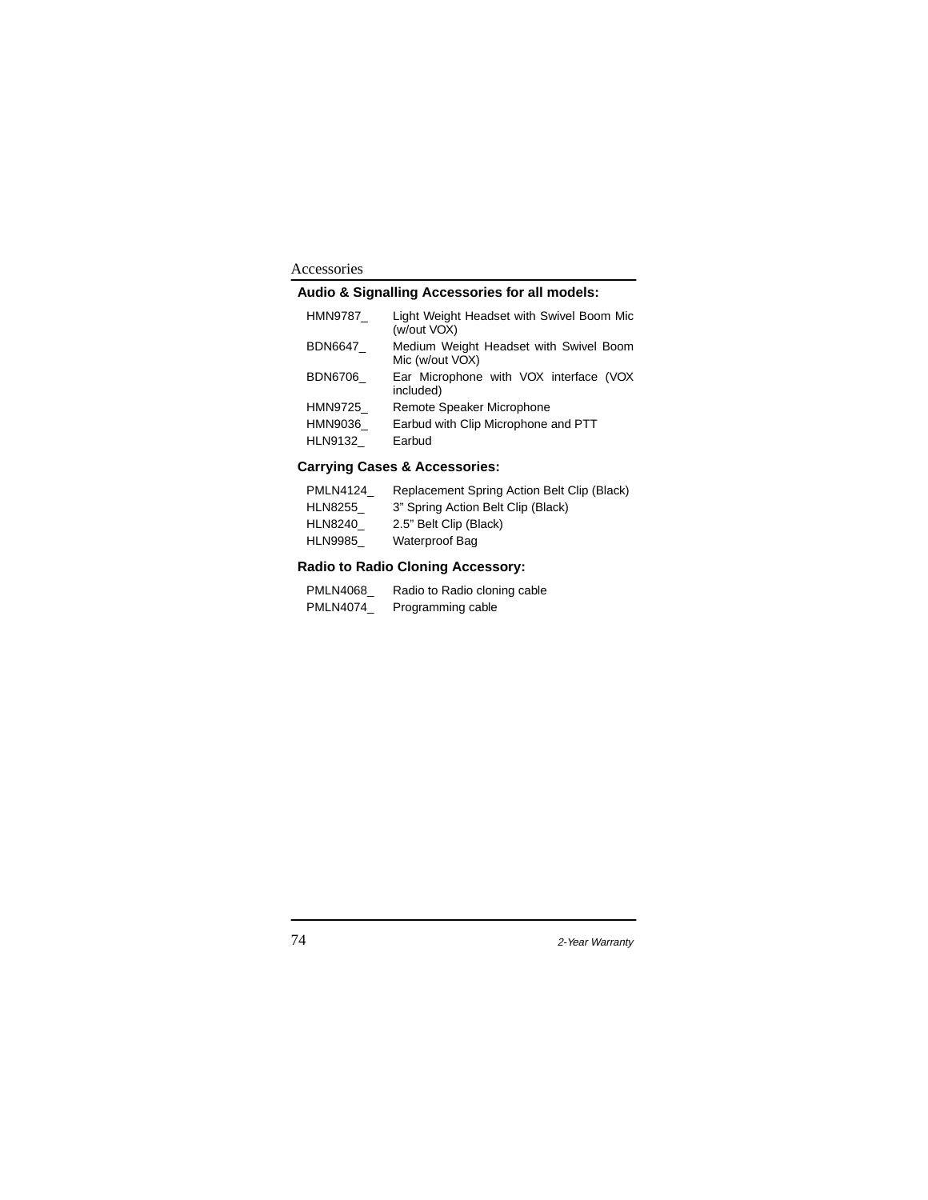## Accessories

### Audio & Signalling Accessories for all models:

| | |
|---|---|
| HMN9787_ | Light Weight Headset with Swivel Boom Mic (w/out VOX) |
| BDN6647_ | Medium Weight Headset with Swivel Boom Mic (w/out VOX) |
| BDN6706_ | Ear Microphone with VOX interface (VOX included) |
| HMN9725_ | Remote Speaker Microphone |
| HMN9036_ | Earbud with Clip Microphone and PTT |
| HLN9132_ | Earbud |

### Carrying Cases & Accessories:

| | |
|---|---|
| PMLN4124_ | Replacement Spring Action Belt Clip (Black) |
| HLN8255_ | 3" Spring Action Belt Clip (Black) |
| HLN8240_ | 2.5" Belt Clip (Black) |
| HLN9985_ | Waterproof Bag |

### Radio to Radio Cloning Accessory:

| | |
|---|---|
| PMLN4068_ | Radio to Radio cloning cable |
| PMLN4074_ | Programming cable |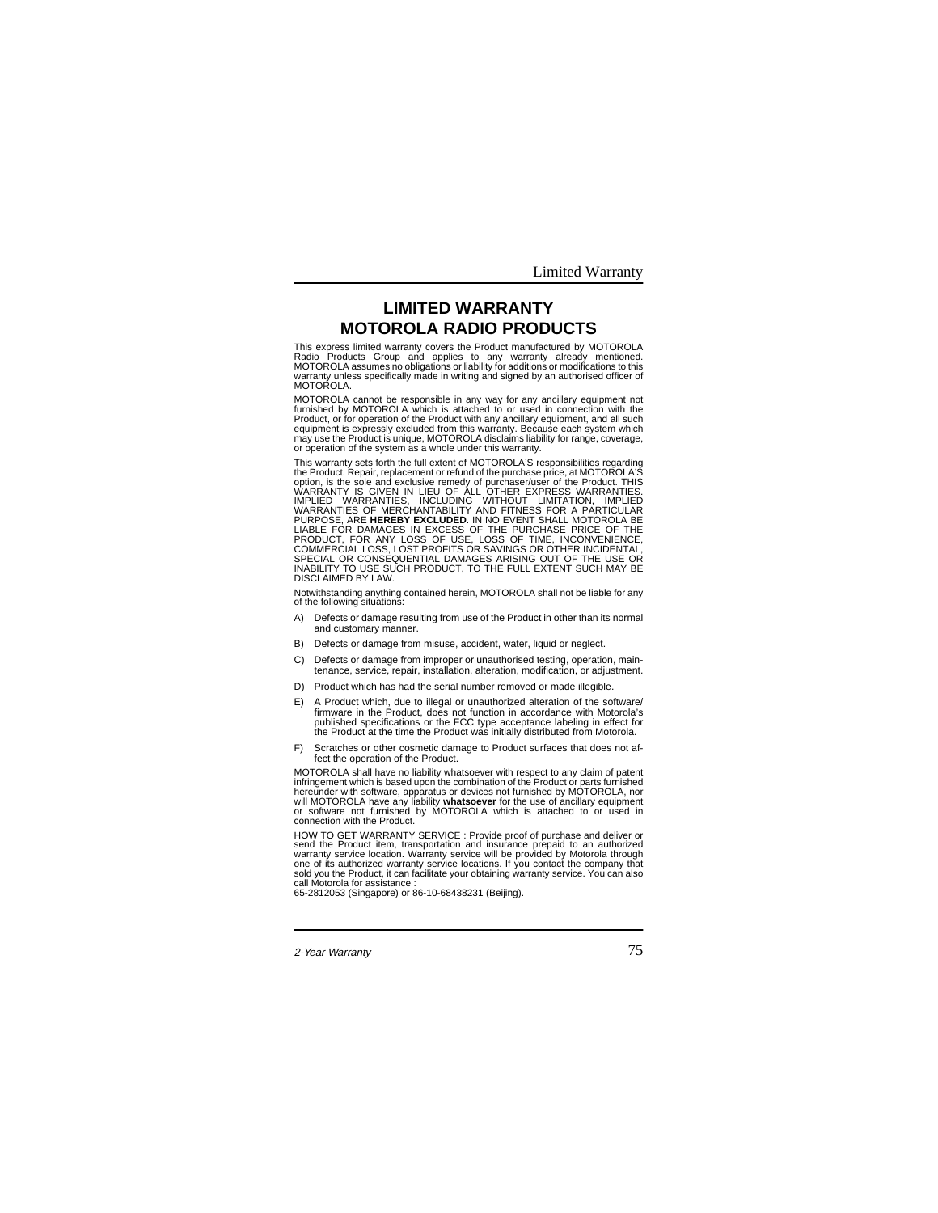# LIMITED WARRANTY
# MOTOROLA RADIO PRODUCTS

This express limited warranty covers the Product manufactured by MOTOROLA Radio Products Group and applies to any warranty already mentioned. MOTOROLA assumes no obligations or liability for additions or modifications to this warranty unless specifically made in writing and signed by an authorised officer of MOTOROLA.

MOTOROLA cannot be responsible in any way for any ancillary equipment not furnished by MOTOROLA which is attached to or used in connection with the Product, or for operation of the Product with any ancillary equipment, and all such equipment is expressly excluded from this warranty. Because each system which may use the Product is unique, MOTOROLA disclaims liability for range, coverage, or operation of the system as a whole under this warranty.

This warranty sets forth the full extent of MOTOROLA'S responsibilities regarding the Product. Repair, replacement or refund of the purchase price, at MOTOROLA'S option, is the sole and exclusive remedy of purchaser/user of the Product. THIS WARRANTY IS GIVEN IN LIEU OF ALL OTHER EXPRESS WARRANTIES. IMPLIED WARRANTIES, INCLUDING WITHOUT LIMITATION, IMPLIED WARRANTIES OF MERCHANTABILITY AND FITNESS FOR A PARTICULAR PURPOSE, ARE **HEREBY EXCLUDED**. IN NO EVENT SHALL MOTOROLA BE LIABLE FOR DAMAGES IN EXCESS OF THE PURCHASE PRICE OF THE PRODUCT, FOR ANY LOSS OF USE, LOSS OF TIME, INCONVENIENCE, COMMERCIAL LOSS, LOST PROFITS OR SAVINGS OR OTHER INCIDENTAL, SPECIAL OR CONSEQUENTIAL DAMAGES ARISING OUT OF THE USE OR INABILITY TO USE SUCH PRODUCT, TO THE FULL EXTENT SUCH MAY BE DISCLAIMED BY LAW.

Notwithstanding anything contained herein, MOTOROLA shall not be liable for any of the following situations:

A) Defects or damage resulting from use of the Product in other than its normal and customary manner.

B) Defects or damage from misuse, accident, water, liquid or neglect.

C) Defects or damage from improper or unauthorised testing, operation, maintenance, service, repair, installation, alteration, modification, or adjustment.

D) Product which has had the serial number removed or made illegible.

E) A Product which, due to illegal or unauthorized alteration of the software/firmware in the Product, does not function in accordance with Motorola's published specifications or the FCC type acceptance labeling in effect for the Product at the time the Product was initially distributed from Motorola.

F) Scratches or other cosmetic damage to Product surfaces that does not affect the operation of the Product.

MOTOROLA shall have no liability whatsoever with respect to any claim of patent infringement which is based upon the combination of the Product or parts furnished hereunder with software, apparatus or devices not furnished by MOTOROLA, nor will MOTOROLA have any liability **whatsoever** for the use of ancillary equipment or software not furnished by MOTOROLA which is attached to or used in connection with the Product.

HOW TO GET WARRANTY SERVICE : Provide proof of purchase and deliver or send the Product item, transportation and insurance prepaid to an authorized warranty service location. Warranty service will be provided by Motorola through one of its authorized warranty service locations. If you contact the company that sold you the Product, it can facilitate your obtaining warranty service. You can also call Motorola for assistance :
65-2812053 (Singapore) or 86-10-68438231 (Beijing).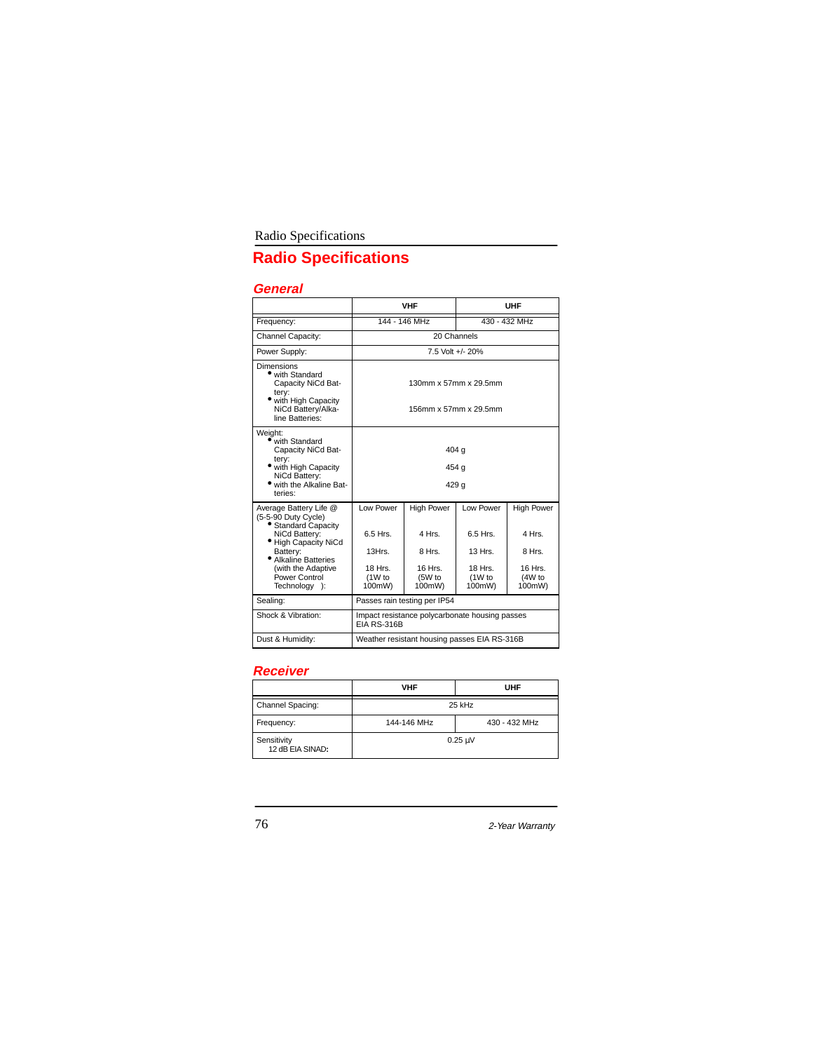# Radio Specifications

## General

| | VHF | | UHF | |
|---|---|---|---|---|
| Frequency: | 144 - 146 MHz | | 430 - 432 MHz | |
| Channel Capacity: | 20 Channels | | | |
| Power Supply: | 7.5 Volt +/- 20% | | | |
| Dimensions<br>• with Standard Capacity NiCd Battery:<br>• with High Capacity NiCd Battery/Alkaline Batteries: | 130mm x 57mm x 29.5mm<br>156mm x 57mm x 29.5mm | | | |
| Weight:<br>• with Standard Capacity NiCd Battery:<br>• with High Capacity NiCd Battery:<br>• with the Alkaline Batteries: | 404 g<br>454 g<br>429 g | | | |
| Average Battery Life @ (5-5-90 Duty Cycle) | Low Power | High Power | Low Power | High Power |
| • Standard Capacity NiCd Battery: | 6.5 Hrs. | 4 Hrs. | 6.5 Hrs. | 4 Hrs. |
| • High Capacity NiCd Battery: | 13Hrs. | 8 Hrs. | 13 Hrs. | 8 Hrs. |
| • Alkaline Batteries (with the Adaptive Power Control Technology ): | 18 Hrs. (1W to 100mW) | 16 Hrs. (5W to 100mW) | 18 Hrs. (1W to 100mW) | 16 Hrs. (4W to 100mW) |
| Sealing: | Passes rain testing per IP54 | | | |
| Shock & Vibration: | Impact resistance polycarbonate housing passes EIA RS-316B | | | |
| Dust & Humidity: | Weather resistant housing passes EIA RS-316B | | | |

## Receiver

| | VHF | UHF |
|---|---|---|
| Channel Spacing: | 25 kHz | |
| Frequency: | 144-146 MHz | 430 - 432 MHz |
| Sensitivity 12 dB EIA SINAD: | 0.25 µV | |

*2-Year Warranty*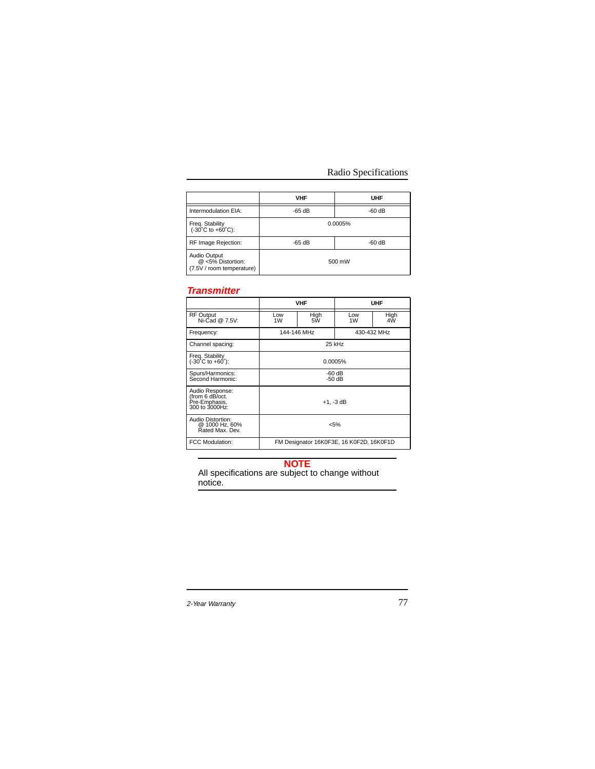| | VHF | UHF |
|---|---|---|
| Intermodulation EIA: | -65 dB | -60 dB |
| Freq. Stability (-30˚C to +60˚C): | 0.0005% | |
| RF Image Rejection: | -65 dB | -60 dB |
| Audio Output @ <5% Distortion: (7.5V / room temperature) | 500 mW | |

## *Transmitter*

| | VHF | | UHF | |
|---|---|---|---|---|
| RF Output Ni-Cad @ 7.5V: | Low 1W | High 5W | Low 1W | High 4W |
| Frequency: | 144-146 MHz | | 430-432 MHz | |
| Channel spacing: | 25 kHz | | | |
| Freq. Stability (-30˚C to +60˚): | 0.0005% | | | |
| Spurs/Harmonics: Second Harmonic: | -60 dB -50 dB | | | |
| Audio Response: (from 6 dB/oct. Pre-Emphasis, 300 to 3000Hz: | +1, -3 dB | | | |
| Audio Distortion: @ 1000 Hz, 60% Rated Max. Dev. | <5% | | | |
| FCC Modulation: | FM Designator 16K0F3E, 16 K0F2D, 16K0F1D | | | |

**NOTE**

All specifications are subject to change without notice.